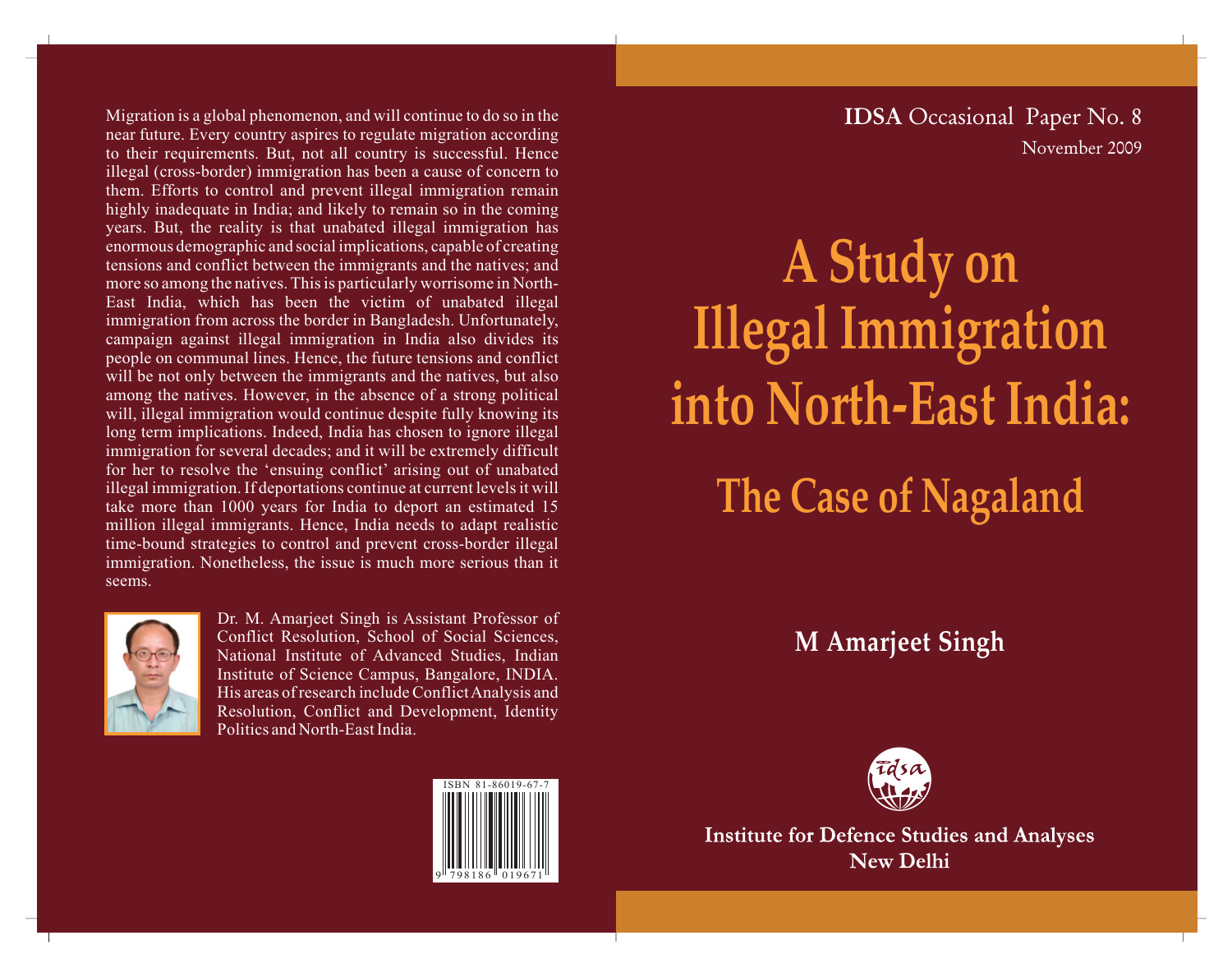**IDSA** Occasional Paper No. 8

November 2009

# A Study on Illegal Immigration into North-East India:

## The Case of Nagaland

**M Amarjeet Singh**

**Institute for Defence Studies and Analyses**
**New Delhi**

---

Migration is a global phenomenon, and will continue to do so in the near future. Every country aspires to regulate migration according to their requirements. But, not all country is successful. Hence illegal (cross-border) immigration has been a cause of concern to them. Efforts to control and prevent illegal immigration remain highly inadequate in India; and likely to remain so in the coming years. But, the reality is that unabated illegal immigration has enormous demographic and social implications, capable of creating tensions and conflict between the immigrants and the natives; and more so among the natives. This is particularly worrisome in North-East India, which has been the victim of unabated illegal immigration from across the border in Bangladesh. Unfortunately, campaign against illegal immigration in India also divides its people on communal lines. Hence, the future tensions and conflict will be not only between the immigrants and the natives, but also among the natives. However, in the absence of a strong political will, illegal immigration would continue despite fully knowing its long term implications. Indeed, India has chosen to ignore illegal immigration for several decades; and it will be extremely difficult for her to resolve the 'ensuing conflict' arising out of unabated illegal immigration. If deportations continue at current levels it will take more than 1000 years for India to deport an estimated 15 million illegal immigrants. Hence, India needs to adapt realistic time-bound strategies to control and prevent cross-border illegal immigration. Nonetheless, the issue is much more serious than it seems.

Dr. M. Amarjeet Singh is Assistant Professor of Conflict Resolution, School of Social Sciences, National Institute of Advanced Studies, Indian Institute of Science Campus, Bangalore, INDIA. His areas of research include Conflict Analysis and Resolution, Conflict and Development, Identity Politics and North-East India.

ISBN 81-86019-67-7

9 798186 019671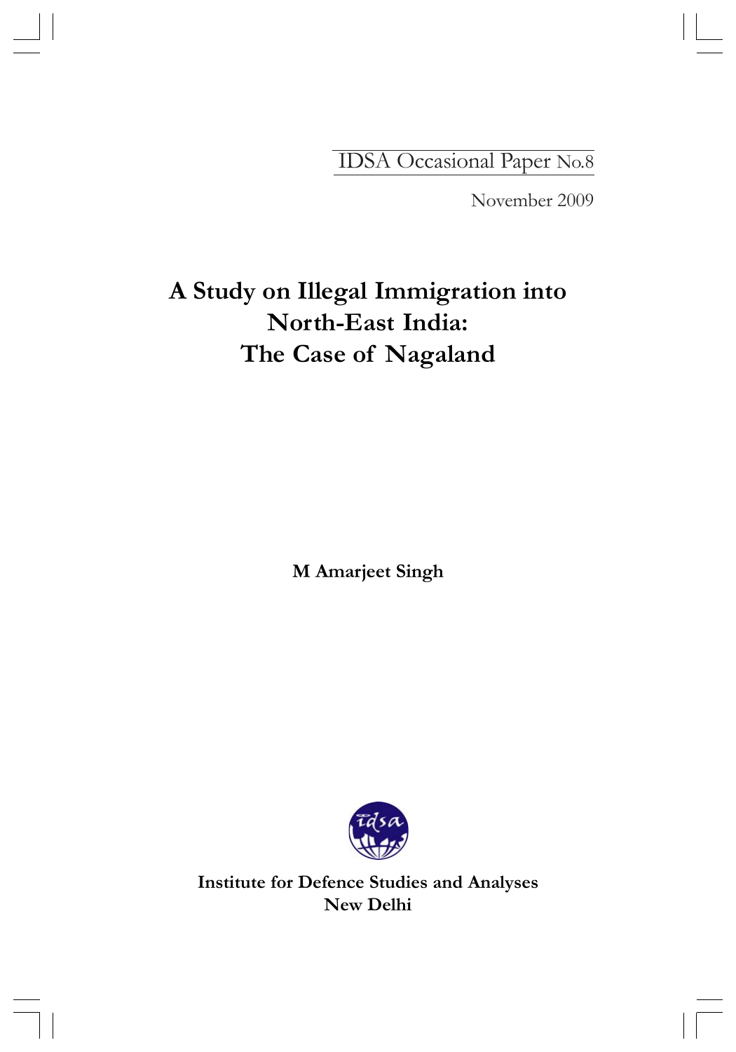IDSA Occasional Paper No.8

November 2009

# A Study on Illegal Immigration into North-East India: The Case of Nagaland

**M Amarjeet Singh**

**Institute for Defence Studies and Analyses**
**New Delhi**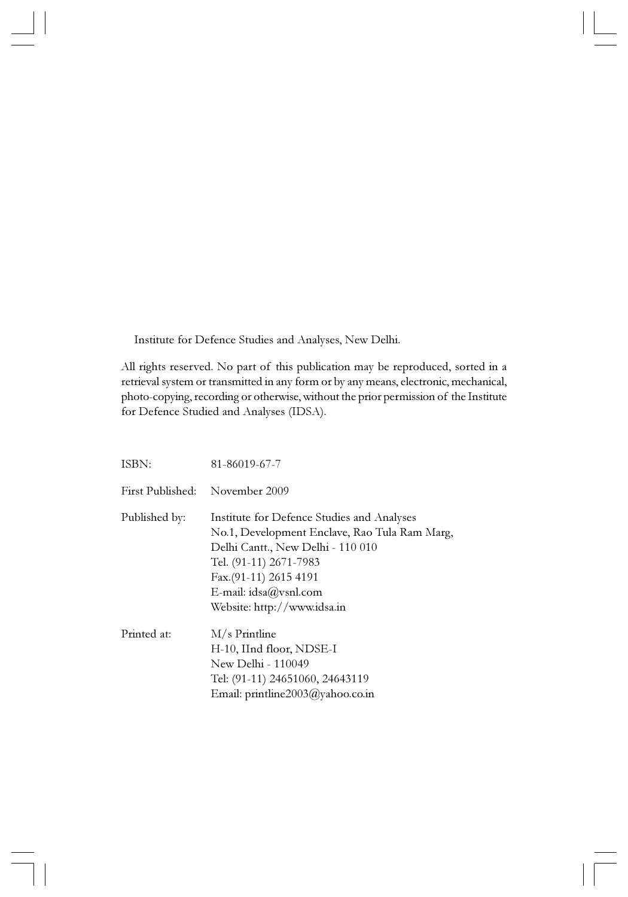Institute for Defence Studies and Analyses, New Delhi.

All rights reserved. No part of this publication may be reproduced, sorted in a retrieval system or transmitted in any form or by any means, electronic, mechanical, photo-copying, recording or otherwise, without the prior permission of the Institute for Defence Studied and Analyses (IDSA).

| | |
|---|---|
| ISBN: | 81-86019-67-7 |
| First Published: | November 2009 |
| Published by: | Institute for Defence Studies and Analyses<br>No.1, Development Enclave, Rao Tula Ram Marg,<br>Delhi Cantt., New Delhi - 110 010<br>Tel. (91-11) 2671-7983<br>Fax.(91-11) 2615 4191<br>E-mail: idsa@vsnl.com<br>Website: http://www.idsa.in |
| Printed at: | M/s Printline<br>H-10, IInd floor, NDSE-I<br>New Delhi - 110049<br>Tel: (91-11) 24651060, 24643119<br>Email: printline2003@yahoo.co.in |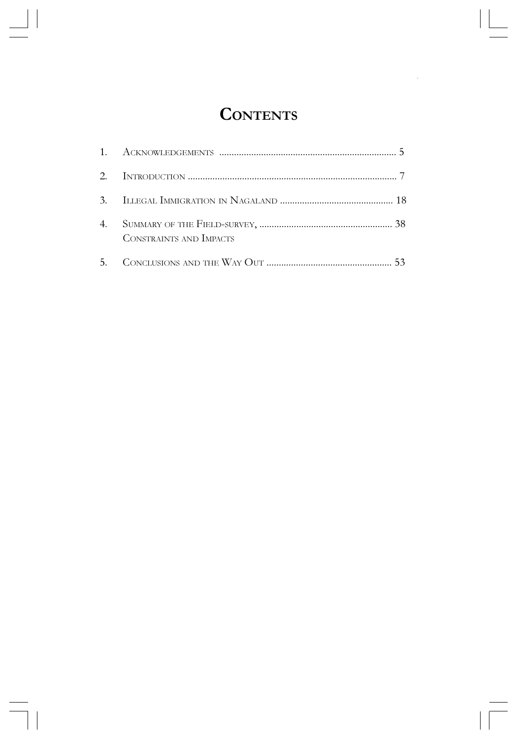# Contents

1. Acknowledgements ........................................................................ 5
2. Introduction ..................................................................................... 7
3. Illegal Immigration in Nagaland .............................................. 18
4. Summary of the Field-survey, ...................................................... 38
   Constraints and Impacts
5. Conclusions and the Way Out .................................................. 53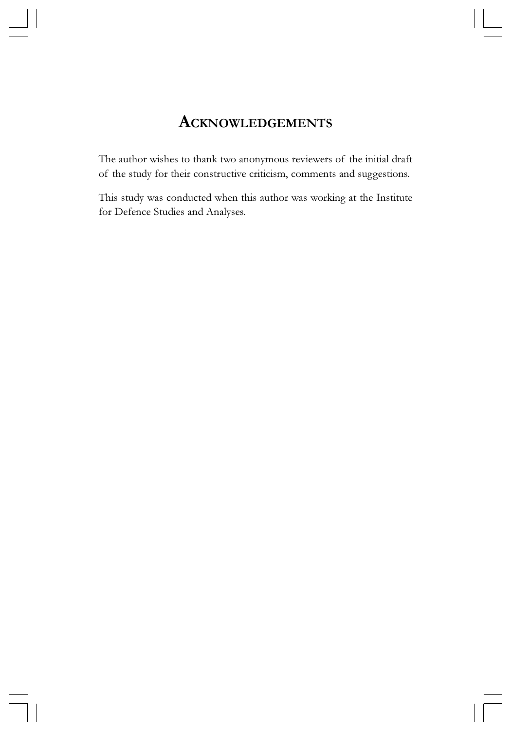# Acknowledgements

The author wishes to thank two anonymous reviewers of the initial draft of the study for their constructive criticism, comments and suggestions.

This study was conducted when this author was working at the Institute for Defence Studies and Analyses.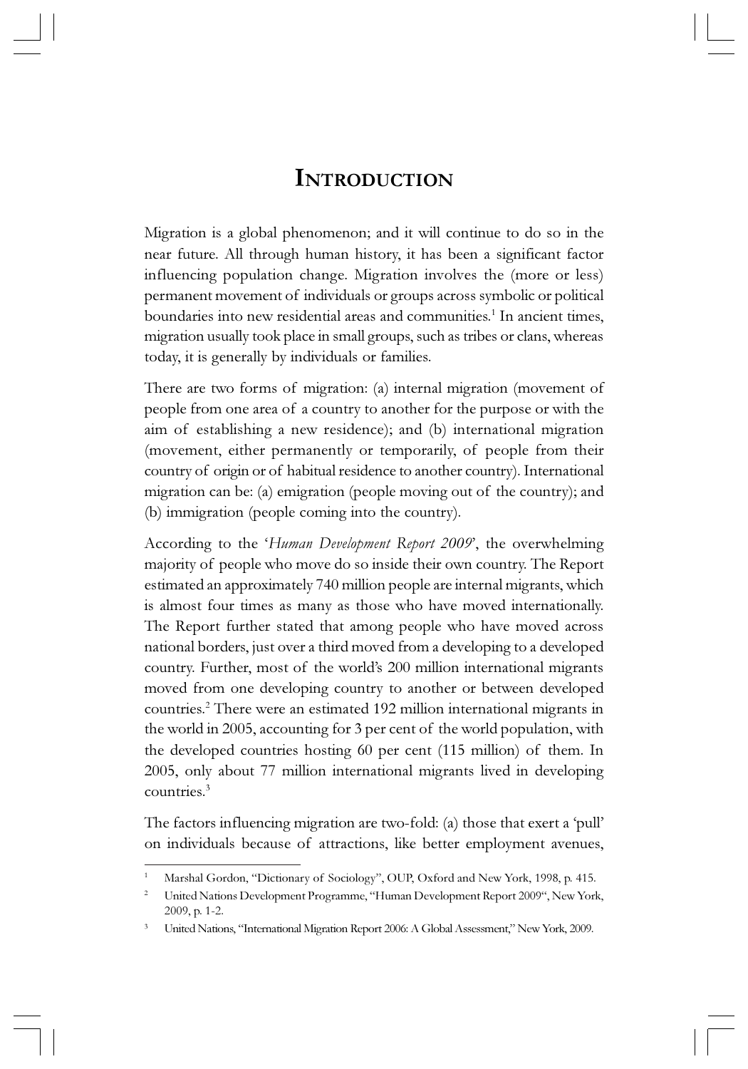# Introduction

Migration is a global phenomenon; and it will continue to do so in the near future. All through human history, it has been a significant factor influencing population change. Migration involves the (more or less) permanent movement of individuals or groups across symbolic or political boundaries into new residential areas and communities.[1] In ancient times, migration usually took place in small groups, such as tribes or clans, whereas today, it is generally by individuals or families.

There are two forms of migration: (a) internal migration (movement of people from one area of a country to another for the purpose or with the aim of establishing a new residence); and (b) international migration (movement, either permanently or temporarily, of people from their country of origin or of habitual residence to another country). International migration can be: (a) emigration (people moving out of the country); and (b) immigration (people coming into the country).

According to the '*Human Development Report 2009*', the overwhelming majority of people who move do so inside their own country. The Report estimated an approximately 740 million people are internal migrants, which is almost four times as many as those who have moved internationally. The Report further stated that among people who have moved across national borders, just over a third moved from a developing to a developed country. Further, most of the world's 200 million international migrants moved from one developing country to another or between developed countries.[2] There were an estimated 192 million international migrants in the world in 2005, accounting for 3 per cent of the world population, with the developed countries hosting 60 per cent (115 million) of them. In 2005, only about 77 million international migrants lived in developing countries.[3]

The factors influencing migration are two-fold: (a) those that exert a 'pull' on individuals because of attractions, like better employment avenues,

---

[1] Marshal Gordon, "Dictionary of Sociology", OUP, Oxford and New York, 1998, p. 415.

[2] United Nations Development Programme, "Human Development Report 2009", New York, 2009, p. 1-2.

[3] United Nations, "International Migration Report 2006: A Global Assessment," New York, 2009.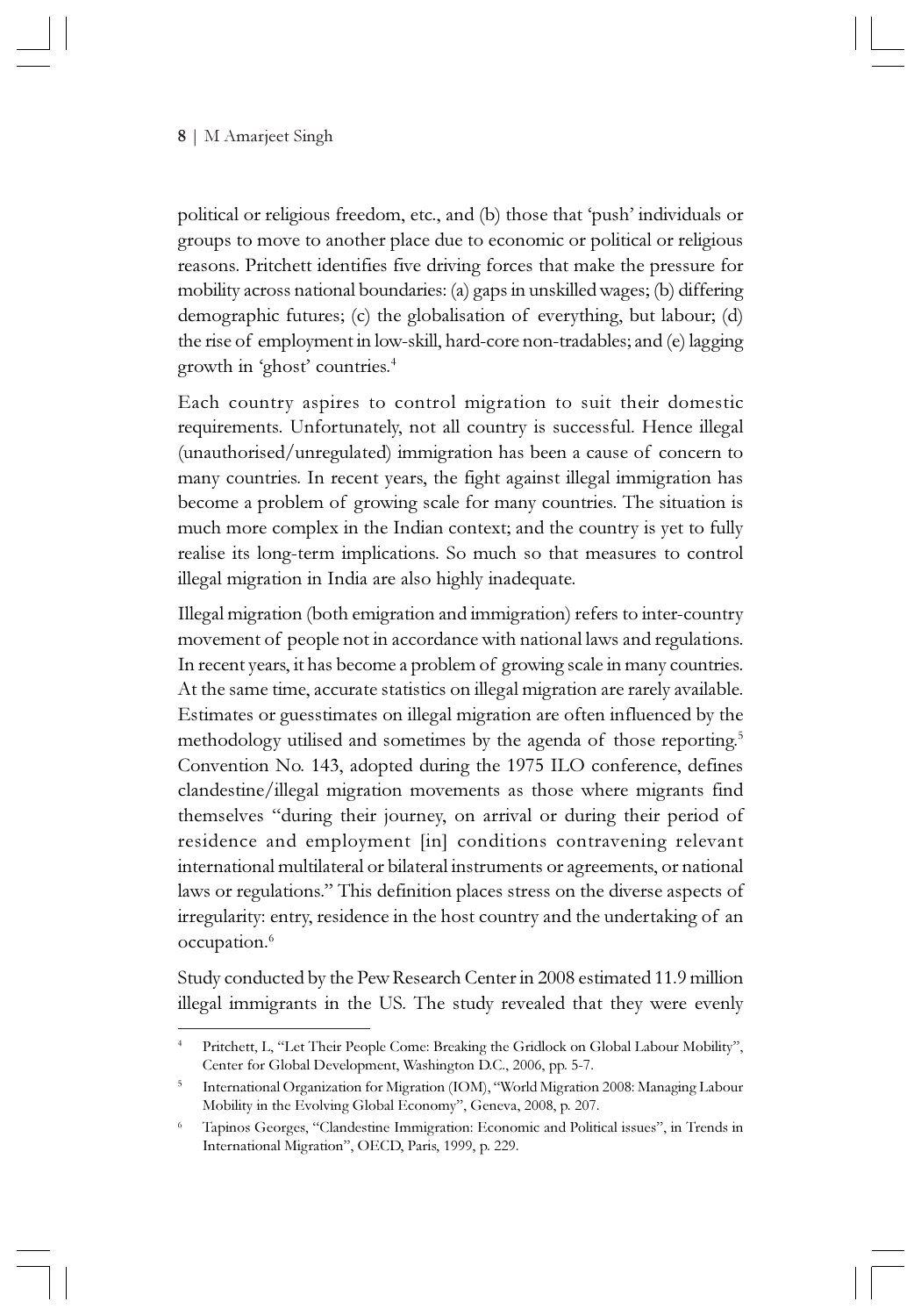political or religious freedom, etc., and (b) those that 'push' individuals or groups to move to another place due to economic or political or religious reasons. Pritchett identifies five driving forces that make the pressure for mobility across national boundaries: (a) gaps in unskilled wages; (b) differing demographic futures; (c) the globalisation of everything, but labour; (d) the rise of employment in low-skill, hard-core non-tradables; and (e) lagging growth in 'ghost' countries.[4]

Each country aspires to control migration to suit their domestic requirements. Unfortunately, not all country is successful. Hence illegal (unauthorised/unregulated) immigration has been a cause of concern to many countries. In recent years, the fight against illegal immigration has become a problem of growing scale for many countries. The situation is much more complex in the Indian context; and the country is yet to fully realise its long-term implications. So much so that measures to control illegal migration in India are also highly inadequate.

Illegal migration (both emigration and immigration) refers to inter-country movement of people not in accordance with national laws and regulations. In recent years, it has become a problem of growing scale in many countries. At the same time, accurate statistics on illegal migration are rarely available. Estimates or guesstimates on illegal migration are often influenced by the methodology utilised and sometimes by the agenda of those reporting.[5] Convention No. 143, adopted during the 1975 ILO conference, defines clandestine/illegal migration movements as those where migrants find themselves "during their journey, on arrival or during their period of residence and employment [in] conditions contravening relevant international multilateral or bilateral instruments or agreements, or national laws or regulations." This definition places stress on the diverse aspects of irregularity: entry, residence in the host country and the undertaking of an occupation.[6]

Study conducted by the Pew Research Center in 2008 estimated 11.9 million illegal immigrants in the US. The study revealed that they were evenly

---

[4] Pritchett, L, "Let Their People Come: Breaking the Gridlock on Global Labour Mobility", Center for Global Development, Washington D.C., 2006, pp. 5-7.

[5] International Organization for Migration (IOM), "World Migration 2008: Managing Labour Mobility in the Evolving Global Economy", Geneva, 2008, p. 207.

[6] Tapinos Georges, "Clandestine Immigration: Economic and Political issues", in Trends in International Migration", OECD, Paris, 1999, p. 229.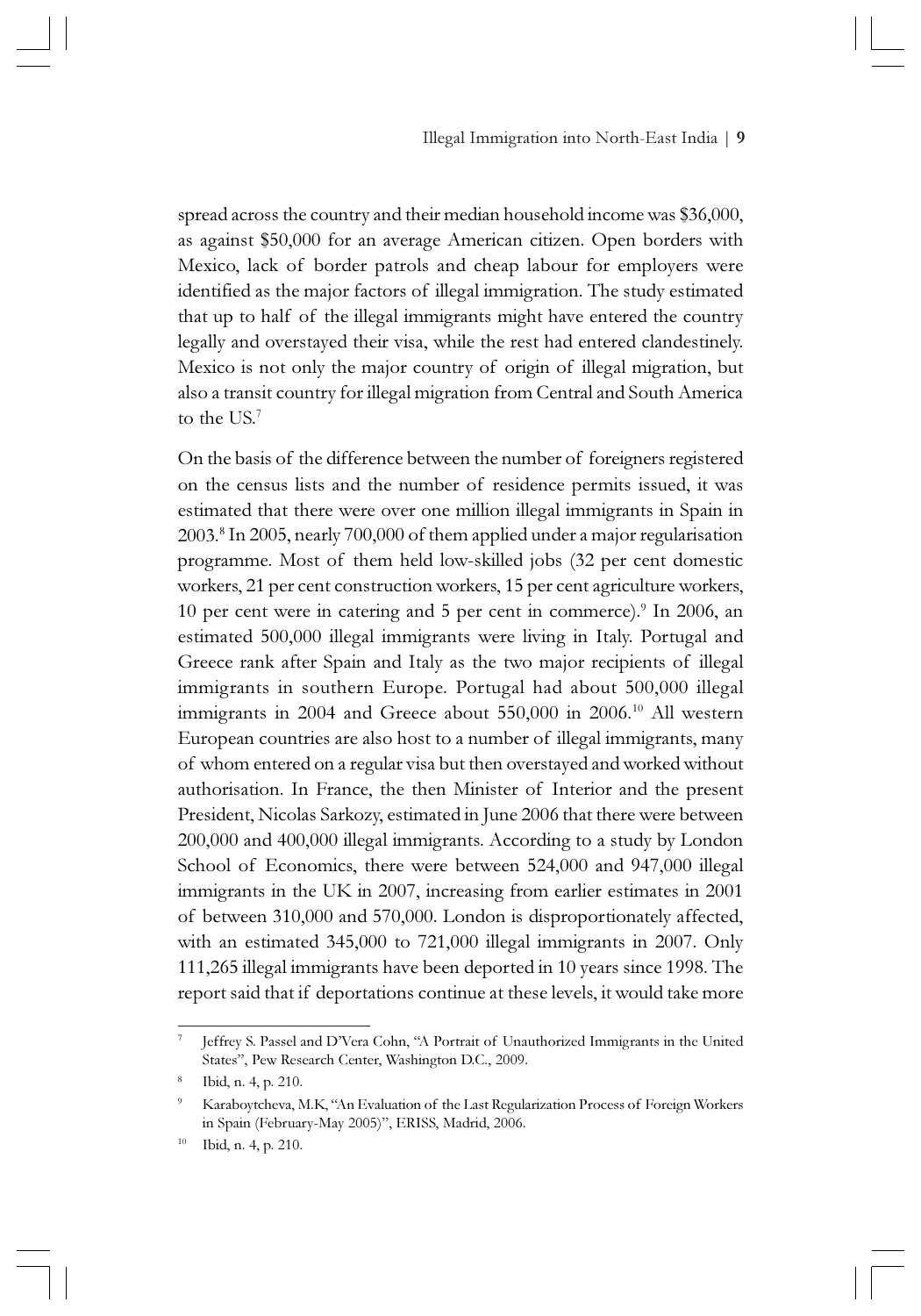spread across the country and their median household income was $36,000, as against $50,000 for an average American citizen. Open borders with Mexico, lack of border patrols and cheap labour for employers were identified as the major factors of illegal immigration. The study estimated that up to half of the illegal immigrants might have entered the country legally and overstayed their visa, while the rest had entered clandestinely. Mexico is not only the major country of origin of illegal migration, but also a transit country for illegal migration from Central and South America to the US.[7]

On the basis of the difference between the number of foreigners registered on the census lists and the number of residence permits issued, it was estimated that there were over one million illegal immigrants in Spain in 2003.[8] In 2005, nearly 700,000 of them applied under a major regularisation programme. Most of them held low-skilled jobs (32 per cent domestic workers, 21 per cent construction workers, 15 per cent agriculture workers, 10 per cent were in catering and 5 per cent in commerce).[9] In 2006, an estimated 500,000 illegal immigrants were living in Italy. Portugal and Greece rank after Spain and Italy as the two major recipients of illegal immigrants in southern Europe. Portugal had about 500,000 illegal immigrants in 2004 and Greece about 550,000 in 2006.[10] All western European countries are also host to a number of illegal immigrants, many of whom entered on a regular visa but then overstayed and worked without authorisation. In France, the then Minister of Interior and the present President, Nicolas Sarkozy, estimated in June 2006 that there were between 200,000 and 400,000 illegal immigrants. According to a study by London School of Economics, there were between 524,000 and 947,000 illegal immigrants in the UK in 2007, increasing from earlier estimates in 2001 of between 310,000 and 570,000. London is disproportionately affected, with an estimated 345,000 to 721,000 illegal immigrants in 2007. Only 111,265 illegal immigrants have been deported in 10 years since 1998. The report said that if deportations continue at these levels, it would take more

---

[7] Jeffrey S. Passel and D'Vera Cohn, "A Portrait of Unauthorized Immigrants in the United States", Pew Research Center, Washington D.C., 2009.

[8] Ibid, n. 4, p. 210.

[9] Karaboytcheva, M.K, "An Evaluation of the Last Regularization Process of Foreign Workers in Spain (February-May 2005)", ERISS, Madrid, 2006.

[10] Ibid, n. 4, p. 210.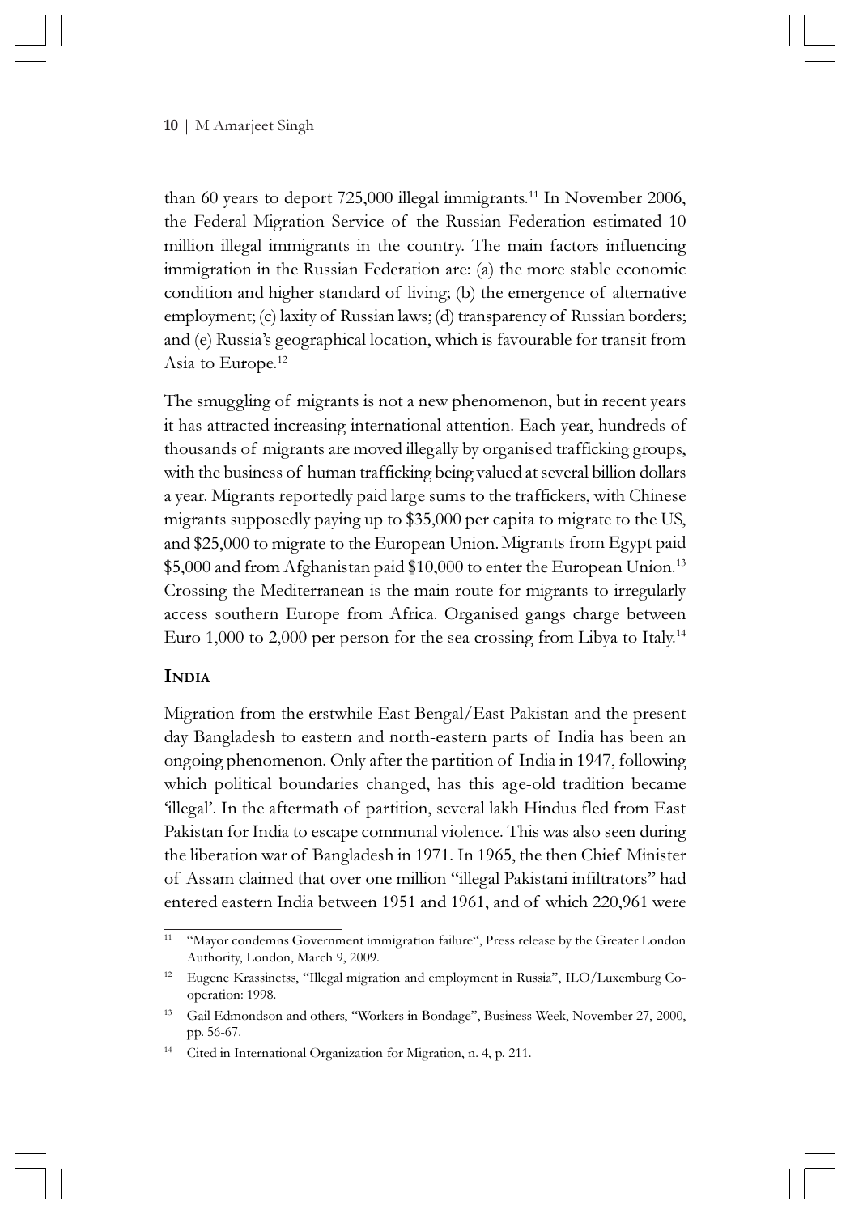than 60 years to deport 725,000 illegal immigrants.[11] In November 2006, the Federal Migration Service of the Russian Federation estimated 10 million illegal immigrants in the country. The main factors influencing immigration in the Russian Federation are: (a) the more stable economic condition and higher standard of living; (b) the emergence of alternative employment; (c) laxity of Russian laws; (d) transparency of Russian borders; and (e) Russia's geographical location, which is favourable for transit from Asia to Europe.[12]

The smuggling of migrants is not a new phenomenon, but in recent years it has attracted increasing international attention. Each year, hundreds of thousands of migrants are moved illegally by organised trafficking groups, with the business of human trafficking being valued at several billion dollars a year. Migrants reportedly paid large sums to the traffickers, with Chinese migrants supposedly paying up to $35,000 per capita to migrate to the US, and $25,000 to migrate to the European Union. Migrants from Egypt paid $5,000 and from Afghanistan paid $10,000 to enter the European Union.[13] Crossing the Mediterranean is the main route for migrants to irregularly access southern Europe from Africa. Organised gangs charge between Euro 1,000 to 2,000 per person for the sea crossing from Libya to Italy.[14]

## India

Migration from the erstwhile East Bengal/East Pakistan and the present day Bangladesh to eastern and north-eastern parts of India has been an ongoing phenomenon. Only after the partition of India in 1947, following which political boundaries changed, has this age-old tradition became 'illegal'. In the aftermath of partition, several lakh Hindus fled from East Pakistan for India to escape communal violence. This was also seen during the liberation war of Bangladesh in 1971. In 1965, the then Chief Minister of Assam claimed that over one million "illegal Pakistani infiltrators" had entered eastern India between 1951 and 1961, and of which 220,961 were

---

[11] "Mayor condemns Government immigration failure", Press release by the Greater London Authority, London, March 9, 2009.

[12] Eugene Krassinetss, "Illegal migration and employment in Russia", ILO/Luxemburg Co-operation: 1998.

[13] Gail Edmondson and others, "Workers in Bondage", Business Week, November 27, 2000, pp. 56-67.

[14] Cited in International Organization for Migration, n. 4, p. 211.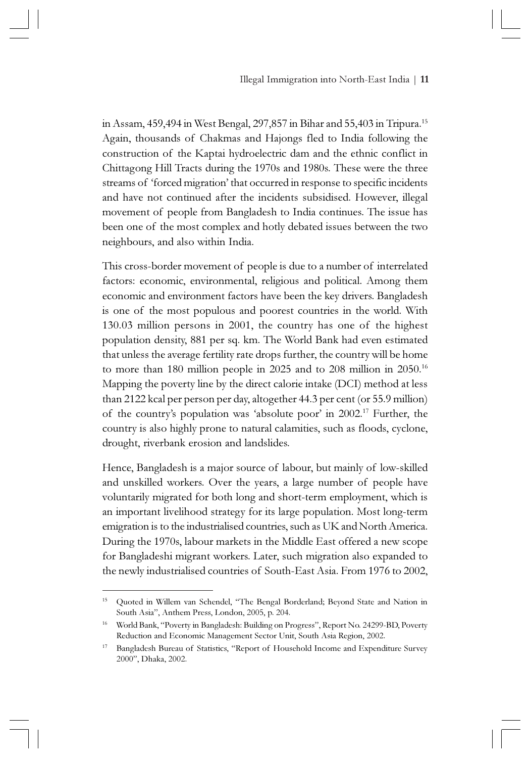in Assam, 459,494 in West Bengal, 297,857 in Bihar and 55,403 in Tripura.[15] Again, thousands of Chakmas and Hajongs fled to India following the construction of the Kaptai hydroelectric dam and the ethnic conflict in Chittagong Hill Tracts during the 1970s and 1980s. These were the three streams of 'forced migration' that occurred in response to specific incidents and have not continued after the incidents subsidised. However, illegal movement of people from Bangladesh to India continues. The issue has been one of the most complex and hotly debated issues between the two neighbours, and also within India.

This cross-border movement of people is due to a number of interrelated factors: economic, environmental, religious and political. Among them economic and environment factors have been the key drivers. Bangladesh is one of the most populous and poorest countries in the world. With 130.03 million persons in 2001, the country has one of the highest population density, 881 per sq. km. The World Bank had even estimated that unless the average fertility rate drops further, the country will be home to more than 180 million people in 2025 and to 208 million in 2050.[16] Mapping the poverty line by the direct calorie intake (DCI) method at less than 2122 kcal per person per day, altogether 44.3 per cent (or 55.9 million) of the country's population was 'absolute poor' in 2002.[17] Further, the country is also highly prone to natural calamities, such as floods, cyclone, drought, riverbank erosion and landslides.

Hence, Bangladesh is a major source of labour, but mainly of low-skilled and unskilled workers. Over the years, a large number of people have voluntarily migrated for both long and short-term employment, which is an important livelihood strategy for its large population. Most long-term emigration is to the industrialised countries, such as UK and North America. During the 1970s, labour markets in the Middle East offered a new scope for Bangladeshi migrant workers. Later, such migration also expanded to the newly industrialised countries of South-East Asia. From 1976 to 2002,

---

[15] Quoted in Willem van Schendel, "The Bengal Borderland; Beyond State and Nation in South Asia", Anthem Press, London, 2005, p. 204.

[16] World Bank, "Poverty in Bangladesh: Building on Progress", Report No. 24299-BD, Poverty Reduction and Economic Management Sector Unit, South Asia Region, 2002.

[17] Bangladesh Bureau of Statistics, "Report of Household Income and Expenditure Survey 2000", Dhaka, 2002.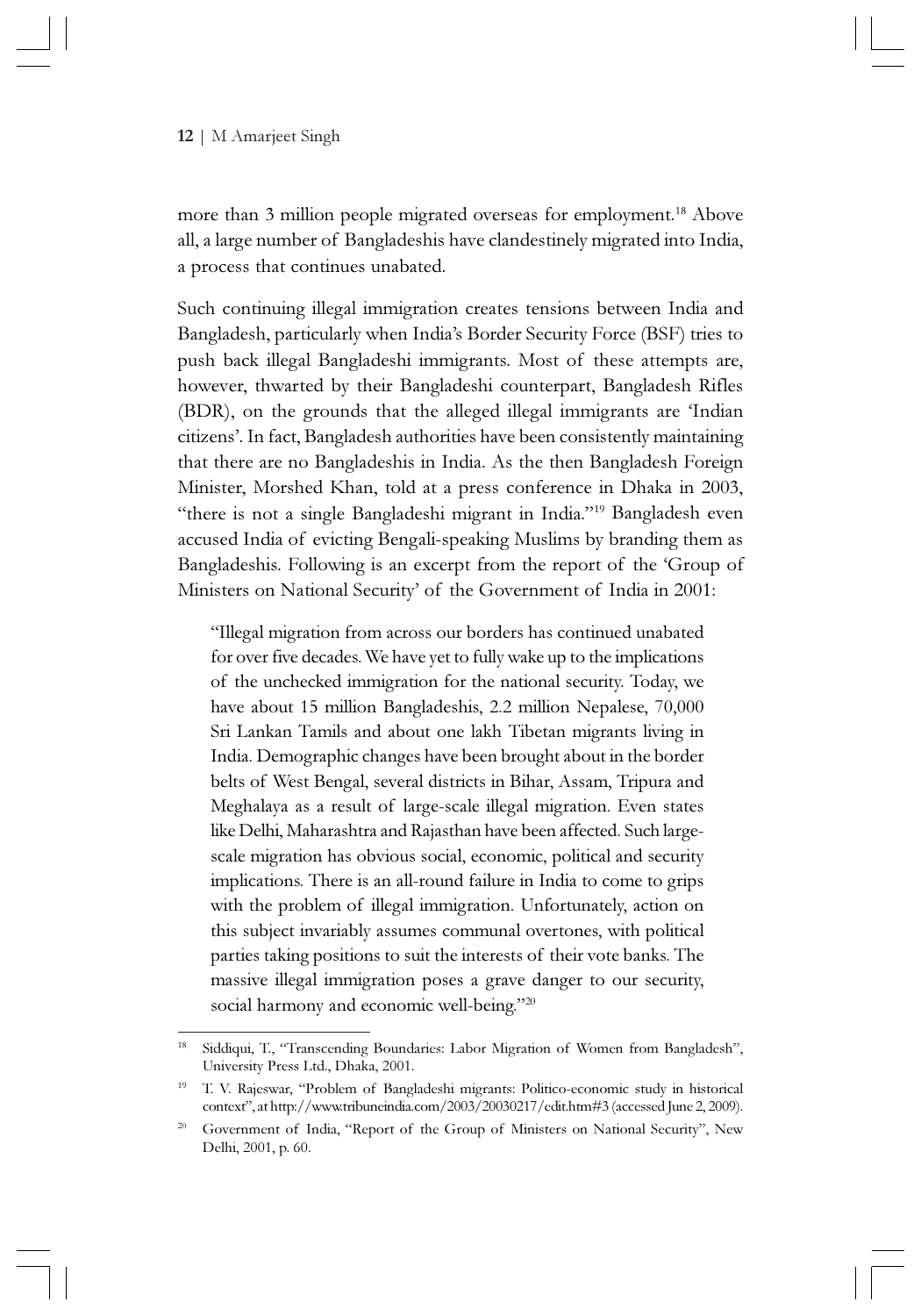more than 3 million people migrated overseas for employment.[18] Above all, a large number of Bangladeshis have clandestinely migrated into India, a process that continues unabated.

Such continuing illegal immigration creates tensions between India and Bangladesh, particularly when India's Border Security Force (BSF) tries to push back illegal Bangladeshi immigrants. Most of these attempts are, however, thwarted by their Bangladeshi counterpart, Bangladesh Rifles (BDR), on the grounds that the alleged illegal immigrants are 'Indian citizens'. In fact, Bangladesh authorities have been consistently maintaining that there are no Bangladeshis in India. As the then Bangladesh Foreign Minister, Morshed Khan, told at a press conference in Dhaka in 2003, "there is not a single Bangladeshi migrant in India."[19] Bangladesh even accused India of evicting Bengali-speaking Muslims by branding them as Bangladeshis. Following is an excerpt from the report of the 'Group of Ministers on National Security' of the Government of India in 2001:

> "Illegal migration from across our borders has continued unabated for over five decades. We have yet to fully wake up to the implications of the unchecked immigration for the national security. Today, we have about 15 million Bangladeshis, 2.2 million Nepalese, 70,000 Sri Lankan Tamils and about one lakh Tibetan migrants living in India. Demographic changes have been brought about in the border belts of West Bengal, several districts in Bihar, Assam, Tripura and Meghalaya as a result of large-scale illegal migration. Even states like Delhi, Maharashtra and Rajasthan have been affected. Such large-scale migration has obvious social, economic, political and security implications. There is an all-round failure in India to come to grips with the problem of illegal immigration. Unfortunately, action on this subject invariably assumes communal overtones, with political parties taking positions to suit the interests of their vote banks. The massive illegal immigration poses a grave danger to our security, social harmony and economic well-being."[20]

---

[18] Siddiqui, T., "Transcending Boundaries: Labor Migration of Women from Bangladesh", University Press Ltd., Dhaka, 2001.

[19] T. V. Rajeswar, "Problem of Bangladeshi migrants: Politico-economic study in historical context", at http://www.tribuneindia.com/2003/20030217/edit.htm#3 (accessed June 2, 2009).

[20] Government of India, "Report of the Group of Ministers on National Security", New Delhi, 2001, p. 60.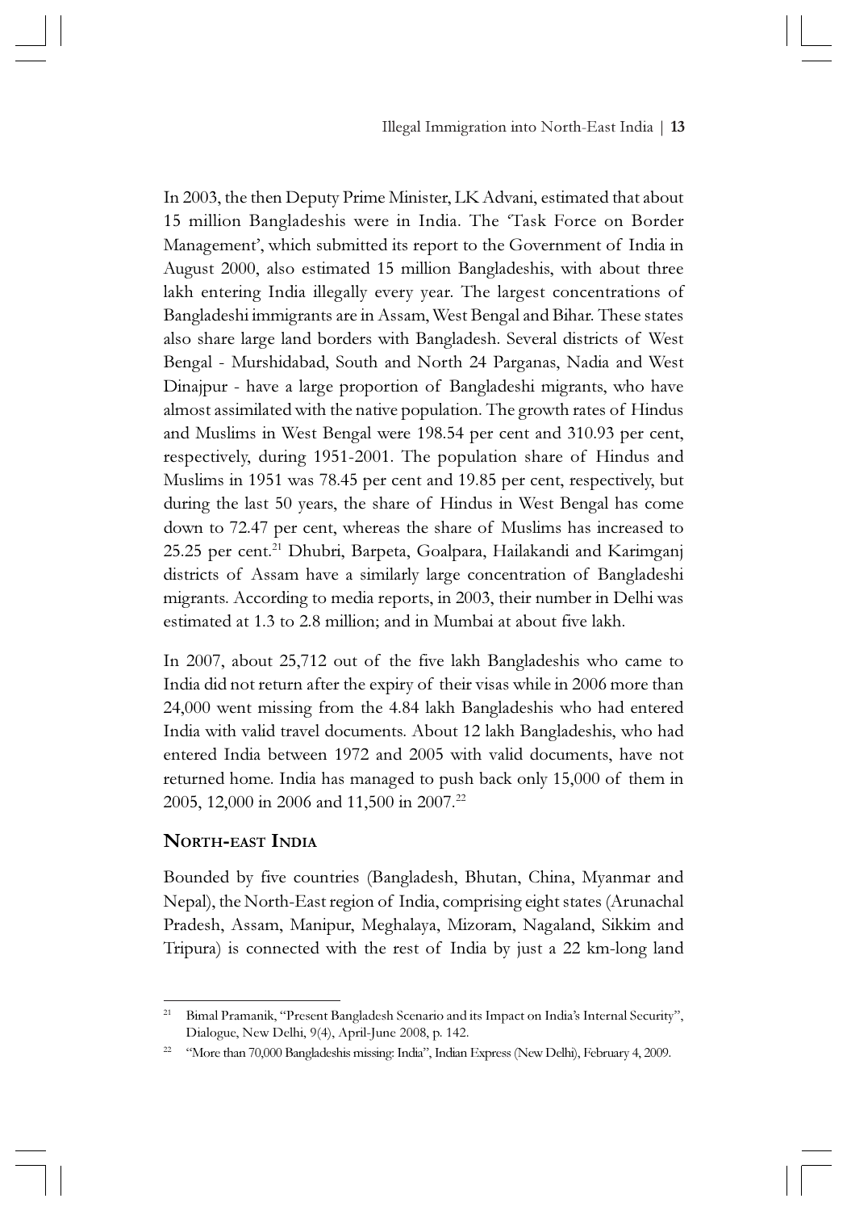In 2003, the then Deputy Prime Minister, LK Advani, estimated that about 15 million Bangladeshis were in India. The 'Task Force on Border Management', which submitted its report to the Government of India in August 2000, also estimated 15 million Bangladeshis, with about three lakh entering India illegally every year. The largest concentrations of Bangladeshi immigrants are in Assam, West Bengal and Bihar. These states also share large land borders with Bangladesh. Several districts of West Bengal - Murshidabad, South and North 24 Parganas, Nadia and West Dinajpur - have a large proportion of Bangladeshi migrants, who have almost assimilated with the native population. The growth rates of Hindus and Muslims in West Bengal were 198.54 per cent and 310.93 per cent, respectively, during 1951-2001. The population share of Hindus and Muslims in 1951 was 78.45 per cent and 19.85 per cent, respectively, but during the last 50 years, the share of Hindus in West Bengal has come down to 72.47 per cent, whereas the share of Muslims has increased to 25.25 per cent.[21] Dhubri, Barpeta, Goalpara, Hailakandi and Karimganj districts of Assam have a similarly large concentration of Bangladeshi migrants. According to media reports, in 2003, their number in Delhi was estimated at 1.3 to 2.8 million; and in Mumbai at about five lakh.

In 2007, about 25,712 out of the five lakh Bangladeshis who came to India did not return after the expiry of their visas while in 2006 more than 24,000 went missing from the 4.84 lakh Bangladeshis who had entered India with valid travel documents. About 12 lakh Bangladeshis, who had entered India between 1972 and 2005 with valid documents, have not returned home. India has managed to push back only 15,000 of them in 2005, 12,000 in 2006 and 11,500 in 2007.[22]

## North-east India

Bounded by five countries (Bangladesh, Bhutan, China, Myanmar and Nepal), the North-East region of India, comprising eight states (Arunachal Pradesh, Assam, Manipur, Meghalaya, Mizoram, Nagaland, Sikkim and Tripura) is connected with the rest of India by just a 22 km-long land

---

[21] Bimal Pramanik, "Present Bangladesh Scenario and its Impact on India's Internal Security", Dialogue, New Delhi, 9(4), April-June 2008, p. 142.

[22] "More than 70,000 Bangladeshis missing: India", Indian Express (New Delhi), February 4, 2009.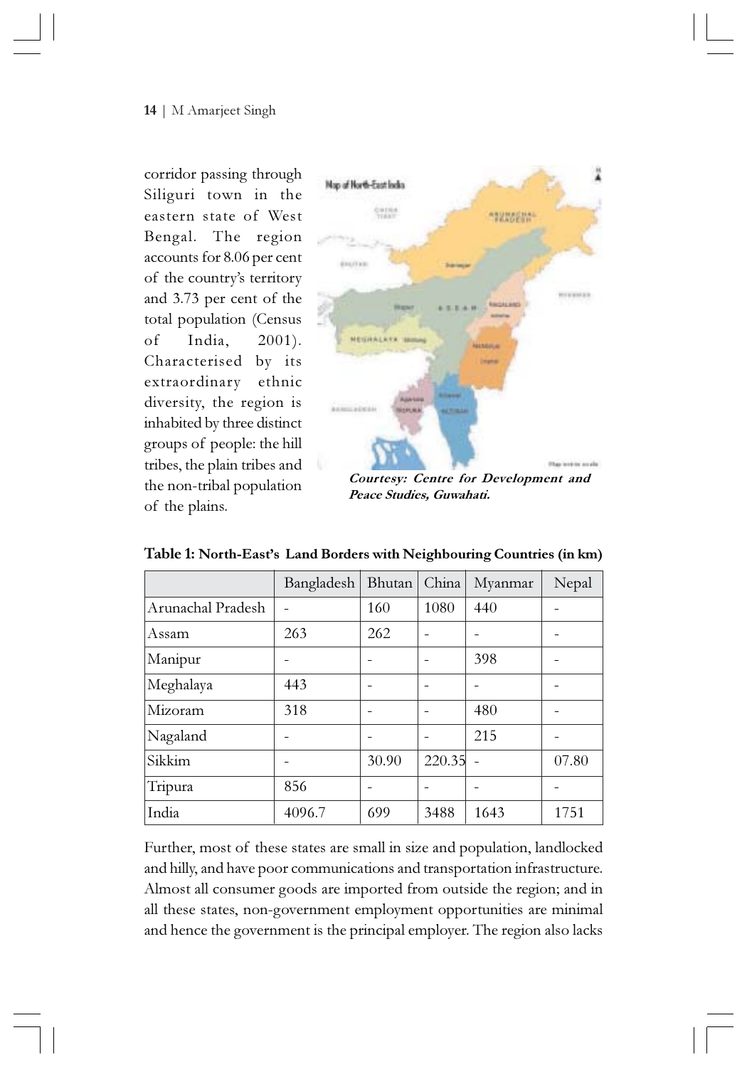corridor passing through Siliguri town in the eastern state of West Bengal. The region accounts for 8.06 per cent of the country's territory and 3.73 per cent of the total population (Census of India, 2001). Characterised by its extraordinary ethnic diversity, the region is inhabited by three distinct groups of people: the hill tribes, the plain tribes and the non-tribal population of the plains.

***Courtesy: Centre for Development and Peace Studies, Guwahati.***

**Table 1: North-East's Land Borders with Neighbouring Countries (in km)**

| | Bangladesh | Bhutan | China | Myanmar | Nepal |
|---|---|---|---|---|---|
| Arunachal Pradesh | - | 160 | 1080 | 440 | - |
| Assam | 263 | 262 | - | - | - |
| Manipur | - | - | - | 398 | - |
| Meghalaya | 443 | - | - | - | - |
| Mizoram | 318 | - | - | 480 | - |
| Nagaland | - | - | - | 215 | - |
| Sikkim | - | 30.90 | 220.35 | - | 07.80 |
| Tripura | 856 | - | - | - | - |
| India | 4096.7 | 699 | 3488 | 1643 | 1751 |

Further, most of these states are small in size and population, landlocked and hilly, and have poor communications and transportation infrastructure. Almost all consumer goods are imported from outside the region; and in all these states, non-government employment opportunities are minimal and hence the government is the principal employer. The region also lacks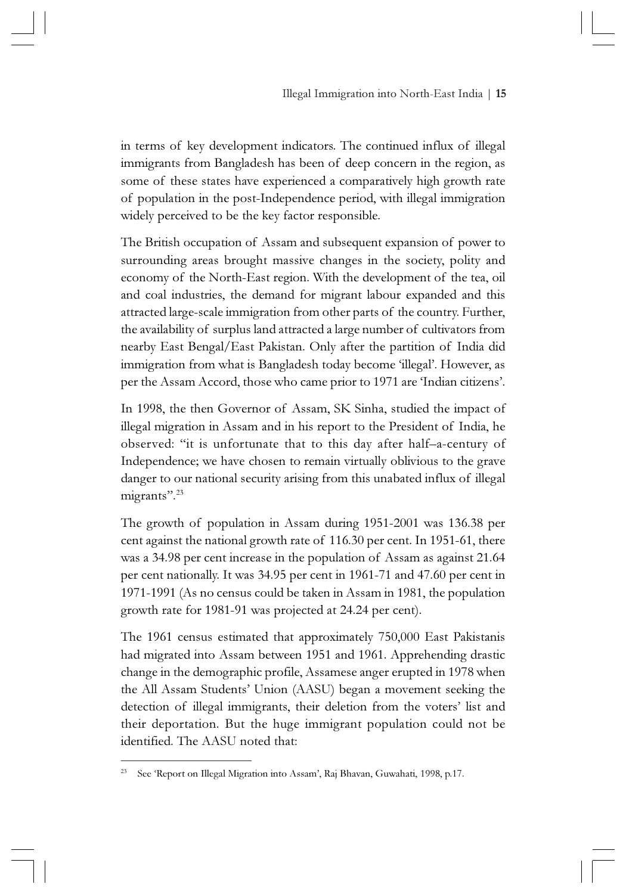in terms of key development indicators. The continued influx of illegal immigrants from Bangladesh has been of deep concern in the region, as some of these states have experienced a comparatively high growth rate of population in the post-Independence period, with illegal immigration widely perceived to be the key factor responsible.

The British occupation of Assam and subsequent expansion of power to surrounding areas brought massive changes in the society, polity and economy of the North-East region. With the development of the tea, oil and coal industries, the demand for migrant labour expanded and this attracted large-scale immigration from other parts of the country. Further, the availability of surplus land attracted a large number of cultivators from nearby East Bengal/East Pakistan. Only after the partition of India did immigration from what is Bangladesh today become 'illegal'. However, as per the Assam Accord, those who came prior to 1971 are 'Indian citizens'.

In 1998, the then Governor of Assam, SK Sinha, studied the impact of illegal migration in Assam and in his report to the President of India, he observed: "it is unfortunate that to this day after half–a-century of Independence; we have chosen to remain virtually oblivious to the grave danger to our national security arising from this unabated influx of illegal migrants".[23]

The growth of population in Assam during 1951-2001 was 136.38 per cent against the national growth rate of 116.30 per cent. In 1951-61, there was a 34.98 per cent increase in the population of Assam as against 21.64 per cent nationally. It was 34.95 per cent in 1961-71 and 47.60 per cent in 1971-1991 (As no census could be taken in Assam in 1981, the population growth rate for 1981-91 was projected at 24.24 per cent).

The 1961 census estimated that approximately 750,000 East Pakistanis had migrated into Assam between 1951 and 1961. Apprehending drastic change in the demographic profile, Assamese anger erupted in 1978 when the All Assam Students' Union (AASU) began a movement seeking the detection of illegal immigrants, their deletion from the voters' list and their deportation. But the huge immigrant population could not be identified. The AASU noted that:

---

[23] See 'Report on Illegal Migration into Assam', Raj Bhavan, Guwahati, 1998, p.17.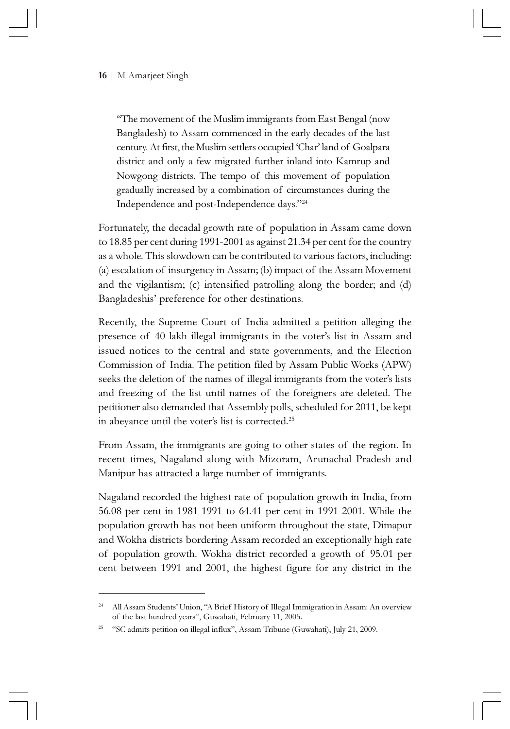> "The movement of the Muslim immigrants from East Bengal (now Bangladesh) to Assam commenced in the early decades of the last century. At first, the Muslim settlers occupied 'Char' land of Goalpara district and only a few migrated further inland into Kamrup and Nowgong districts. The tempo of this movement of population gradually increased by a combination of circumstances during the Independence and post-Independence days."[24]

Fortunately, the decadal growth rate of population in Assam came down to 18.85 per cent during 1991-2001 as against 21.34 per cent for the country as a whole. This slowdown can be contributed to various factors, including: (a) escalation of insurgency in Assam; (b) impact of the Assam Movement and the vigilantism; (c) intensified patrolling along the border; and (d) Bangladeshis' preference for other destinations.

Recently, the Supreme Court of India admitted a petition alleging the presence of 40 lakh illegal immigrants in the voter's list in Assam and issued notices to the central and state governments, and the Election Commission of India. The petition filed by Assam Public Works (APW) seeks the deletion of the names of illegal immigrants from the voter's lists and freezing of the list until names of the foreigners are deleted. The petitioner also demanded that Assembly polls, scheduled for 2011, be kept in abeyance until the voter's list is corrected.[25]

From Assam, the immigrants are going to other states of the region. In recent times, Nagaland along with Mizoram, Arunachal Pradesh and Manipur has attracted a large number of immigrants.

Nagaland recorded the highest rate of population growth in India, from 56.08 per cent in 1981-1991 to 64.41 per cent in 1991-2001. While the population growth has not been uniform throughout the state, Dimapur and Wokha districts bordering Assam recorded an exceptionally high rate of population growth. Wokha district recorded a growth of 95.01 per cent between 1991 and 2001, the highest figure for any district in the

---

[24] All Assam Students' Union, "A Brief History of Illegal Immigration in Assam: An overview of the last hundred years", Guwahati, February 11, 2005.

[25] "SC admits petition on illegal influx", Assam Tribune (Guwahati), July 21, 2009.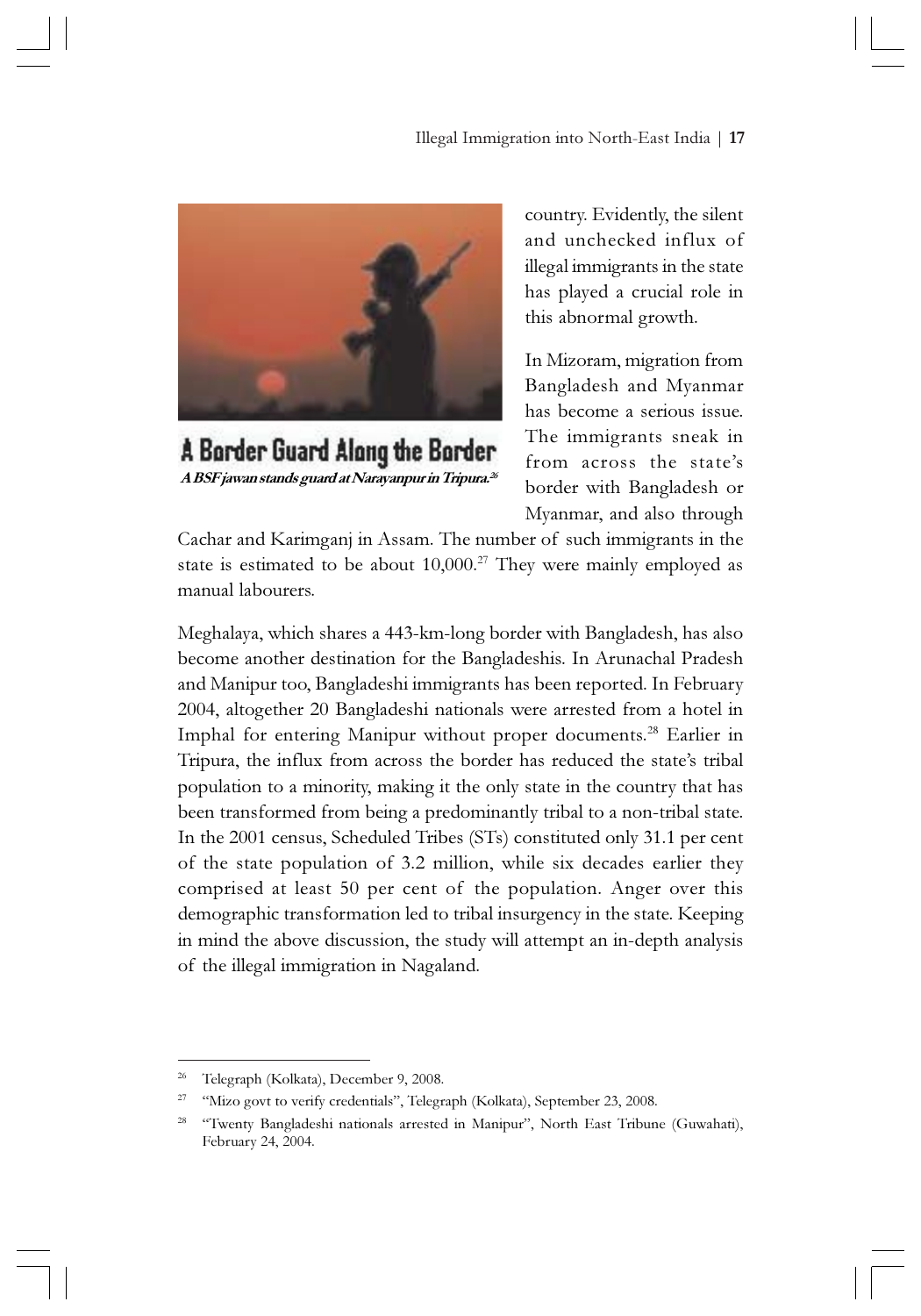A Border Guard Along the Border

*A BSF jawan stands guard at Narayanpur in Tripura.*[26]

country. Evidently, the silent and unchecked influx of illegal immigrants in the state has played a crucial role in this abnormal growth.

In Mizoram, migration from Bangladesh and Myanmar has become a serious issue. The immigrants sneak in from across the state's border with Bangladesh or Myanmar, and also through Cachar and Karimganj in Assam. The number of such immigrants in the state is estimated to be about 10,000.[27] They were mainly employed as manual labourers.

Meghalaya, which shares a 443-km-long border with Bangladesh, has also become another destination for the Bangladeshis. In Arunachal Pradesh and Manipur too, Bangladeshi immigrants has been reported. In February 2004, altogether 20 Bangladeshi nationals were arrested from a hotel in Imphal for entering Manipur without proper documents.[28] Earlier in Tripura, the influx from across the border has reduced the state's tribal population to a minority, making it the only state in the country that has been transformed from being a predominantly tribal to a non-tribal state. In the 2001 census, Scheduled Tribes (STs) constituted only 31.1 per cent of the state population of 3.2 million, while six decades earlier they comprised at least 50 per cent of the population. Anger over this demographic transformation led to tribal insurgency in the state. Keeping in mind the above discussion, the study will attempt an in-depth analysis of the illegal immigration in Nagaland.

---

[26] Telegraph (Kolkata), December 9, 2008.

[27] "Mizo govt to verify credentials", Telegraph (Kolkata), September 23, 2008.

[28] "Twenty Bangladeshi nationals arrested in Manipur", North East Tribune (Guwahati), February 24, 2004.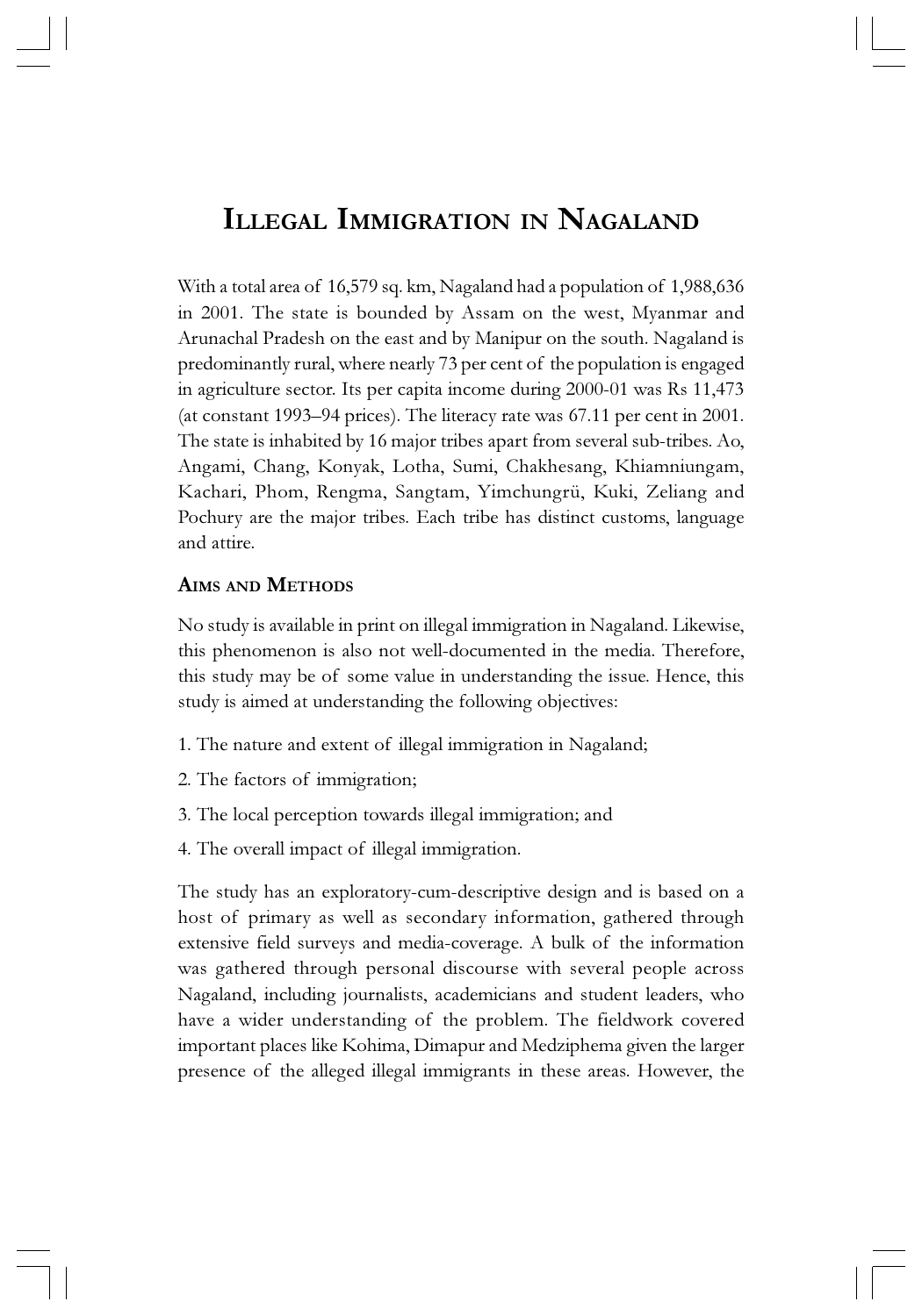# Illegal Immigration in Nagaland

With a total area of 16,579 sq. km, Nagaland had a population of 1,988,636 in 2001. The state is bounded by Assam on the west, Myanmar and Arunachal Pradesh on the east and by Manipur on the south. Nagaland is predominantly rural, where nearly 73 per cent of the population is engaged in agriculture sector. Its per capita income during 2000-01 was Rs 11,473 (at constant 1993–94 prices). The literacy rate was 67.11 per cent in 2001. The state is inhabited by 16 major tribes apart from several sub-tribes. Ao, Angami, Chang, Konyak, Lotha, Sumi, Chakhesang, Khiamniungam, Kachari, Phom, Rengma, Sangtam, Yimchungrü, Kuki, Zeliang and Pochury are the major tribes. Each tribe has distinct customs, language and attire.

## Aims and Methods

No study is available in print on illegal immigration in Nagaland. Likewise, this phenomenon is also not well-documented in the media. Therefore, this study may be of some value in understanding the issue. Hence, this study is aimed at understanding the following objectives:

1. The nature and extent of illegal immigration in Nagaland;
2. The factors of immigration;
3. The local perception towards illegal immigration; and
4. The overall impact of illegal immigration.

The study has an exploratory-cum-descriptive design and is based on a host of primary as well as secondary information, gathered through extensive field surveys and media-coverage. A bulk of the information was gathered through personal discourse with several people across Nagaland, including journalists, academicians and student leaders, who have a wider understanding of the problem. The fieldwork covered important places like Kohima, Dimapur and Medziphema given the larger presence of the alleged illegal immigrants in these areas. However, the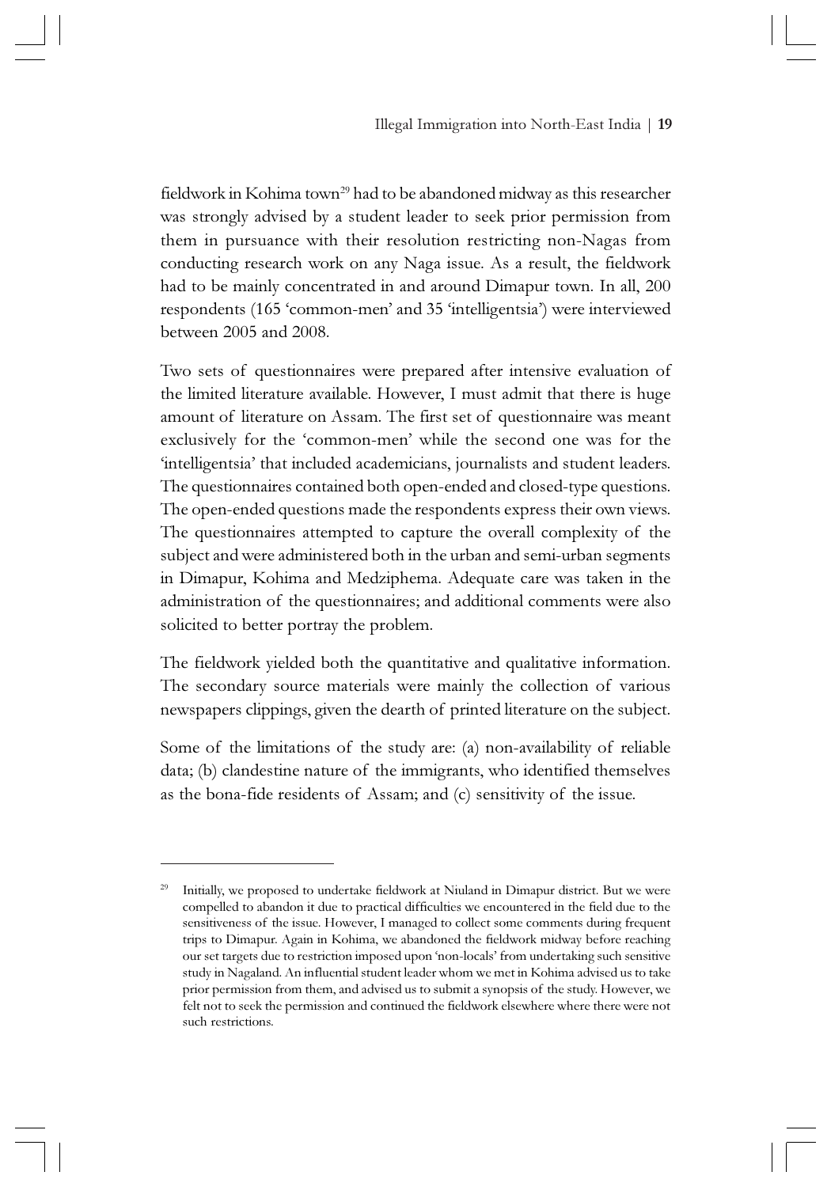fieldwork in Kohima town[29] had to be abandoned midway as this researcher was strongly advised by a student leader to seek prior permission from them in pursuance with their resolution restricting non-Nagas from conducting research work on any Naga issue. As a result, the fieldwork had to be mainly concentrated in and around Dimapur town. In all, 200 respondents (165 'common-men' and 35 'intelligentsia') were interviewed between 2005 and 2008.

Two sets of questionnaires were prepared after intensive evaluation of the limited literature available. However, I must admit that there is huge amount of literature on Assam. The first set of questionnaire was meant exclusively for the 'common-men' while the second one was for the 'intelligentsia' that included academicians, journalists and student leaders. The questionnaires contained both open-ended and closed-type questions. The open-ended questions made the respondents express their own views. The questionnaires attempted to capture the overall complexity of the subject and were administered both in the urban and semi-urban segments in Dimapur, Kohima and Medziphema. Adequate care was taken in the administration of the questionnaires; and additional comments were also solicited to better portray the problem.

The fieldwork yielded both the quantitative and qualitative information. The secondary source materials were mainly the collection of various newspapers clippings, given the dearth of printed literature on the subject.

Some of the limitations of the study are: (a) non-availability of reliable data; (b) clandestine nature of the immigrants, who identified themselves as the bona-fide residents of Assam; and (c) sensitivity of the issue.

---

[29] Initially, we proposed to undertake fieldwork at Niuland in Dimapur district. But we were compelled to abandon it due to practical difficulties we encountered in the field due to the sensitiveness of the issue. However, I managed to collect some comments during frequent trips to Dimapur. Again in Kohima, we abandoned the fieldwork midway before reaching our set targets due to restriction imposed upon 'non-locals' from undertaking such sensitive study in Nagaland. An influential student leader whom we met in Kohima advised us to take prior permission from them, and advised us to submit a synopsis of the study. However, we felt not to seek the permission and continued the fieldwork elsewhere where there were not such restrictions.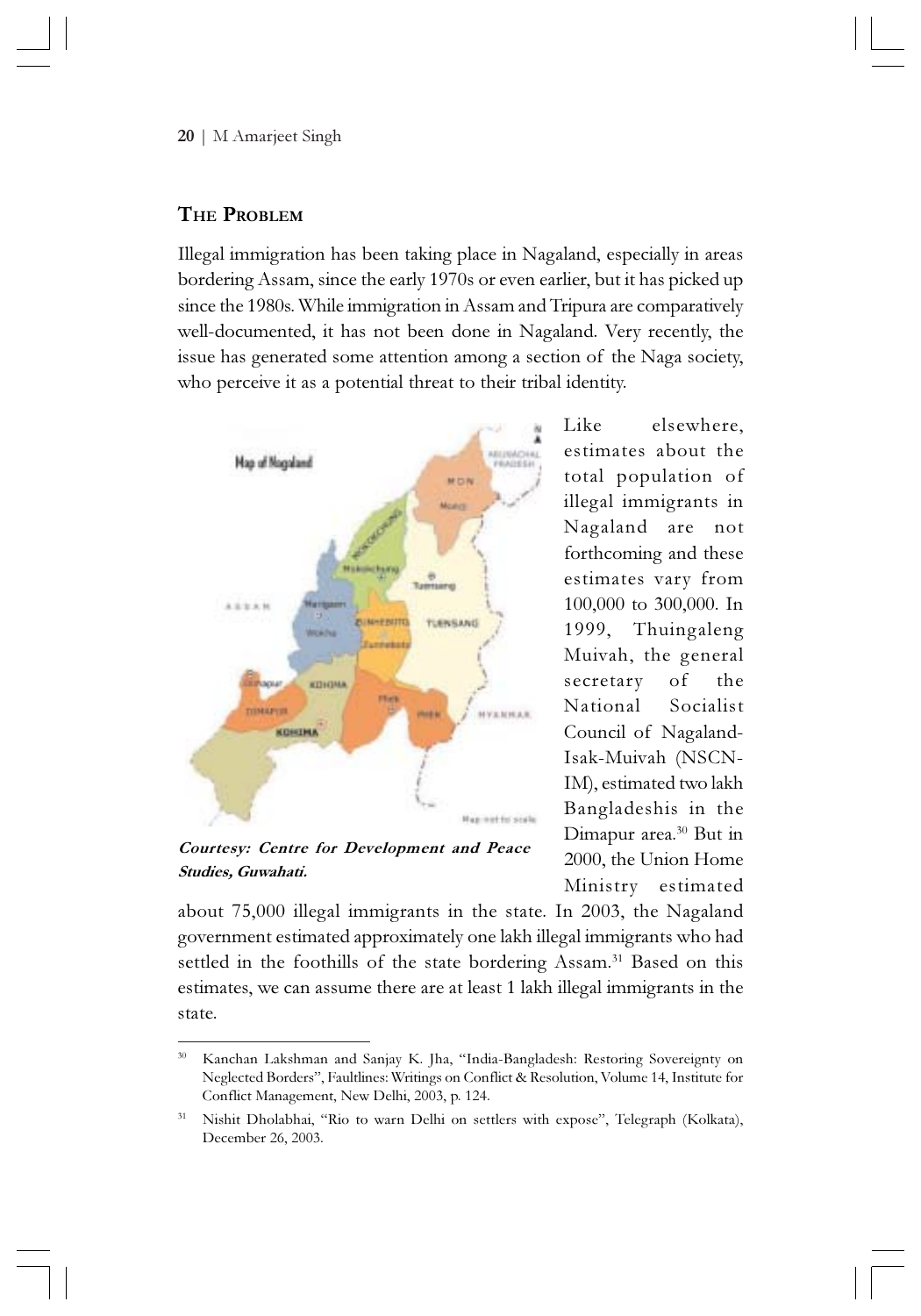## The Problem

Illegal immigration has been taking place in Nagaland, especially in areas bordering Assam, since the early 1970s or even earlier, but it has picked up since the 1980s. While immigration in Assam and Tripura are comparatively well-documented, it has not been done in Nagaland. Very recently, the issue has generated some attention among a section of the Naga society, who perceive it as a potential threat to their tribal identity.

***Courtesy: Centre for Development and Peace Studies, Guwahati.***

Like elsewhere, estimates about the total population of illegal immigrants in Nagaland are not forthcoming and these estimates vary from 100,000 to 300,000. In 1999, Thuingaleng Muivah, the general secretary of the National Socialist Council of Nagaland-Isak-Muivah (NSCN-IM), estimated two lakh Bangladeshis in the Dimapur area.[30] But in 2000, the Union Home Ministry estimated about 75,000 illegal immigrants in the state. In 2003, the Nagaland government estimated approximately one lakh illegal immigrants who had settled in the foothills of the state bordering Assam.[31] Based on this estimates, we can assume there are at least 1 lakh illegal immigrants in the state.

---

[30] Kanchan Lakshman and Sanjay K. Jha, "India-Bangladesh: Restoring Sovereignty on Neglected Borders", Faultlines: Writings on Conflict & Resolution, Volume 14, Institute for Conflict Management, New Delhi, 2003, p. 124.

[31] Nishit Dholabhai, "Rio to warn Delhi on settlers with expose", Telegraph (Kolkata), December 26, 2003.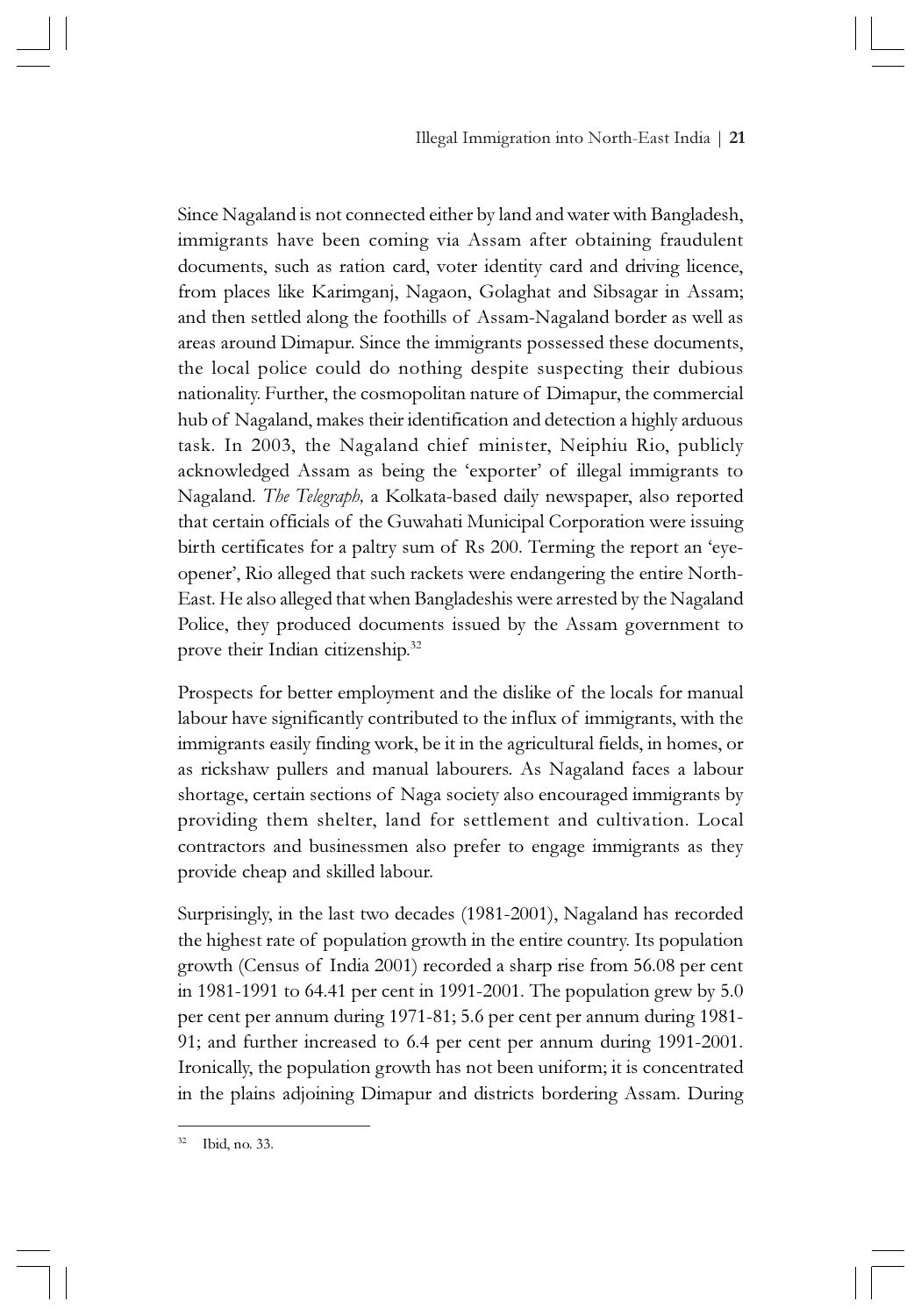Since Nagaland is not connected either by land and water with Bangladesh, immigrants have been coming via Assam after obtaining fraudulent documents, such as ration card, voter identity card and driving licence, from places like Karimganj, Nagaon, Golaghat and Sibsagar in Assam; and then settled along the foothills of Assam-Nagaland border as well as areas around Dimapur. Since the immigrants possessed these documents, the local police could do nothing despite suspecting their dubious nationality. Further, the cosmopolitan nature of Dimapur, the commercial hub of Nagaland, makes their identification and detection a highly arduous task. In 2003, the Nagaland chief minister, Neiphiu Rio, publicly acknowledged Assam as being the 'exporter' of illegal immigrants to Nagaland. *The Telegraph,* a Kolkata-based daily newspaper, also reported that certain officials of the Guwahati Municipal Corporation were issuing birth certificates for a paltry sum of Rs 200. Terming the report an 'eye-opener', Rio alleged that such rackets were endangering the entire North-East. He also alleged that when Bangladeshis were arrested by the Nagaland Police, they produced documents issued by the Assam government to prove their Indian citizenship.[32]

Prospects for better employment and the dislike of the locals for manual labour have significantly contributed to the influx of immigrants, with the immigrants easily finding work, be it in the agricultural fields, in homes, or as rickshaw pullers and manual labourers. As Nagaland faces a labour shortage, certain sections of Naga society also encouraged immigrants by providing them shelter, land for settlement and cultivation. Local contractors and businessmen also prefer to engage immigrants as they provide cheap and skilled labour.

Surprisingly, in the last two decades (1981-2001), Nagaland has recorded the highest rate of population growth in the entire country. Its population growth (Census of India 2001) recorded a sharp rise from 56.08 per cent in 1981-1991 to 64.41 per cent in 1991-2001. The population grew by 5.0 per cent per annum during 1971-81; 5.6 per cent per annum during 1981-91; and further increased to 6.4 per cent per annum during 1991-2001. Ironically, the population growth has not been uniform; it is concentrated in the plains adjoining Dimapur and districts bordering Assam. During

---

[32] Ibid, no. 33.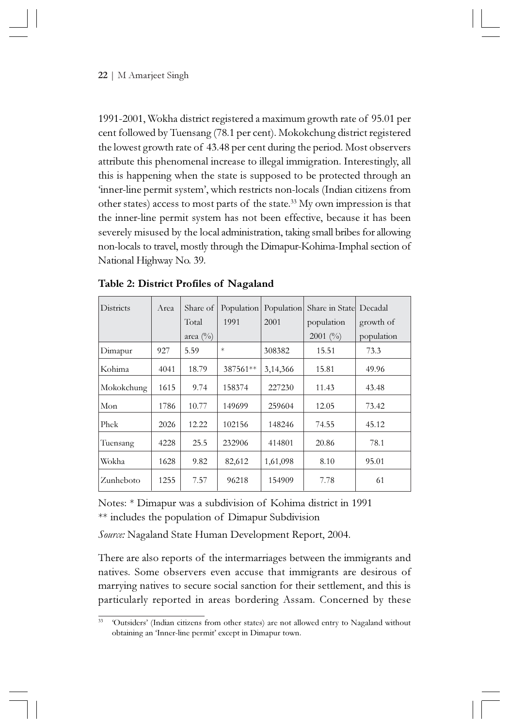1991-2001, Wokha district registered a maximum growth rate of 95.01 per cent followed by Tuensang (78.1 per cent). Mokokchung district registered the lowest growth rate of 43.48 per cent during the period. Most observers attribute this phenomenal increase to illegal immigration. Interestingly, all this is happening when the state is supposed to be protected through an 'inner-line permit system', which restricts non-locals (Indian citizens from other states) access to most parts of the state.[33] My own impression is that the inner-line permit system has not been effective, because it has been severely misused by the local administration, taking small bribes for allowing non-locals to travel, mostly through the Dimapur-Kohima-Imphal section of National Highway No. 39.

**Table 2: District Profiles of Nagaland**

| Districts | Area | Share of Total area (%) | Population 1991 | Population 2001 | Share in State population 2001 (%) | Decadal growth of population |
|---|---|---|---|---|---|---|
| Dimapur | 927 | 5.59 | * | 308382 | 15.51 | 73.3 |
| Kohima | 4041 | 18.79 | 387561** | 3,14,366 | 15.81 | 49.96 |
| Mokokchung | 1615 | 9.74 | 158374 | 227230 | 11.43 | 43.48 |
| Mon | 1786 | 10.77 | 149699 | 259604 | 12.05 | 73.42 |
| Phek | 2026 | 12.22 | 102156 | 148246 | 74.55 | 45.12 |
| Tuensang | 4228 | 25.5 | 232906 | 414801 | 20.86 | 78.1 |
| Wokha | 1628 | 9.82 | 82,612 | 1,61,098 | 8.10 | 95.01 |
| Zunheboto | 1255 | 7.57 | 96218 | 154909 | 7.78 | 61 |

Notes: * Dimapur was a subdivision of Kohima district in 1991
** includes the population of Dimapur Subdivision

*Source:* Nagaland State Human Development Report, 2004.

There are also reports of the intermarriages between the immigrants and natives. Some observers even accuse that immigrants are desirous of marrying natives to secure social sanction for their settlement, and this is particularly reported in areas bordering Assam. Concerned by these

[33] 'Outsiders' (Indian citizens from other states) are not allowed entry to Nagaland without obtaining an 'Inner-line permit' except in Dimapur town.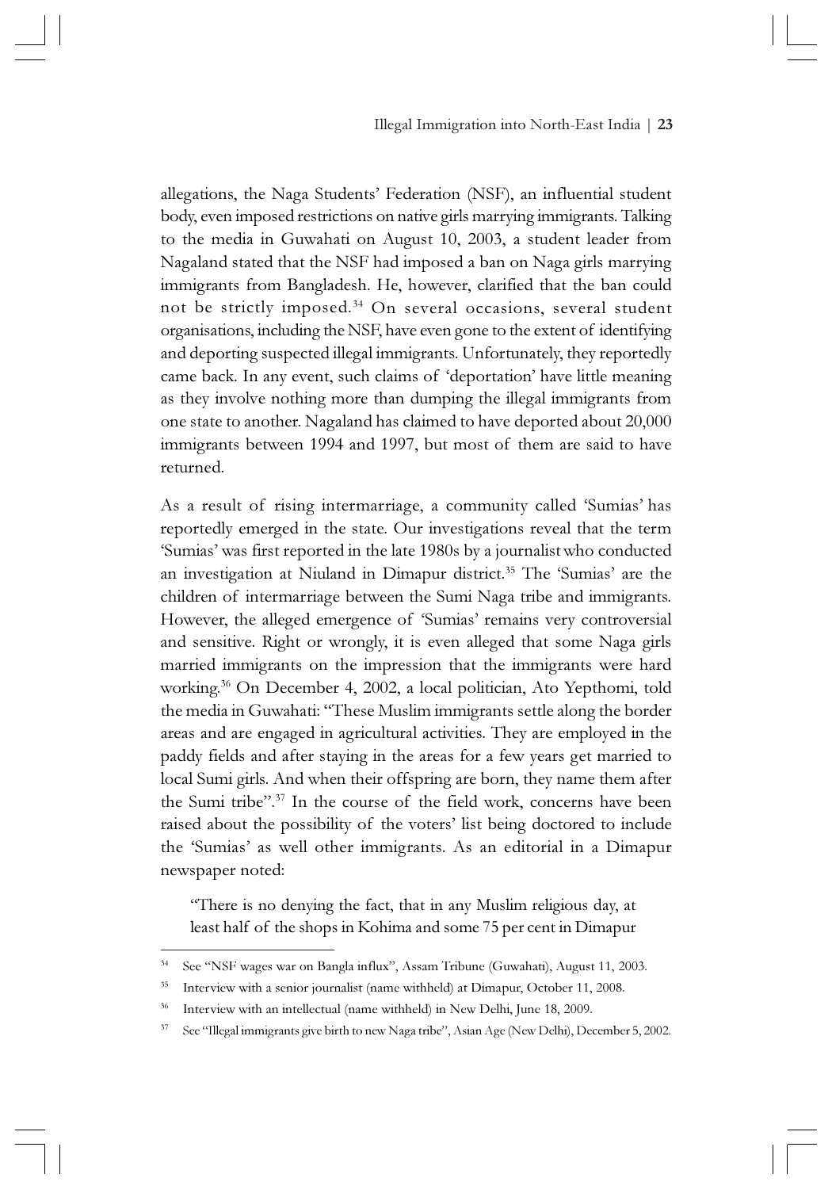allegations, the Naga Students' Federation (NSF), an influential student body, even imposed restrictions on native girls marrying immigrants. Talking to the media in Guwahati on August 10, 2003, a student leader from Nagaland stated that the NSF had imposed a ban on Naga girls marrying immigrants from Bangladesh. He, however, clarified that the ban could not be strictly imposed.[34] On several occasions, several student organisations, including the NSF, have even gone to the extent of identifying and deporting suspected illegal immigrants. Unfortunately, they reportedly came back. In any event, such claims of 'deportation' have little meaning as they involve nothing more than dumping the illegal immigrants from one state to another. Nagaland has claimed to have deported about 20,000 immigrants between 1994 and 1997, but most of them are said to have returned.

As a result of rising intermarriage, a community called 'Sumias' has reportedly emerged in the state. Our investigations reveal that the term 'Sumias' was first reported in the late 1980s by a journalist who conducted an investigation at Niuland in Dimapur district.[35] The 'Sumias' are the children of intermarriage between the Sumi Naga tribe and immigrants. However, the alleged emergence of 'Sumias' remains very controversial and sensitive. Right or wrongly, it is even alleged that some Naga girls married immigrants on the impression that the immigrants were hard working.[36] On December 4, 2002, a local politician, Ato Yepthomi, told the media in Guwahati: "These Muslim immigrants settle along the border areas and are engaged in agricultural activities. They are employed in the paddy fields and after staying in the areas for a few years get married to local Sumi girls. And when their offspring are born, they name them after the Sumi tribe".[37] In the course of the field work, concerns have been raised about the possibility of the voters' list being doctored to include the 'Sumias' as well other immigrants. As an editorial in a Dimapur newspaper noted:

> "There is no denying the fact, that in any Muslim religious day, at least half of the shops in Kohima and some 75 per cent in Dimapur

---

[34] See "NSF wages war on Bangla influx", Assam Tribune (Guwahati), August 11, 2003.

[35] Interview with a senior journalist (name withheld) at Dimapur, October 11, 2008.

[36] Interview with an intellectual (name withheld) in New Delhi, June 18, 2009.

[37] See "Illegal immigrants give birth to new Naga tribe", Asian Age (New Delhi), December 5, 2002.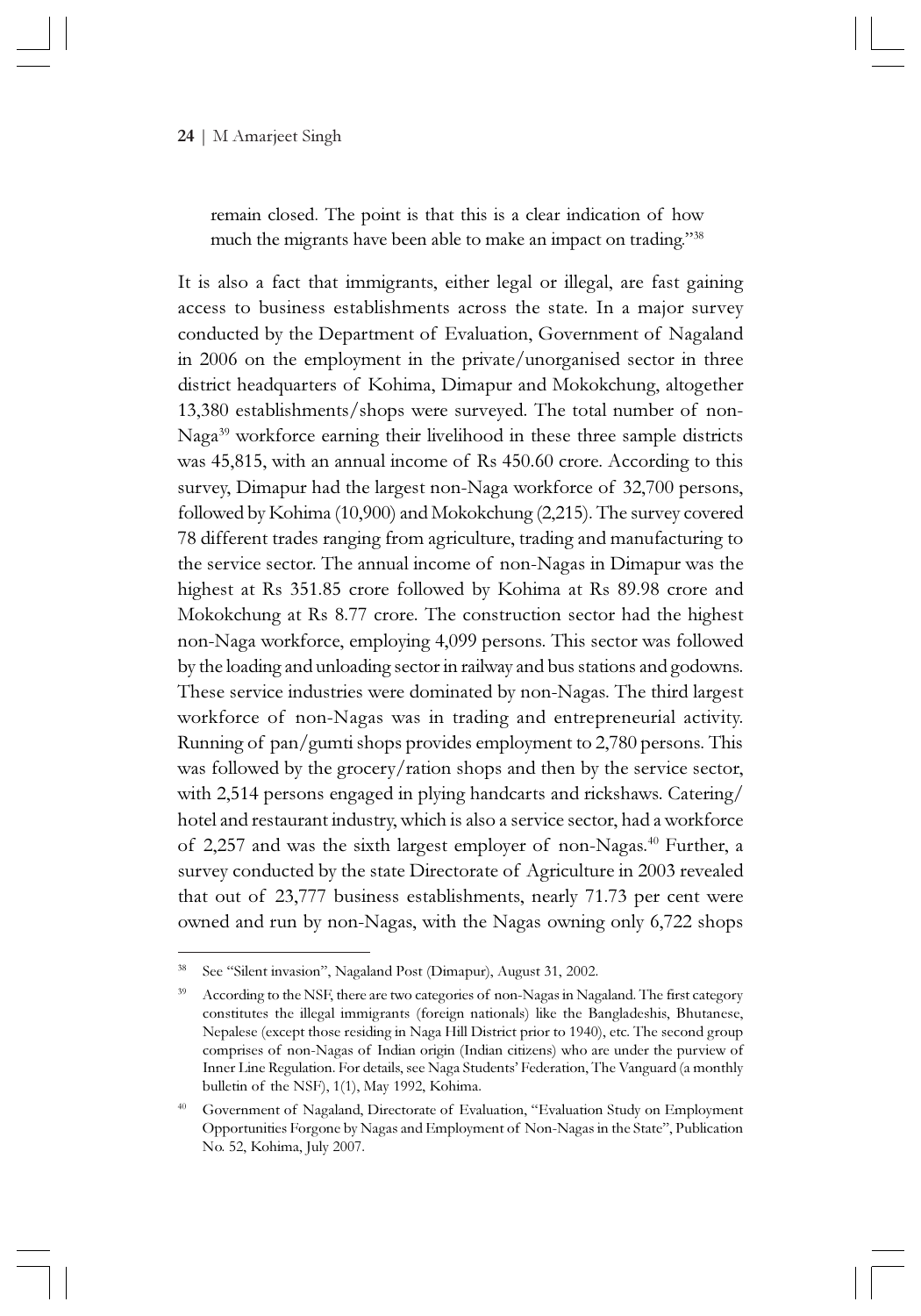remain closed. The point is that this is a clear indication of how much the migrants have been able to make an impact on trading."[38]

It is also a fact that immigrants, either legal or illegal, are fast gaining access to business establishments across the state. In a major survey conducted by the Department of Evaluation, Government of Nagaland in 2006 on the employment in the private/unorganised sector in three district headquarters of Kohima, Dimapur and Mokokchung, altogether 13,380 establishments/shops were surveyed. The total number of non-Naga[39] workforce earning their livelihood in these three sample districts was 45,815, with an annual income of Rs 450.60 crore. According to this survey, Dimapur had the largest non-Naga workforce of 32,700 persons, followed by Kohima (10,900) and Mokokchung (2,215). The survey covered 78 different trades ranging from agriculture, trading and manufacturing to the service sector. The annual income of non-Nagas in Dimapur was the highest at Rs 351.85 crore followed by Kohima at Rs 89.98 crore and Mokokchung at Rs 8.77 crore. The construction sector had the highest non-Naga workforce, employing 4,099 persons. This sector was followed by the loading and unloading sector in railway and bus stations and godowns. These service industries were dominated by non-Nagas. The third largest workforce of non-Nagas was in trading and entrepreneurial activity. Running of pan/gumti shops provides employment to 2,780 persons. This was followed by the grocery/ration shops and then by the service sector, with 2,514 persons engaged in plying handcarts and rickshaws. Catering/hotel and restaurant industry, which is also a service sector, had a workforce of 2,257 and was the sixth largest employer of non-Nagas.[40] Further, a survey conducted by the state Directorate of Agriculture in 2003 revealed that out of 23,777 business establishments, nearly 71.73 per cent were owned and run by non-Nagas, with the Nagas owning only 6,722 shops

---

[38] See "Silent invasion", Nagaland Post (Dimapur), August 31, 2002.

[39] According to the NSF, there are two categories of non-Nagas in Nagaland. The first category constitutes the illegal immigrants (foreign nationals) like the Bangladeshis, Bhutanese, Nepalese (except those residing in Naga Hill District prior to 1940), etc. The second group comprises of non-Nagas of Indian origin (Indian citizens) who are under the purview of Inner Line Regulation. For details, see Naga Students' Federation, The Vanguard (a monthly bulletin of the NSF), 1(1), May 1992, Kohima.

[40] Government of Nagaland, Directorate of Evaluation, "Evaluation Study on Employment Opportunities Forgone by Nagas and Employment of Non-Nagas in the State", Publication No. 52, Kohima, July 2007.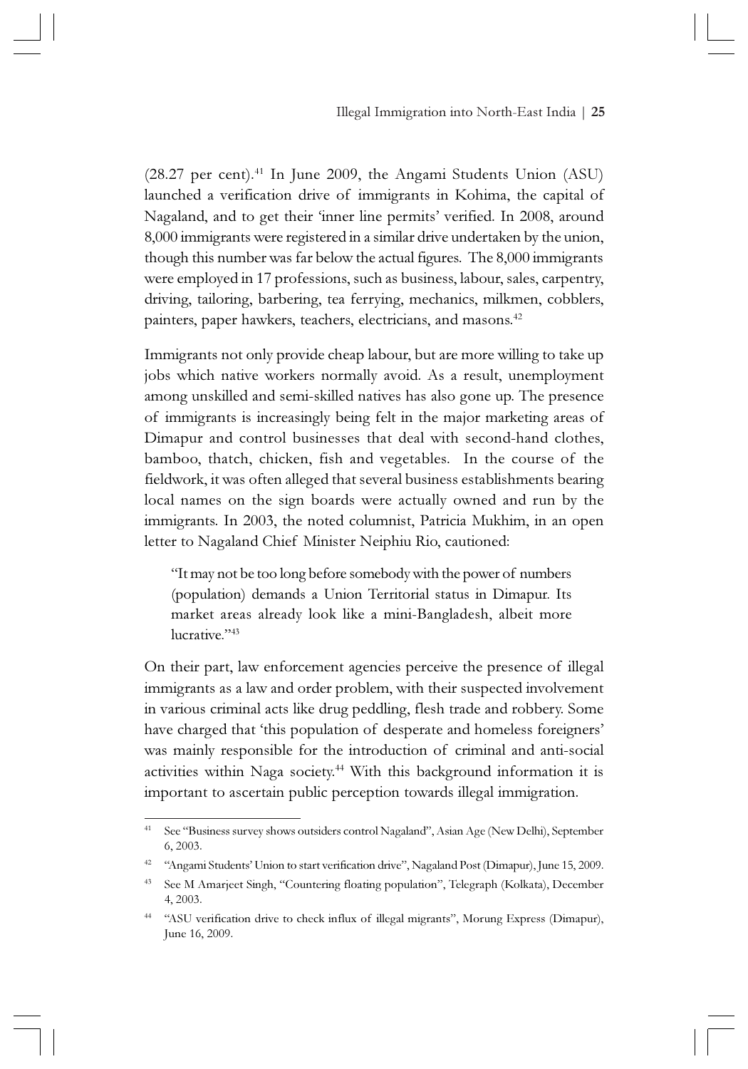(28.27 per cent).[41] In June 2009, the Angami Students Union (ASU) launched a verification drive of immigrants in Kohima, the capital of Nagaland, and to get their 'inner line permits' verified. In 2008, around 8,000 immigrants were registered in a similar drive undertaken by the union, though this number was far below the actual figures. The 8,000 immigrants were employed in 17 professions, such as business, labour, sales, carpentry, driving, tailoring, barbering, tea ferrying, mechanics, milkmen, cobblers, painters, paper hawkers, teachers, electricians, and masons.[42]

Immigrants not only provide cheap labour, but are more willing to take up jobs which native workers normally avoid. As a result, unemployment among unskilled and semi-skilled natives has also gone up. The presence of immigrants is increasingly being felt in the major marketing areas of Dimapur and control businesses that deal with second-hand clothes, bamboo, thatch, chicken, fish and vegetables. In the course of the fieldwork, it was often alleged that several business establishments bearing local names on the sign boards were actually owned and run by the immigrants. In 2003, the noted columnist, Patricia Mukhim, in an open letter to Nagaland Chief Minister Neiphiu Rio, cautioned:

> "It may not be too long before somebody with the power of numbers (population) demands a Union Territorial status in Dimapur. Its market areas already look like a mini-Bangladesh, albeit more lucrative."[43]

On their part, law enforcement agencies perceive the presence of illegal immigrants as a law and order problem, with their suspected involvement in various criminal acts like drug peddling, flesh trade and robbery. Some have charged that 'this population of desperate and homeless foreigners' was mainly responsible for the introduction of criminal and anti-social activities within Naga society.[44] With this background information it is important to ascertain public perception towards illegal immigration.

---

[41] See "Business survey shows outsiders control Nagaland", Asian Age (New Delhi), September 6, 2003.

[42] "Angami Students' Union to start verification drive", Nagaland Post (Dimapur), June 15, 2009.

[43] See M Amarjeet Singh, "Countering floating population", Telegraph (Kolkata), December 4, 2003.

[44] "ASU verification drive to check influx of illegal migrants", Morung Express (Dimapur), June 16, 2009.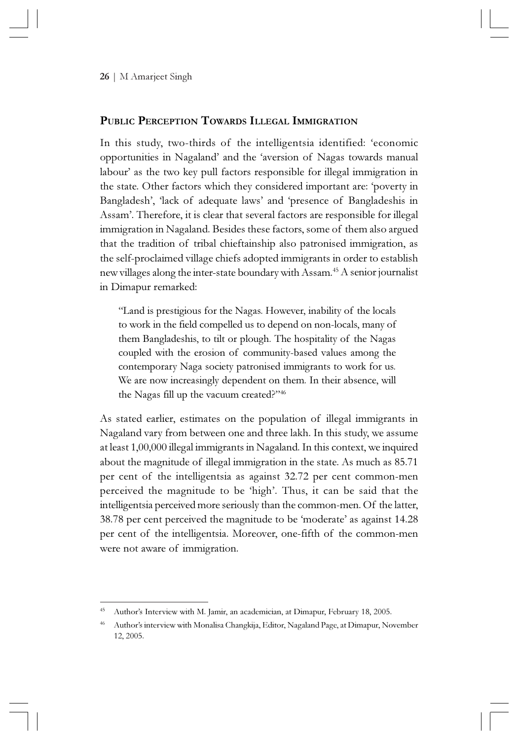## Public Perception Towards Illegal Immigration

In this study, two-thirds of the intelligentsia identified: 'economic opportunities in Nagaland' and the 'aversion of Nagas towards manual labour' as the two key pull factors responsible for illegal immigration in the state. Other factors which they considered important are: 'poverty in Bangladesh', 'lack of adequate laws' and 'presence of Bangladeshis in Assam'. Therefore, it is clear that several factors are responsible for illegal immigration in Nagaland. Besides these factors, some of them also argued that the tradition of tribal chieftainship also patronised immigration, as the self-proclaimed village chiefs adopted immigrants in order to establish new villages along the inter-state boundary with Assam.[45] A senior journalist in Dimapur remarked:

> "Land is prestigious for the Nagas. However, inability of the locals to work in the field compelled us to depend on non-locals, many of them Bangladeshis, to tilt or plough. The hospitality of the Nagas coupled with the erosion of community-based values among the contemporary Naga society patronised immigrants to work for us. We are now increasingly dependent on them. In their absence, will the Nagas fill up the vacuum created?"[46]

As stated earlier, estimates on the population of illegal immigrants in Nagaland vary from between one and three lakh. In this study, we assume at least 1,00,000 illegal immigrants in Nagaland. In this context, we inquired about the magnitude of illegal immigration in the state. As much as 85.71 per cent of the intelligentsia as against 32.72 per cent common-men perceived the magnitude to be 'high'. Thus, it can be said that the intelligentsia perceived more seriously than the common-men. Of the latter, 38.78 per cent perceived the magnitude to be 'moderate' as against 14.28 per cent of the intelligentsia. Moreover, one-fifth of the common-men were not aware of immigration.

---

[45] Author's Interview with M. Jamir, an academician, at Dimapur, February 18, 2005.

[46] Author's interview with Monalisa Changkija, Editor, Nagaland Page, at Dimapur, November 12, 2005.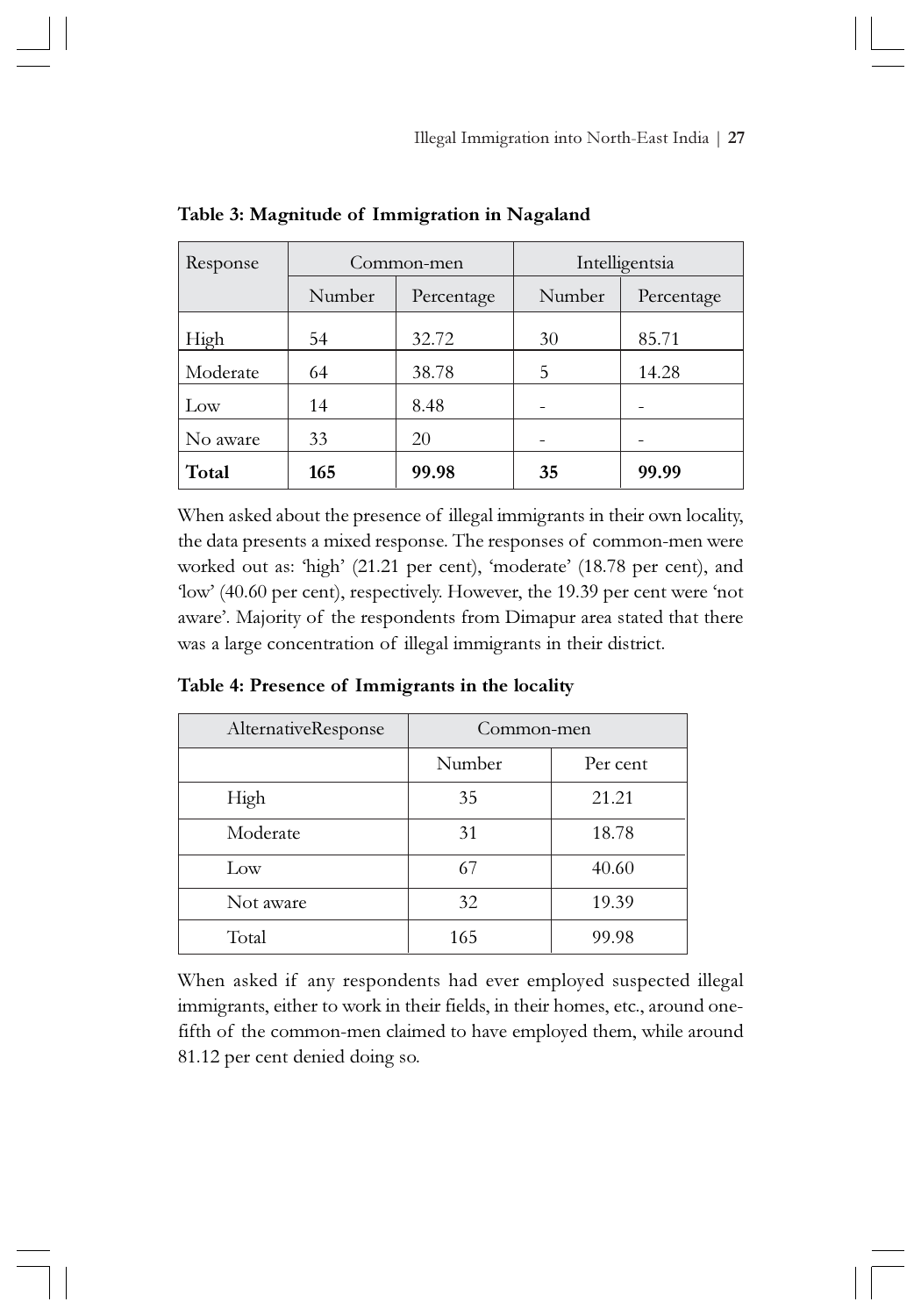**Table 3: Magnitude of Immigration in Nagaland**

| Response | Common-men | | Intelligentsia | |
|---|---|---|---|---|
| | Number | Percentage | Number | Percentage |
| High | 54 | 32.72 | 30 | 85.71 |
| Moderate | 64 | 38.78 | 5 | 14.28 |
| Low | 14 | 8.48 | - | - |
| No aware | 33 | 20 | - | - |
| **Total** | **165** | **99.98** | **35** | **99.99** |

When asked about the presence of illegal immigrants in their own locality, the data presents a mixed response. The responses of common-men were worked out as: 'high' (21.21 per cent), 'moderate' (18.78 per cent), and 'low' (40.60 per cent), respectively. However, the 19.39 per cent were 'not aware'. Majority of the respondents from Dimapur area stated that there was a large concentration of illegal immigrants in their district.

**Table 4: Presence of Immigrants in the locality**

| AlternativeResponse | Common-men | |
|---|---|---|
| | Number | Per cent |
| High | 35 | 21.21 |
| Moderate | 31 | 18.78 |
| Low | 67 | 40.60 |
| Not aware | 32 | 19.39 |
| Total | 165 | 99.98 |

When asked if any respondents had ever employed suspected illegal immigrants, either to work in their fields, in their homes, etc., around one-fifth of the common-men claimed to have employed them, while around 81.12 per cent denied doing so.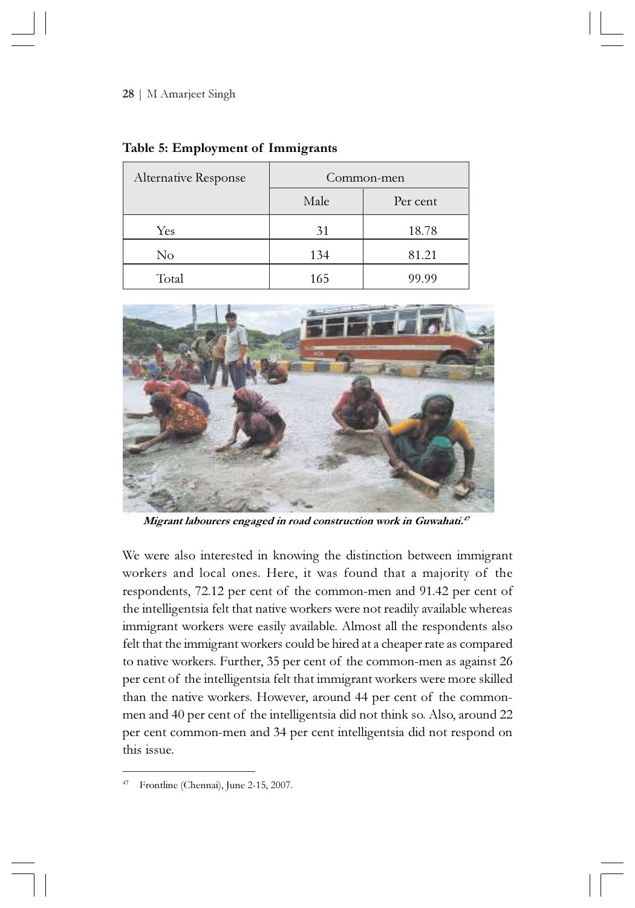**Table 5: Employment of Immigrants**

| Alternative Response | Common-men | |
|---|---|---|
| | Male | Per cent |
| Yes | 31 | 18.78 |
| No | 134 | 81.21 |
| Total | 165 | 99.99 |

***Migrant labourers engaged in road construction work in Guwahati.***[47]

We were also interested in knowing the distinction between immigrant workers and local ones. Here, it was found that a majority of the respondents, 72.12 per cent of the common-men and 91.42 per cent of the intelligentsia felt that native workers were not readily available whereas immigrant workers were easily available. Almost all the respondents also felt that the immigrant workers could be hired at a cheaper rate as compared to native workers. Further, 35 per cent of the common-men as against 26 per cent of the intelligentsia felt that immigrant workers were more skilled than the native workers. However, around 44 per cent of the common-men and 40 per cent of the intelligentsia did not think so. Also, around 22 per cent common-men and 34 per cent intelligentsia did not respond on this issue.

---

[47] Frontline (Chennai), June 2-15, 2007.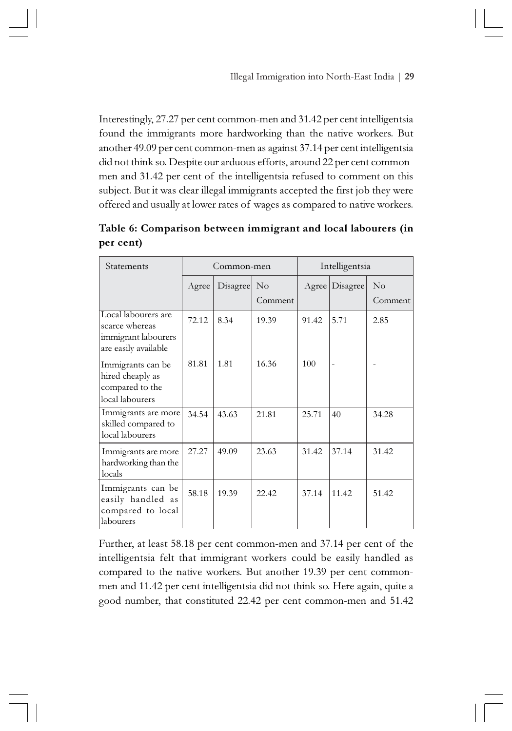Interestingly, 27.27 per cent common-men and 31.42 per cent intelligentsia found the immigrants more hardworking than the native workers. But another 49.09 per cent common-men as against 37.14 per cent intelligentsia did not think so. Despite our arduous efforts, around 22 per cent common-men and 31.42 per cent of the intelligentsia refused to comment on this subject. But it was clear illegal immigrants accepted the first job they were offered and usually at lower rates of wages as compared to native workers.

**Table 6: Comparison between immigrant and local labourers (in per cent)**

| Statements | Common-men | | | Intelligentsia | | |
|---|---|---|---|---|---|---|
| | Agree | Disagree | No Comment | Agree | Disagree | No Comment |
| Local labourers are scarce whereas immigrant labourers are easily available | 72.12 | 8.34 | 19.39 | 91.42 | 5.71 | 2.85 |
| Immigrants can be hired cheaply as compared to the local labourers | 81.81 | 1.81 | 16.36 | 100 | - | - |
| Immigrants are more skilled compared to local labourers | 34.54 | 43.63 | 21.81 | 25.71 | 40 | 34.28 |
| Immigrants are more hardworking than the locals | 27.27 | 49.09 | 23.63 | 31.42 | 37.14 | 31.42 |
| Immigrants can be easily handled as compared to local labourers | 58.18 | 19.39 | 22.42 | 37.14 | 11.42 | 51.42 |

Further, at least 58.18 per cent common-men and 37.14 per cent of the intelligentsia felt that immigrant workers could be easily handled as compared to the native workers. But another 19.39 per cent common-men and 11.42 per cent intelligentsia did not think so. Here again, quite a good number, that constituted 22.42 per cent common-men and 51.42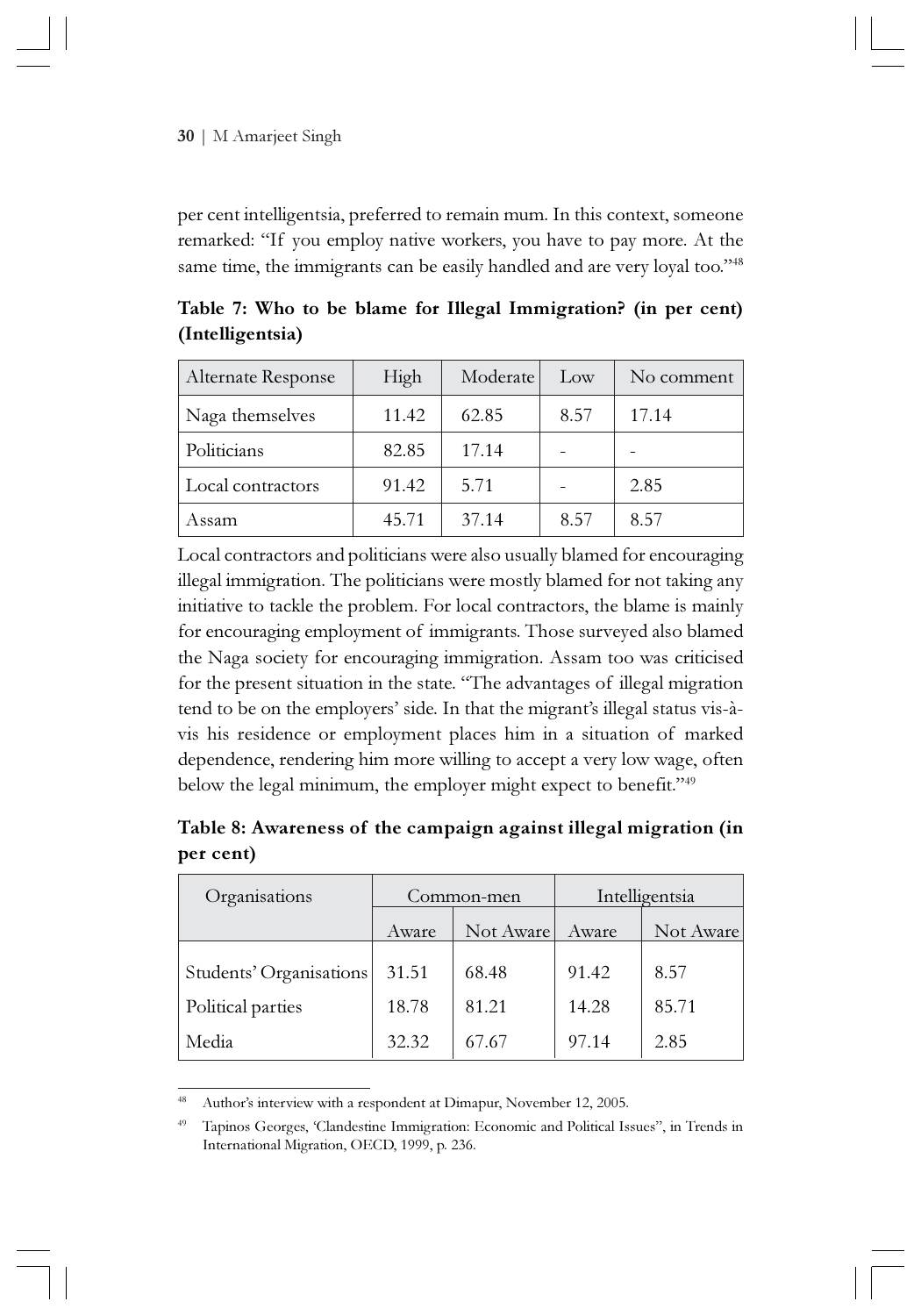per cent intelligentsia, preferred to remain mum. In this context, someone remarked: "If you employ native workers, you have to pay more. At the same time, the immigrants can be easily handled and are very loyal too."[48]

**Table 7: Who to be blame for Illegal Immigration? (in per cent) (Intelligentsia)**

| Alternate Response | High | Moderate | Low | No comment |
|---|---|---|---|---|
| Naga themselves | 11.42 | 62.85 | 8.57 | 17.14 |
| Politicians | 82.85 | 17.14 | - | - |
| Local contractors | 91.42 | 5.71 | - | 2.85 |
| Assam | 45.71 | 37.14 | 8.57 | 8.57 |

Local contractors and politicians were also usually blamed for encouraging illegal immigration. The politicians were mostly blamed for not taking any initiative to tackle the problem. For local contractors, the blame is mainly for encouraging employment of immigrants. Those surveyed also blamed the Naga society for encouraging immigration. Assam too was criticised for the present situation in the state. "The advantages of illegal migration tend to be on the employers' side. In that the migrant's illegal status vis-à-vis his residence or employment places him in a situation of marked dependence, rendering him more willing to accept a very low wage, often below the legal minimum, the employer might expect to benefit."[49]

**Table 8: Awareness of the campaign against illegal migration (in per cent)**

| Organisations | Common-men | | Intelligentsia | |
|---|---|---|---|---|
| | Aware | Not Aware | Aware | Not Aware |
| Students' Organisations | 31.51 | 68.48 | 91.42 | 8.57 |
| Political parties | 18.78 | 81.21 | 14.28 | 85.71 |
| Media | 32.32 | 67.67 | 97.14 | 2.85 |

---

48 Author's interview with a respondent at Dimapur, November 12, 2005.

49 Tapinos Georges, 'Clandestine Immigration: Economic and Political Issues", in Trends in International Migration, OECD, 1999, p. 236.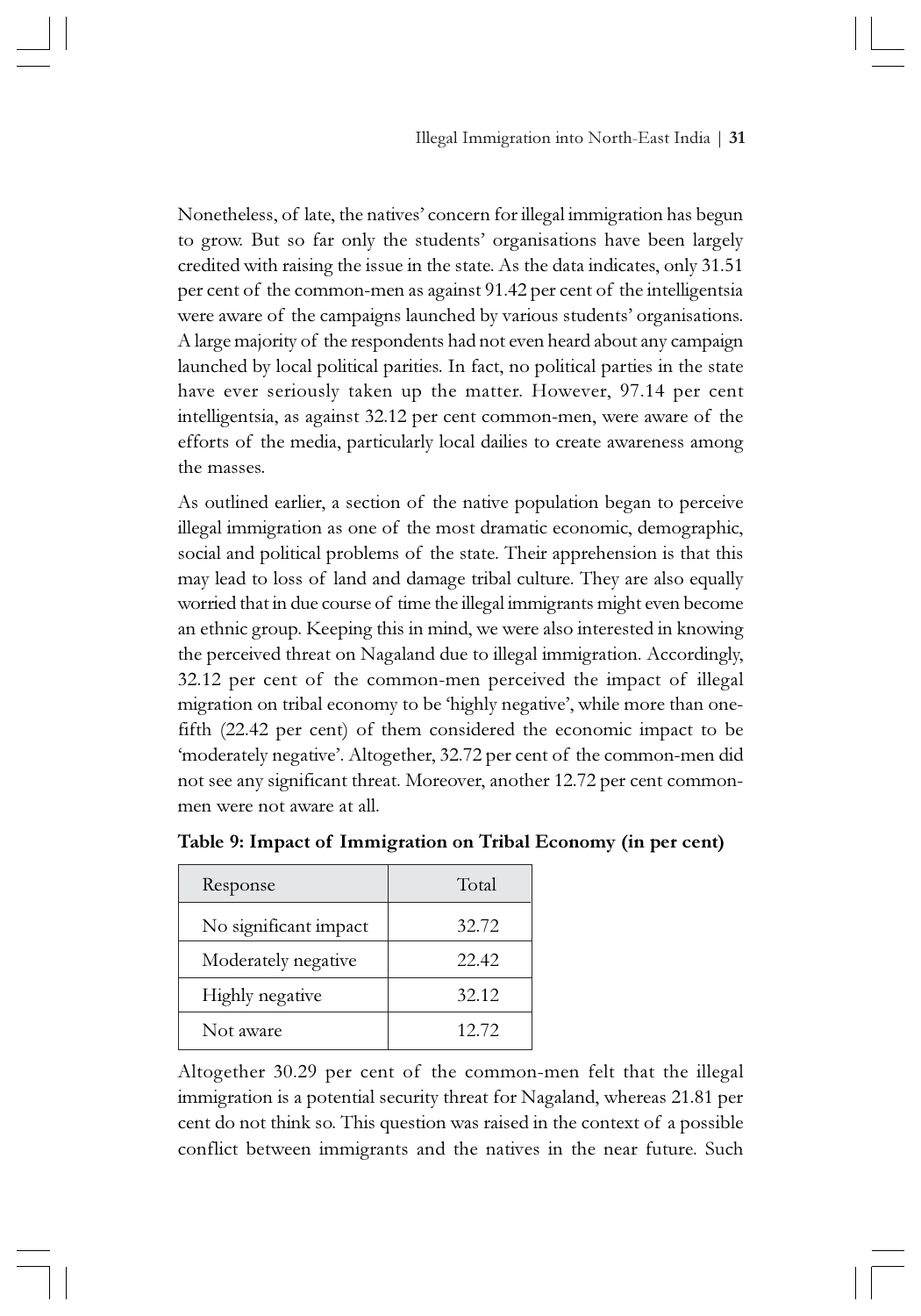Nonetheless, of late, the natives' concern for illegal immigration has begun to grow. But so far only the students' organisations have been largely credited with raising the issue in the state. As the data indicates, only 31.51 per cent of the common-men as against 91.42 per cent of the intelligentsia were aware of the campaigns launched by various students' organisations. A large majority of the respondents had not even heard about any campaign launched by local political parities. In fact, no political parties in the state have ever seriously taken up the matter. However, 97.14 per cent intelligentsia, as against 32.12 per cent common-men, were aware of the efforts of the media, particularly local dailies to create awareness among the masses.

As outlined earlier, a section of the native population began to perceive illegal immigration as one of the most dramatic economic, demographic, social and political problems of the state. Their apprehension is that this may lead to loss of land and damage tribal culture. They are also equally worried that in due course of time the illegal immigrants might even become an ethnic group. Keeping this in mind, we were also interested in knowing the perceived threat on Nagaland due to illegal immigration. Accordingly, 32.12 per cent of the common-men perceived the impact of illegal migration on tribal economy to be 'highly negative', while more than one-fifth (22.42 per cent) of them considered the economic impact to be 'moderately negative'. Altogether, 32.72 per cent of the common-men did not see any significant threat. Moreover, another 12.72 per cent common-men were not aware at all.

**Table 9: Impact of Immigration on Tribal Economy (in per cent)**

| Response | Total |
|---|---|
| No significant impact | 32.72 |
| Moderately negative | 22.42 |
| Highly negative | 32.12 |
| Not aware | 12.72 |

Altogether 30.29 per cent of the common-men felt that the illegal immigration is a potential security threat for Nagaland, whereas 21.81 per cent do not think so. This question was raised in the context of a possible conflict between immigrants and the natives in the near future. Such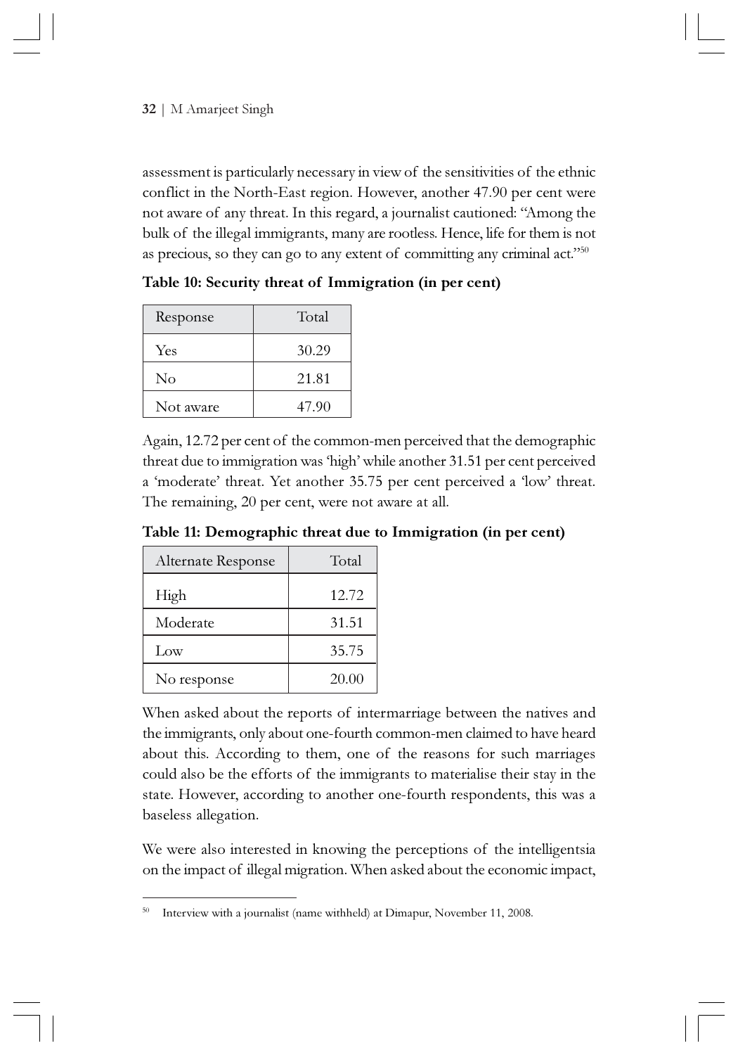assessment is particularly necessary in view of the sensitivities of the ethnic conflict in the North-East region. However, another 47.90 per cent were not aware of any threat. In this regard, a journalist cautioned: "Among the bulk of the illegal immigrants, many are rootless. Hence, life for them is not as precious, so they can go to any extent of committing any criminal act."[50]

**Table 10: Security threat of Immigration (in per cent)**

| Response | Total |
|---|---|
| Yes | 30.29 |
| No | 21.81 |
| Not aware | 47.90 |

Again, 12.72 per cent of the common-men perceived that the demographic threat due to immigration was 'high' while another 31.51 per cent perceived a 'moderate' threat. Yet another 35.75 per cent perceived a 'low' threat. The remaining, 20 per cent, were not aware at all.

**Table 11: Demographic threat due to Immigration (in per cent)**

| Alternate Response | Total |
|---|---|
| High | 12.72 |
| Moderate | 31.51 |
| Low | 35.75 |
| No response | 20.00 |

When asked about the reports of intermarriage between the natives and the immigrants, only about one-fourth common-men claimed to have heard about this. According to them, one of the reasons for such marriages could also be the efforts of the immigrants to materialise their stay in the state. However, according to another one-fourth respondents, this was a baseless allegation.

We were also interested in knowing the perceptions of the intelligentsia on the impact of illegal migration. When asked about the economic impact,

[50] Interview with a journalist (name withheld) at Dimapur, November 11, 2008.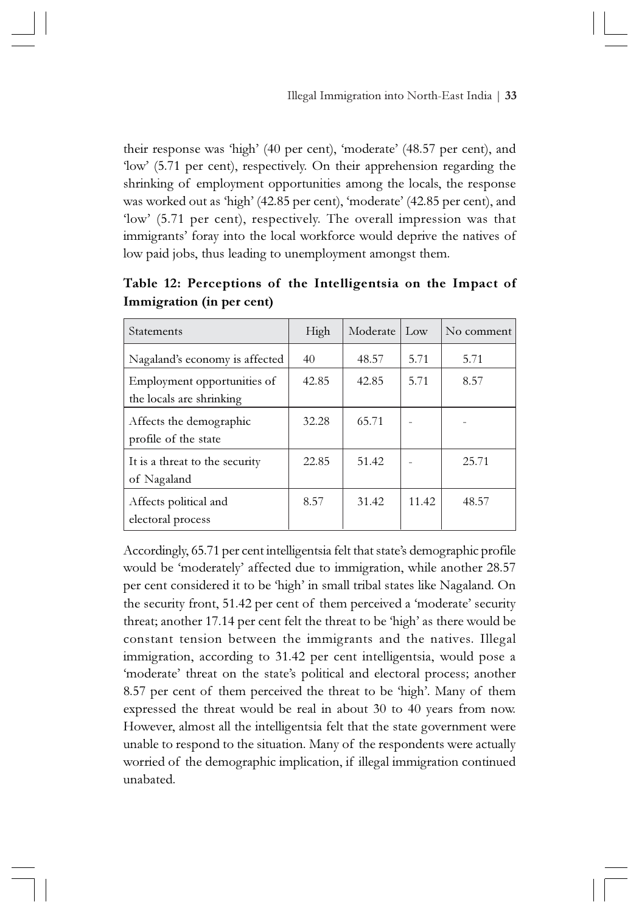their response was 'high' (40 per cent), 'moderate' (48.57 per cent), and 'low' (5.71 per cent), respectively. On their apprehension regarding the shrinking of employment opportunities among the locals, the response was worked out as 'high' (42.85 per cent), 'moderate' (42.85 per cent), and 'low' (5.71 per cent), respectively. The overall impression was that immigrants' foray into the local workforce would deprive the natives of low paid jobs, thus leading to unemployment amongst them.

**Table 12: Perceptions of the Intelligentsia on the Impact of Immigration (in per cent)**

| Statements | High | Moderate | Low | No comment |
|---|---|---|---|---|
| Nagaland's economy is affected | 40 | 48.57 | 5.71 | 5.71 |
| Employment opportunities of the locals are shrinking | 42.85 | 42.85 | 5.71 | 8.57 |
| Affects the demographic profile of the state | 32.28 | 65.71 | - | - |
| It is a threat to the security of Nagaland | 22.85 | 51.42 | - | 25.71 |
| Affects political and electoral process | 8.57 | 31.42 | 11.42 | 48.57 |

Accordingly, 65.71 per cent intelligentsia felt that state's demographic profile would be 'moderately' affected due to immigration, while another 28.57 per cent considered it to be 'high' in small tribal states like Nagaland. On the security front, 51.42 per cent of them perceived a 'moderate' security threat; another 17.14 per cent felt the threat to be 'high' as there would be constant tension between the immigrants and the natives. Illegal immigration, according to 31.42 per cent intelligentsia, would pose a 'moderate' threat on the state's political and electoral process; another 8.57 per cent of them perceived the threat to be 'high'. Many of them expressed the threat would be real in about 30 to 40 years from now. However, almost all the intelligentsia felt that the state government were unable to respond to the situation. Many of the respondents were actually worried of the demographic implication, if illegal immigration continued unabated.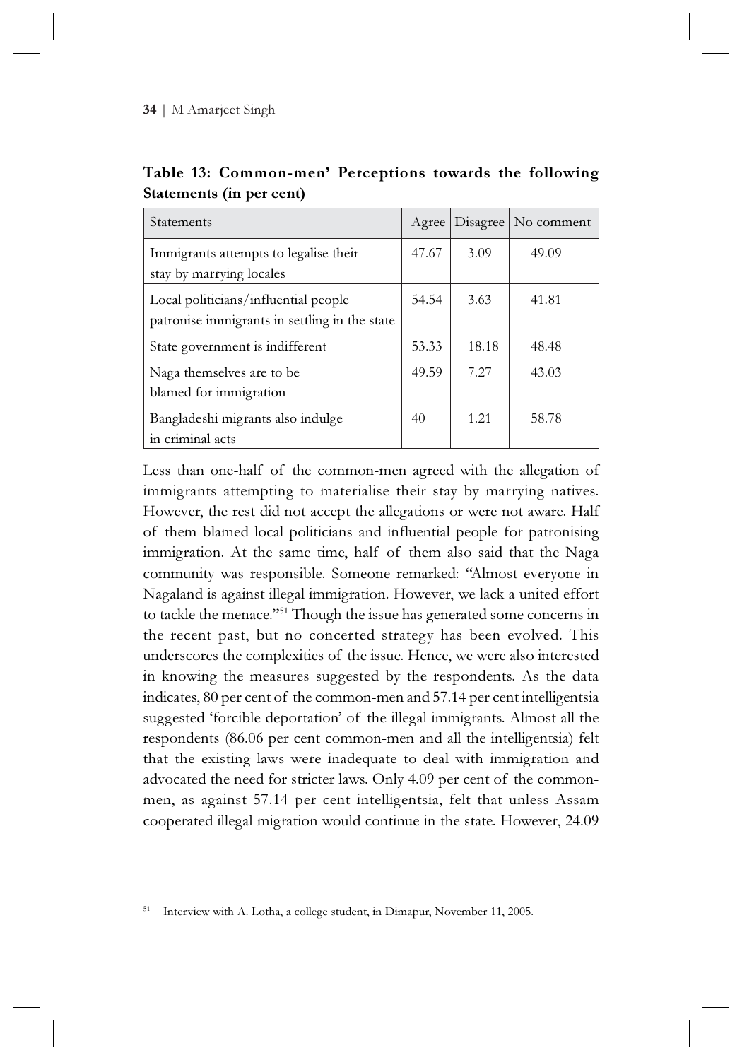**Table 13: Common-men' Perceptions towards the following Statements (in per cent)**

| Statements | Agree | Disagree | No comment |
|---|---|---|---|
| Immigrants attempts to legalise their stay by marrying locales | 47.67 | 3.09 | 49.09 |
| Local politicians/influential people patronise immigrants in settling in the state | 54.54 | 3.63 | 41.81 |
| State government is indifferent | 53.33 | 18.18 | 48.48 |
| Naga themselves are to be blamed for immigration | 49.59 | 7.27 | 43.03 |
| Bangladeshi migrants also indulge in criminal acts | 40 | 1.21 | 58.78 |

Less than one-half of the common-men agreed with the allegation of immigrants attempting to materialise their stay by marrying natives. However, the rest did not accept the allegations or were not aware. Half of them blamed local politicians and influential people for patronising immigration. At the same time, half of them also said that the Naga community was responsible. Someone remarked: "Almost everyone in Nagaland is against illegal immigration. However, we lack a united effort to tackle the menace."[51] Though the issue has generated some concerns in the recent past, but no concerted strategy has been evolved. This underscores the complexities of the issue. Hence, we were also interested in knowing the measures suggested by the respondents. As the data indicates, 80 per cent of the common-men and 57.14 per cent intelligentsia suggested 'forcible deportation' of the illegal immigrants. Almost all the respondents (86.06 per cent common-men and all the intelligentsia) felt that the existing laws were inadequate to deal with immigration and advocated the need for stricter laws. Only 4.09 per cent of the common-men, as against 57.14 per cent intelligentsia, felt that unless Assam cooperated illegal migration would continue in the state. However, 24.09

---

[51] Interview with A. Lotha, a college student, in Dimapur, November 11, 2005.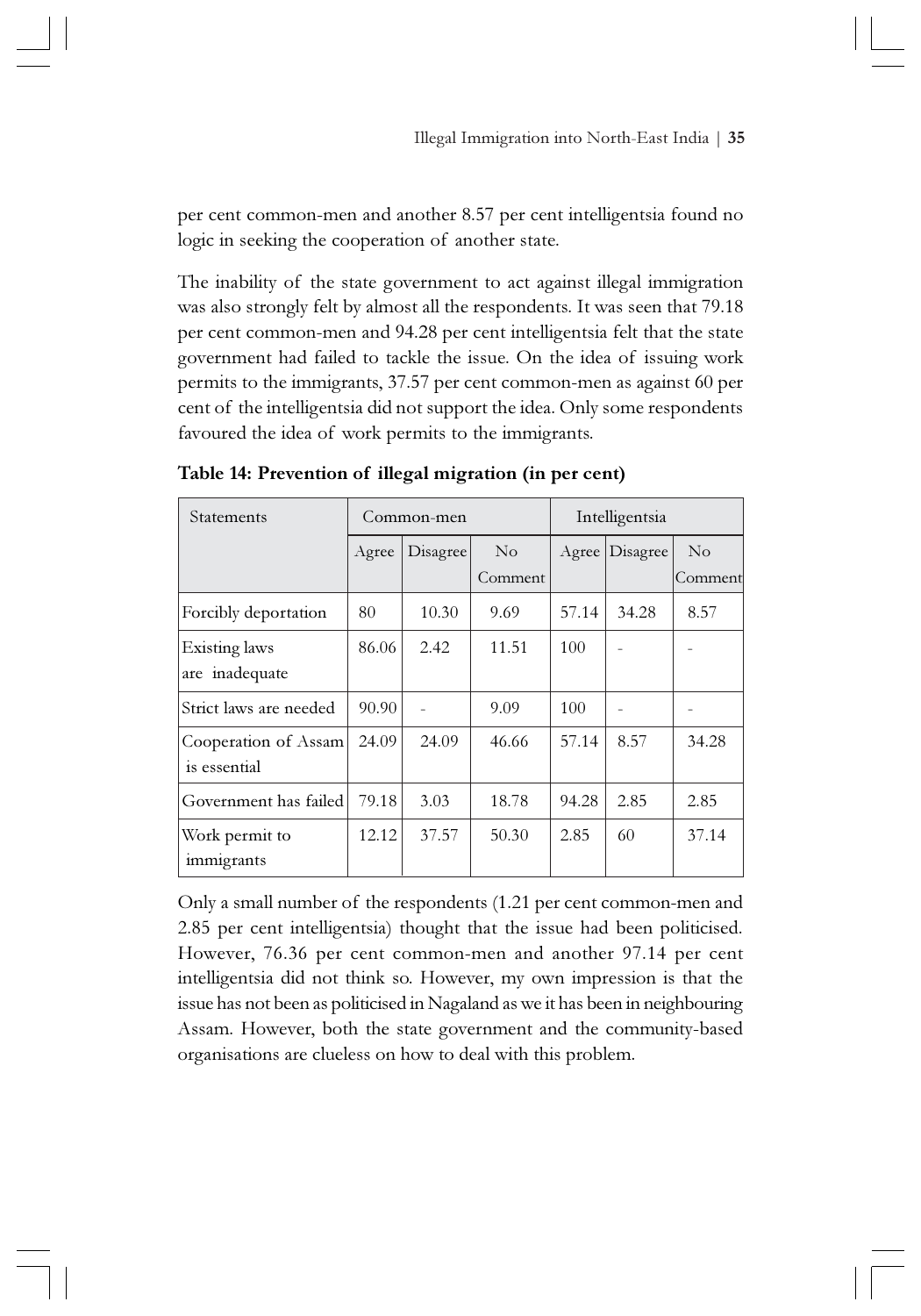per cent common-men and another 8.57 per cent intelligentsia found no logic in seeking the cooperation of another state.

The inability of the state government to act against illegal immigration was also strongly felt by almost all the respondents. It was seen that 79.18 per cent common-men and 94.28 per cent intelligentsia felt that the state government had failed to tackle the issue. On the idea of issuing work permits to the immigrants, 37.57 per cent common-men as against 60 per cent of the intelligentsia did not support the idea. Only some respondents favoured the idea of work permits to the immigrants.

**Table 14: Prevention of illegal migration (in per cent)**

| Statements | Common-men | | | Intelligentsia | | |
|---|---|---|---|---|---|---|
| | Agree | Disagree | No Comment | Agree | Disagree | No Comment |
| Forcibly deportation | 80 | 10.30 | 9.69 | 57.14 | 34.28 | 8.57 |
| Existing laws are inadequate | 86.06 | 2.42 | 11.51 | 100 | - | - |
| Strict laws are needed | 90.90 | - | 9.09 | 100 | - | - |
| Cooperation of Assam is essential | 24.09 | 24.09 | 46.66 | 57.14 | 8.57 | 34.28 |
| Government has failed | 79.18 | 3.03 | 18.78 | 94.28 | 2.85 | 2.85 |
| Work permit to immigrants | 12.12 | 37.57 | 50.30 | 2.85 | 60 | 37.14 |

Only a small number of the respondents (1.21 per cent common-men and 2.85 per cent intelligentsia) thought that the issue had been politicised. However, 76.36 per cent common-men and another 97.14 per cent intelligentsia did not think so. However, my own impression is that the issue has not been as politicised in Nagaland as we it has been in neighbouring Assam. However, both the state government and the community-based organisations are clueless on how to deal with this problem.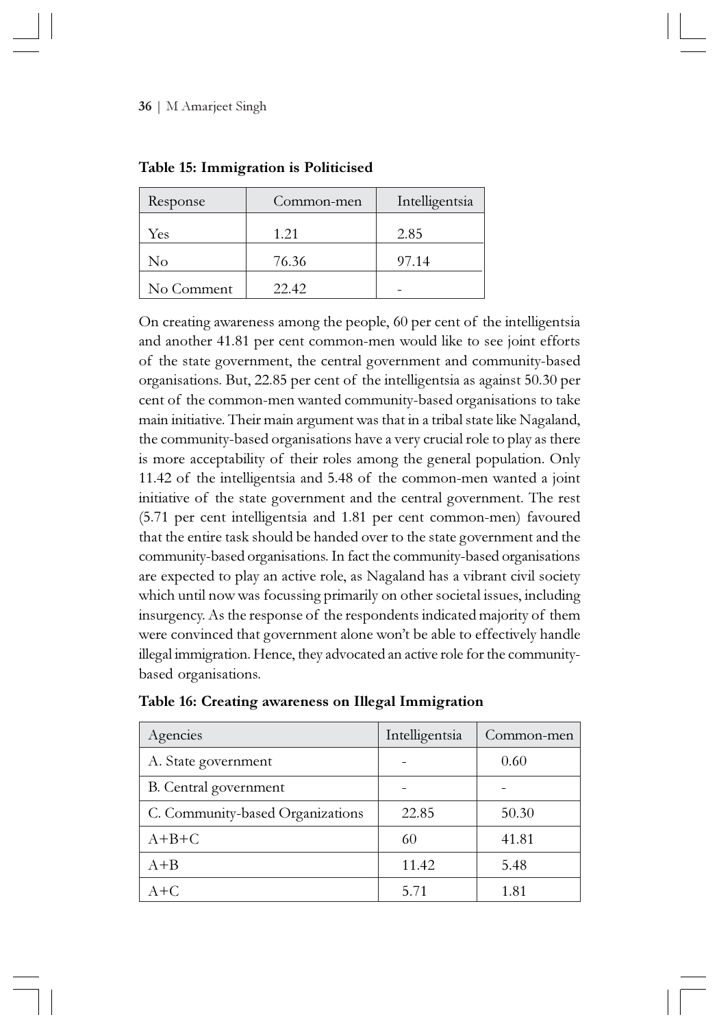**Table 15: Immigration is Politicised**

| Response | Common-men | Intelligentsia |
|---|---|---|
| Yes | 1.21 | 2.85 |
| No | 76.36 | 97.14 |
| No Comment | 22.42 | - |

On creating awareness among the people, 60 per cent of the intelligentsia and another 41.81 per cent common-men would like to see joint efforts of the state government, the central government and community-based organisations. But, 22.85 per cent of the intelligentsia as against 50.30 per cent of the common-men wanted community-based organisations to take main initiative. Their main argument was that in a tribal state like Nagaland, the community-based organisations have a very crucial role to play as there is more acceptability of their roles among the general population. Only 11.42 of the intelligentsia and 5.48 of the common-men wanted a joint initiative of the state government and the central government. The rest (5.71 per cent intelligentsia and 1.81 per cent common-men) favoured that the entire task should be handed over to the state government and the community-based organisations. In fact the community-based organisations are expected to play an active role, as Nagaland has a vibrant civil society which until now was focussing primarily on other societal issues, including insurgency. As the response of the respondents indicated majority of them were convinced that government alone won't be able to effectively handle illegal immigration. Hence, they advocated an active role for the community-based organisations.

**Table 16: Creating awareness on Illegal Immigration**

| Agencies | Intelligentsia | Common-men |
|---|---|---|
| A. State government | - | 0.60 |
| B. Central government | - | - |
| C. Community-based Organizations | 22.85 | 50.30 |
| A+B+C | 60 | 41.81 |
| A+B | 11.42 | 5.48 |
| A+C | 5.71 | 1.81 |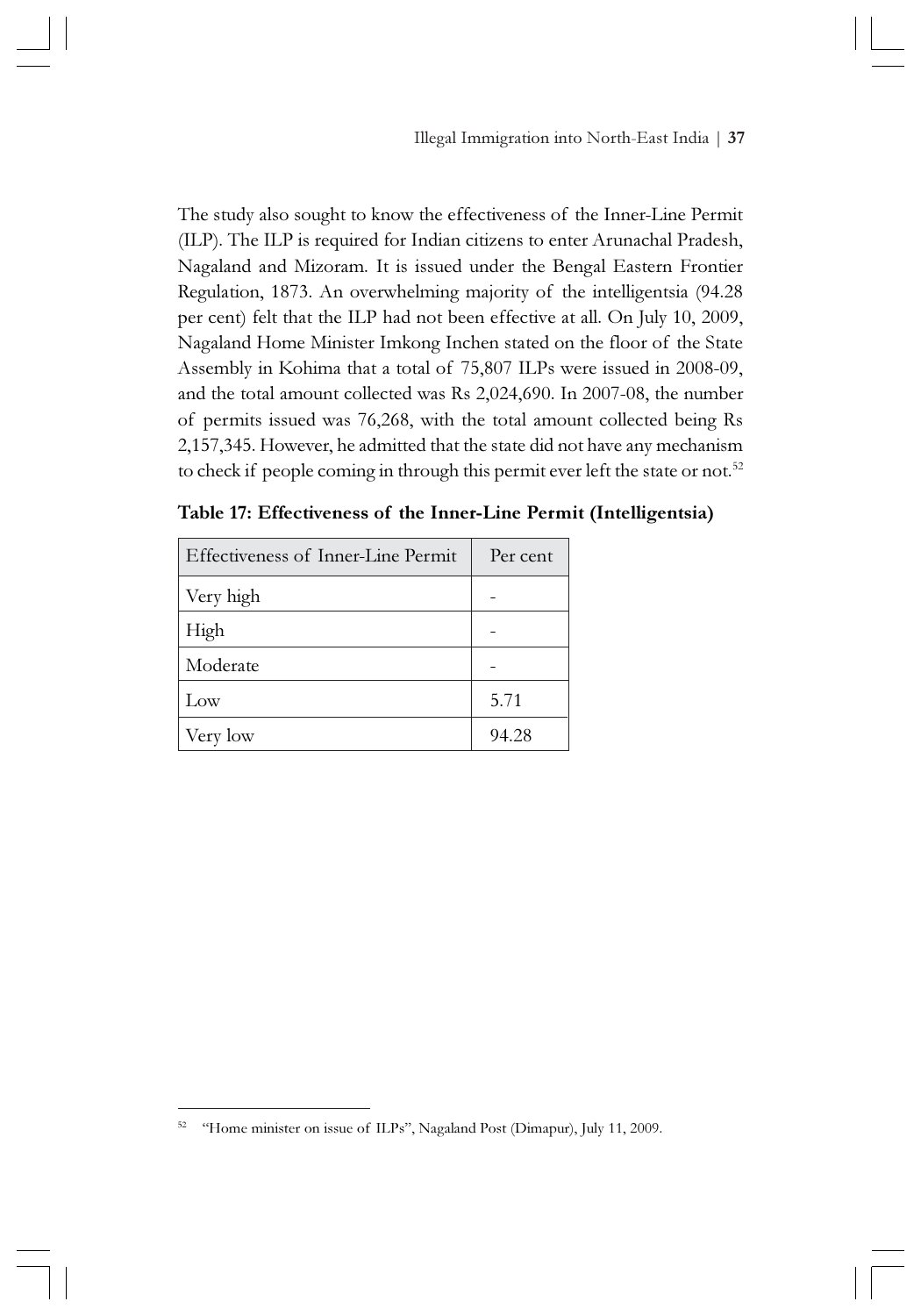The study also sought to know the effectiveness of the Inner-Line Permit (ILP). The ILP is required for Indian citizens to enter Arunachal Pradesh, Nagaland and Mizoram. It is issued under the Bengal Eastern Frontier Regulation, 1873. An overwhelming majority of the intelligentsia (94.28 per cent) felt that the ILP had not been effective at all. On July 10, 2009, Nagaland Home Minister Imkong Inchen stated on the floor of the State Assembly in Kohima that a total of 75,807 ILPs were issued in 2008-09, and the total amount collected was Rs 2,024,690. In 2007-08, the number of permits issued was 76,268, with the total amount collected being Rs 2,157,345. However, he admitted that the state did not have any mechanism to check if people coming in through this permit ever left the state or not.[52]

**Table 17: Effectiveness of the Inner-Line Permit (Intelligentsia)**

| Effectiveness of Inner-Line Permit | Per cent |
|---|---|
| Very high | - |
| High | - |
| Moderate | - |
| Low | 5.71 |
| Very low | 94.28 |

[52] "Home minister on issue of ILPs", Nagaland Post (Dimapur), July 11, 2009.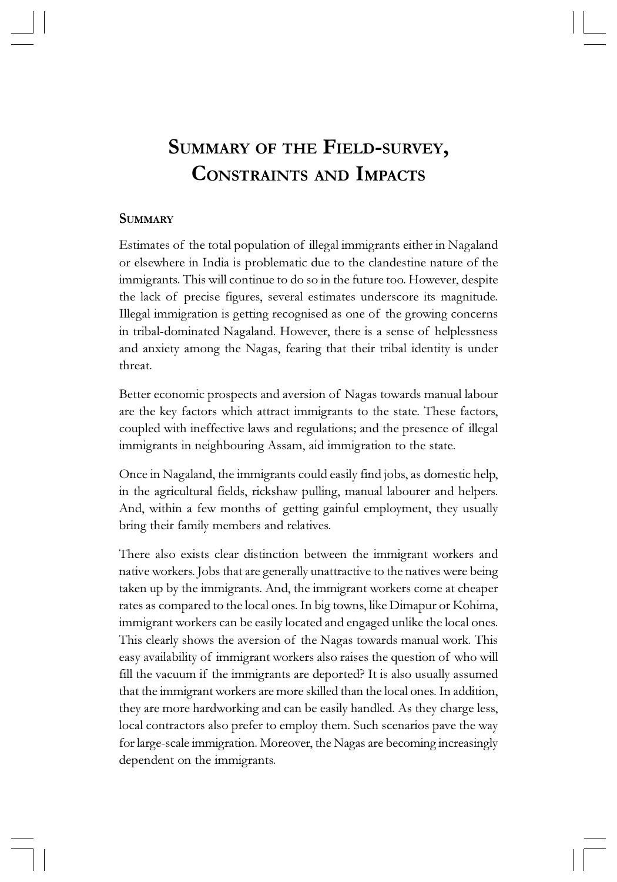# Summary of the Field-survey, Constraints and Impacts

## Summary

Estimates of the total population of illegal immigrants either in Nagaland or elsewhere in India is problematic due to the clandestine nature of the immigrants. This will continue to do so in the future too. However, despite the lack of precise figures, several estimates underscore its magnitude. Illegal immigration is getting recognised as one of the growing concerns in tribal-dominated Nagaland. However, there is a sense of helplessness and anxiety among the Nagas, fearing that their tribal identity is under threat.

Better economic prospects and aversion of Nagas towards manual labour are the key factors which attract immigrants to the state. These factors, coupled with ineffective laws and regulations; and the presence of illegal immigrants in neighbouring Assam, aid immigration to the state.

Once in Nagaland, the immigrants could easily find jobs, as domestic help, in the agricultural fields, rickshaw pulling, manual labourer and helpers. And, within a few months of getting gainful employment, they usually bring their family members and relatives.

There also exists clear distinction between the immigrant workers and native workers. Jobs that are generally unattractive to the natives were being taken up by the immigrants. And, the immigrant workers come at cheaper rates as compared to the local ones. In big towns, like Dimapur or Kohima, immigrant workers can be easily located and engaged unlike the local ones. This clearly shows the aversion of the Nagas towards manual work. This easy availability of immigrant workers also raises the question of who will fill the vacuum if the immigrants are deported? It is also usually assumed that the immigrant workers are more skilled than the local ones. In addition, they are more hardworking and can be easily handled. As they charge less, local contractors also prefer to employ them. Such scenarios pave the way for large-scale immigration. Moreover, the Nagas are becoming increasingly dependent on the immigrants.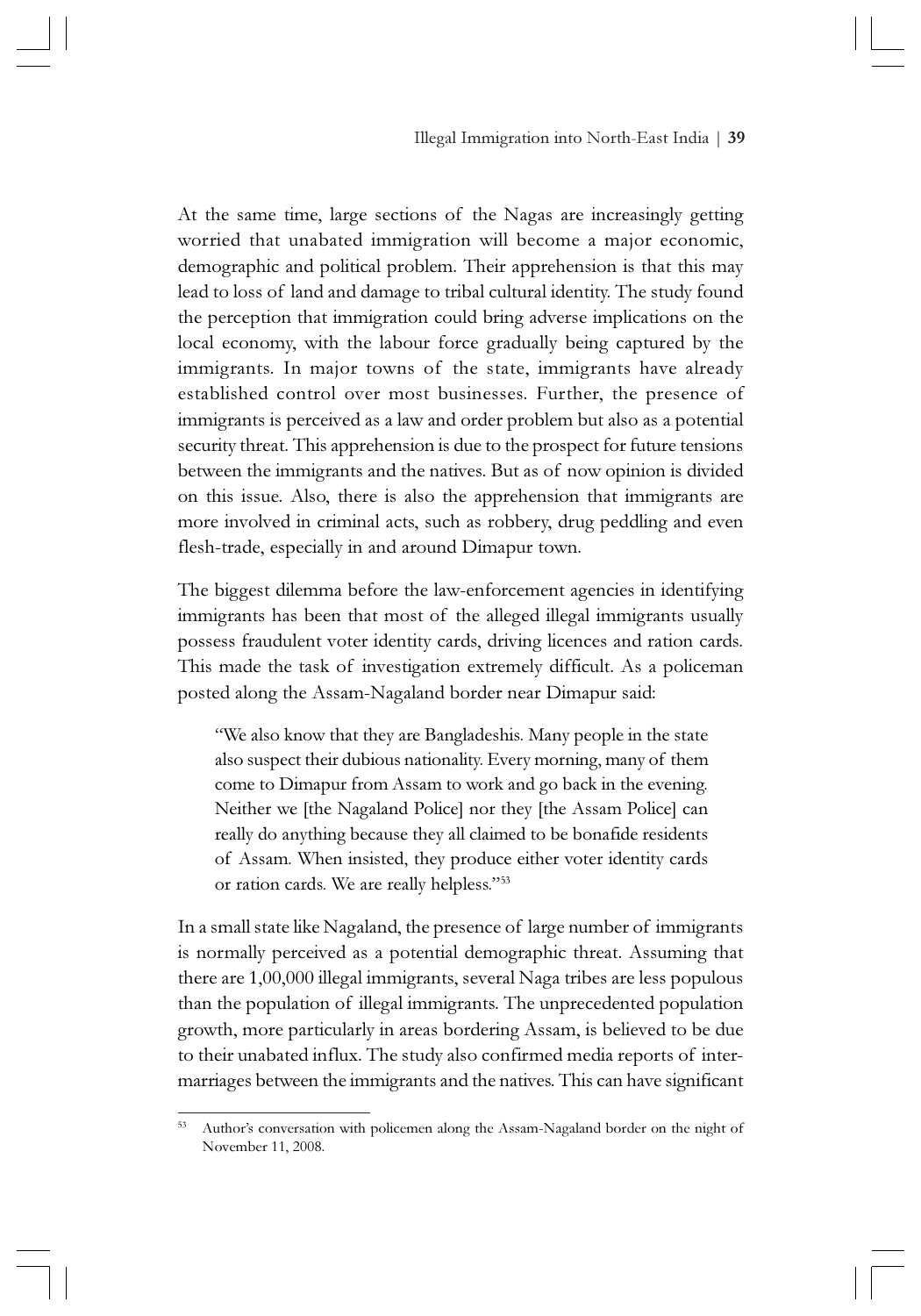At the same time, large sections of the Nagas are increasingly getting worried that unabated immigration will become a major economic, demographic and political problem. Their apprehension is that this may lead to loss of land and damage to tribal cultural identity. The study found the perception that immigration could bring adverse implications on the local economy, with the labour force gradually being captured by the immigrants. In major towns of the state, immigrants have already established control over most businesses. Further, the presence of immigrants is perceived as a law and order problem but also as a potential security threat. This apprehension is due to the prospect for future tensions between the immigrants and the natives. But as of now opinion is divided on this issue. Also, there is also the apprehension that immigrants are more involved in criminal acts, such as robbery, drug peddling and even flesh-trade, especially in and around Dimapur town.

The biggest dilemma before the law-enforcement agencies in identifying immigrants has been that most of the alleged illegal immigrants usually possess fraudulent voter identity cards, driving licences and ration cards. This made the task of investigation extremely difficult. As a policeman posted along the Assam-Nagaland border near Dimapur said:

> "We also know that they are Bangladeshis. Many people in the state also suspect their dubious nationality. Every morning, many of them come to Dimapur from Assam to work and go back in the evening. Neither we [the Nagaland Police] nor they [the Assam Police] can really do anything because they all claimed to be bonafide residents of Assam. When insisted, they produce either voter identity cards or ration cards. We are really helpless."[53]

In a small state like Nagaland, the presence of large number of immigrants is normally perceived as a potential demographic threat. Assuming that there are 1,00,000 illegal immigrants, several Naga tribes are less populous than the population of illegal immigrants. The unprecedented population growth, more particularly in areas bordering Assam, is believed to be due to their unabated influx. The study also confirmed media reports of inter-marriages between the immigrants and the natives. This can have significant

---

[53] Author's conversation with policemen along the Assam-Nagaland border on the night of November 11, 2008.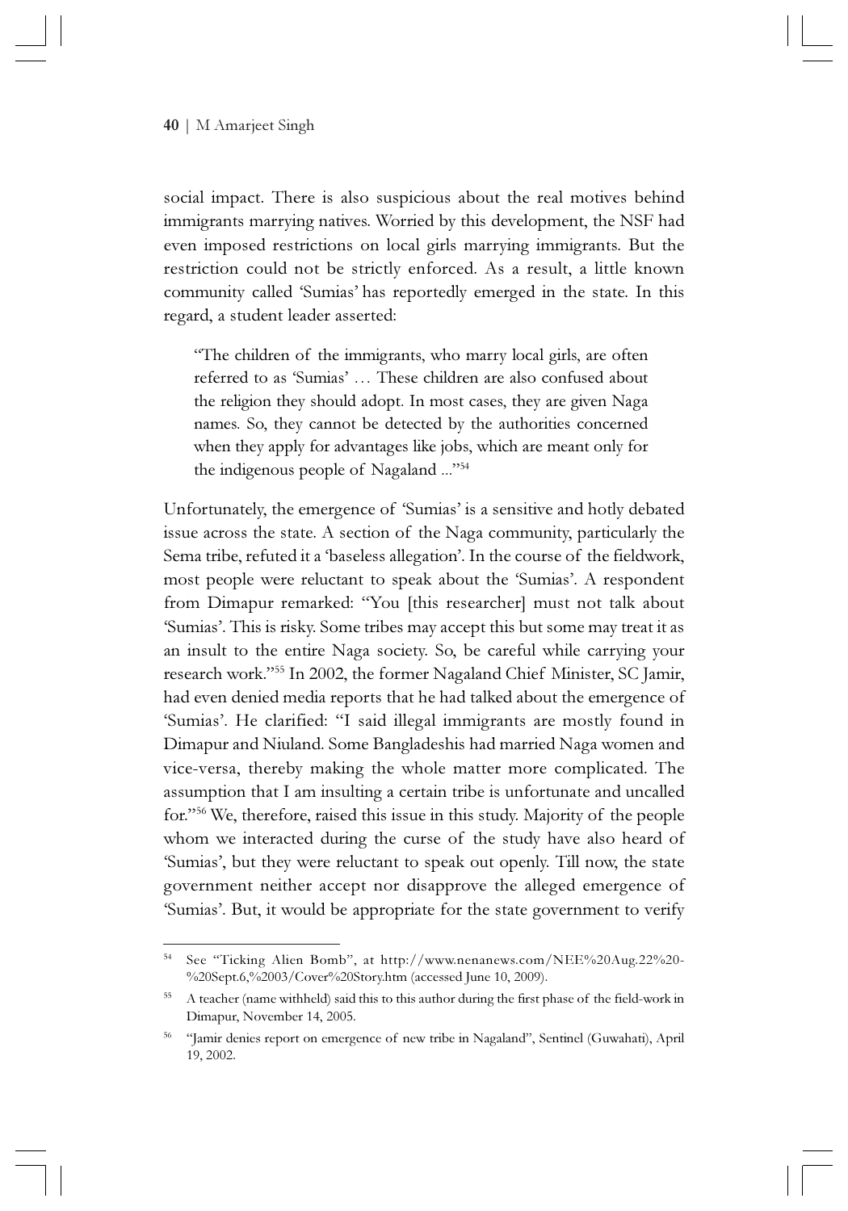social impact. There is also suspicious about the real motives behind immigrants marrying natives. Worried by this development, the NSF had even imposed restrictions on local girls marrying immigrants. But the restriction could not be strictly enforced. As a result, a little known community called 'Sumias' has reportedly emerged in the state. In this regard, a student leader asserted:

> "The children of the immigrants, who marry local girls, are often referred to as 'Sumias' … These children are also confused about the religion they should adopt. In most cases, they are given Naga names. So, they cannot be detected by the authorities concerned when they apply for advantages like jobs, which are meant only for the indigenous people of Nagaland ..."[54]

Unfortunately, the emergence of 'Sumias' is a sensitive and hotly debated issue across the state. A section of the Naga community, particularly the Sema tribe, refuted it a 'baseless allegation'. In the course of the fieldwork, most people were reluctant to speak about the 'Sumias'. A respondent from Dimapur remarked: "You [this researcher] must not talk about 'Sumias'. This is risky. Some tribes may accept this but some may treat it as an insult to the entire Naga society. So, be careful while carrying your research work."[55] In 2002, the former Nagaland Chief Minister, SC Jamir, had even denied media reports that he had talked about the emergence of 'Sumias'. He clarified: "I said illegal immigrants are mostly found in Dimapur and Niuland. Some Bangladeshis had married Naga women and vice-versa, thereby making the whole matter more complicated. The assumption that I am insulting a certain tribe is unfortunate and uncalled for."[56] We, therefore, raised this issue in this study. Majority of the people whom we interacted during the curse of the study have also heard of 'Sumias', but they were reluctant to speak out openly. Till now, the state government neither accept nor disapprove the alleged emergence of 'Sumias'. But, it would be appropriate for the state government to verify

---

[54] See "Ticking Alien Bomb", at http://www.nenanews.com/NEE%20Aug.22%20-%20Sept.6,%2003/Cover%20Story.htm (accessed June 10, 2009).

[55] A teacher (name withheld) said this to this author during the first phase of the field-work in Dimapur, November 14, 2005.

[56] "Jamir denies report on emergence of new tribe in Nagaland", Sentinel (Guwahati), April 19, 2002.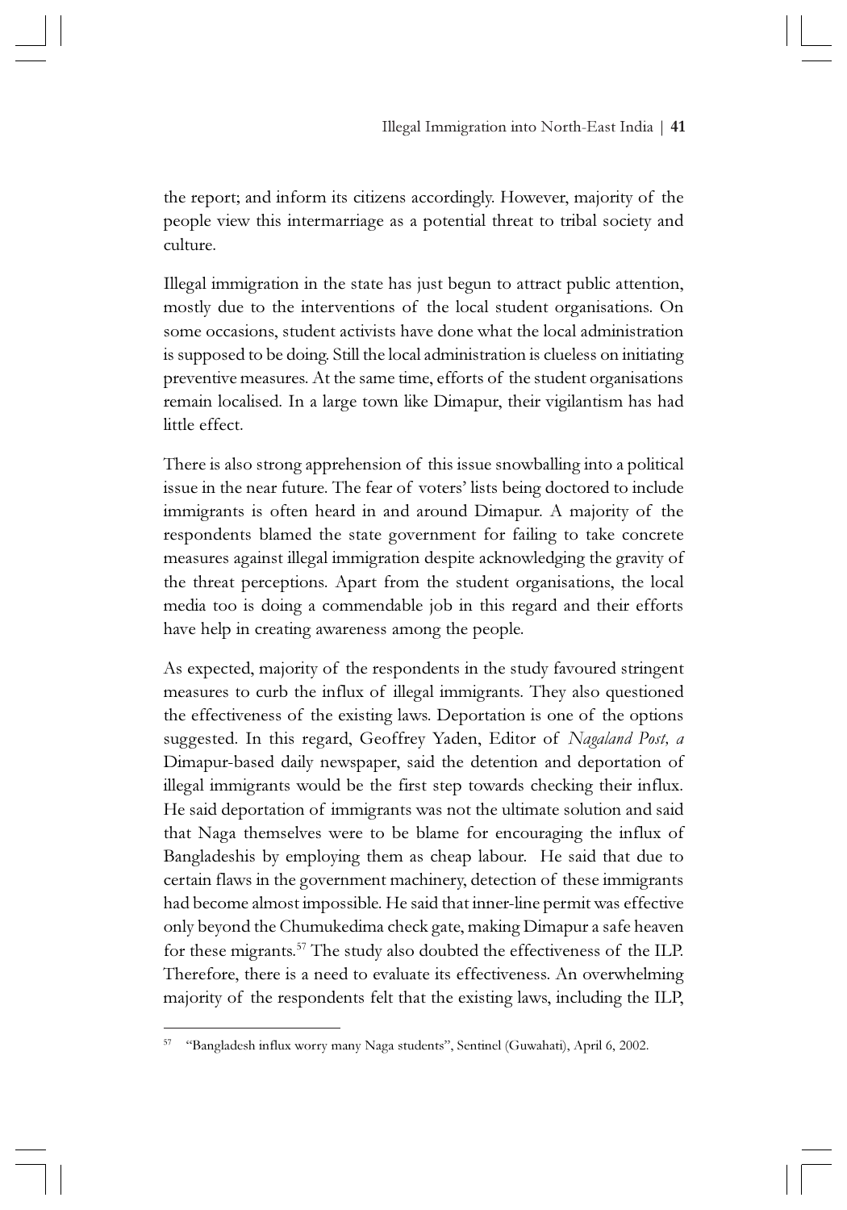the report; and inform its citizens accordingly. However, majority of the people view this intermarriage as a potential threat to tribal society and culture.

Illegal immigration in the state has just begun to attract public attention, mostly due to the interventions of the local student organisations. On some occasions, student activists have done what the local administration is supposed to be doing. Still the local administration is clueless on initiating preventive measures. At the same time, efforts of the student organisations remain localised. In a large town like Dimapur, their vigilantism has had little effect.

There is also strong apprehension of this issue snowballing into a political issue in the near future. The fear of voters' lists being doctored to include immigrants is often heard in and around Dimapur. A majority of the respondents blamed the state government for failing to take concrete measures against illegal immigration despite acknowledging the gravity of the threat perceptions. Apart from the student organisations, the local media too is doing a commendable job in this regard and their efforts have help in creating awareness among the people.

As expected, majority of the respondents in the study favoured stringent measures to curb the influx of illegal immigrants. They also questioned the effectiveness of the existing laws. Deportation is one of the options suggested. In this regard, Geoffrey Yaden, Editor of *Nagaland Post, a* Dimapur-based daily newspaper, said the detention and deportation of illegal immigrants would be the first step towards checking their influx. He said deportation of immigrants was not the ultimate solution and said that Naga themselves were to be blame for encouraging the influx of Bangladeshis by employing them as cheap labour. He said that due to certain flaws in the government machinery, detection of these immigrants had become almost impossible. He said that inner-line permit was effective only beyond the Chumukedima check gate, making Dimapur a safe heaven for these migrants.[57] The study also doubted the effectiveness of the ILP. Therefore, there is a need to evaluate its effectiveness. An overwhelming majority of the respondents felt that the existing laws, including the ILP,

---

[57] "Bangladesh influx worry many Naga students", Sentinel (Guwahati), April 6, 2002.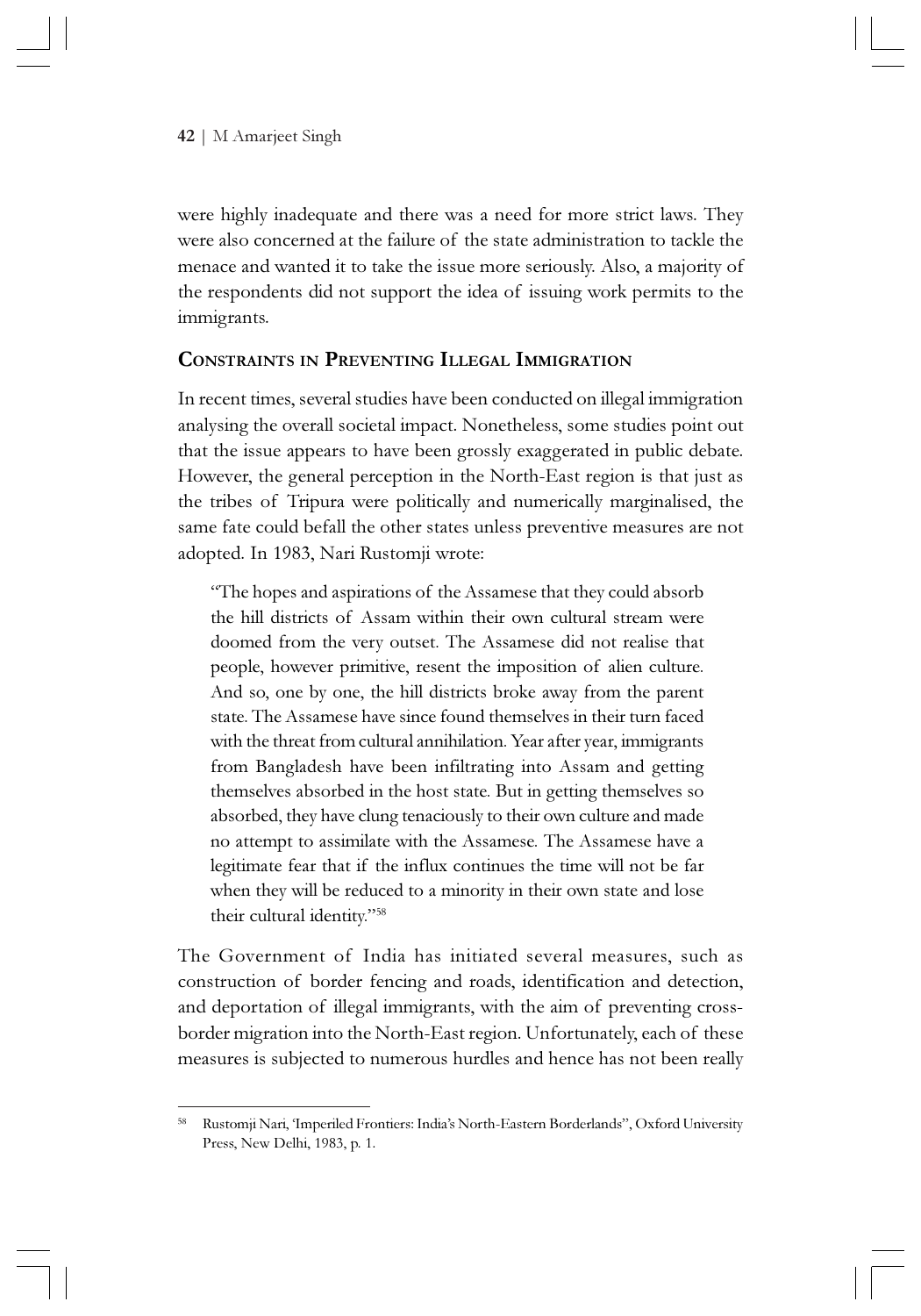were highly inadequate and there was a need for more strict laws. They were also concerned at the failure of the state administration to tackle the menace and wanted it to take the issue more seriously. Also, a majority of the respondents did not support the idea of issuing work permits to the immigrants.

## Constraints in Preventing Illegal Immigration

In recent times, several studies have been conducted on illegal immigration analysing the overall societal impact. Nonetheless, some studies point out that the issue appears to have been grossly exaggerated in public debate. However, the general perception in the North-East region is that just as the tribes of Tripura were politically and numerically marginalised, the same fate could befall the other states unless preventive measures are not adopted. In 1983, Nari Rustomji wrote:

> "The hopes and aspirations of the Assamese that they could absorb the hill districts of Assam within their own cultural stream were doomed from the very outset. The Assamese did not realise that people, however primitive, resent the imposition of alien culture. And so, one by one, the hill districts broke away from the parent state. The Assamese have since found themselves in their turn faced with the threat from cultural annihilation. Year after year, immigrants from Bangladesh have been infiltrating into Assam and getting themselves absorbed in the host state. But in getting themselves so absorbed, they have clung tenaciously to their own culture and made no attempt to assimilate with the Assamese. The Assamese have a legitimate fear that if the influx continues the time will not be far when they will be reduced to a minority in their own state and lose their cultural identity."[58]

The Government of India has initiated several measures, such as construction of border fencing and roads, identification and detection, and deportation of illegal immigrants, with the aim of preventing cross-border migration into the North-East region. Unfortunately, each of these measures is subjected to numerous hurdles and hence has not been really

---

[58] Rustomji Nari, 'Imperiled Frontiers: India's North-Eastern Borderlands", Oxford University Press, New Delhi, 1983, p. 1.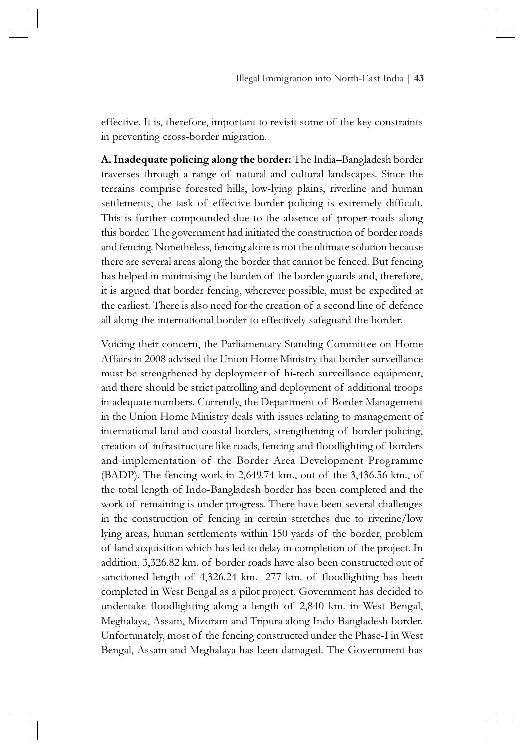effective. It is, therefore, important to revisit some of the key constraints in preventing cross-border migration.

**A. Inadequate policing along the border:** The India–Bangladesh border traverses through a range of natural and cultural landscapes. Since the terrains comprise forested hills, low-lying plains, riverline and human settlements, the task of effective border policing is extremely difficult. This is further compounded due to the absence of proper roads along this border. The government had initiated the construction of border roads and fencing. Nonetheless, fencing alone is not the ultimate solution because there are several areas along the border that cannot be fenced. But fencing has helped in minimising the burden of the border guards and, therefore, it is argued that border fencing, wherever possible, must be expedited at the earliest. There is also need for the creation of a second line of defence all along the international border to effectively safeguard the border.

Voicing their concern, the Parliamentary Standing Committee on Home Affairs in 2008 advised the Union Home Ministry that border surveillance must be strengthened by deployment of hi-tech surveillance equipment, and there should be strict patrolling and deployment of additional troops in adequate numbers. Currently, the Department of Border Management in the Union Home Ministry deals with issues relating to management of international land and coastal borders, strengthening of border policing, creation of infrastructure like roads, fencing and floodlighting of borders and implementation of the Border Area Development Programme (BADP). The fencing work in 2,649.74 km., out of the 3,436.56 km., of the total length of Indo-Bangladesh border has been completed and the work of remaining is under progress. There have been several challenges in the construction of fencing in certain stretches due to riverine/low lying areas, human settlements within 150 yards of the border, problem of land acquisition which has led to delay in completion of the project. In addition, 3,326.82 km. of border roads have also been constructed out of sanctioned length of 4,326.24 km. 277 km. of floodlighting has been completed in West Bengal as a pilot project. Government has decided to undertake floodlighting along a length of 2,840 km. in West Bengal, Meghalaya, Assam, Mizoram and Tripura along Indo-Bangladesh border. Unfortunately, most of the fencing constructed under the Phase-I in West Bengal, Assam and Meghalaya has been damaged. The Government has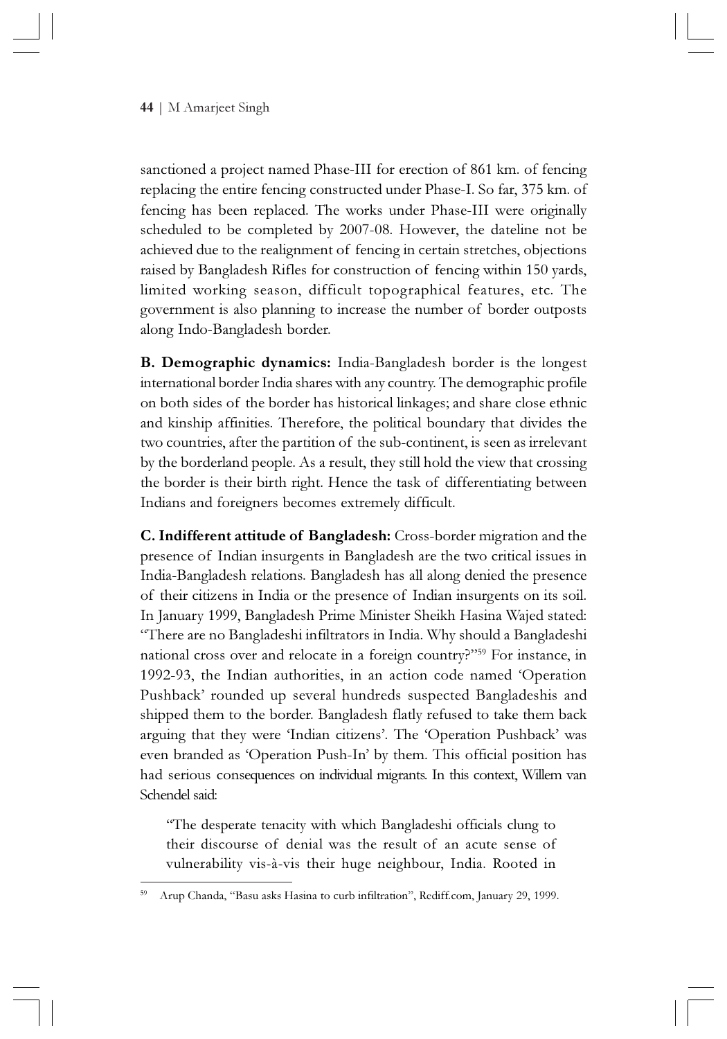sanctioned a project named Phase-III for erection of 861 km. of fencing replacing the entire fencing constructed under Phase-I. So far, 375 km. of fencing has been replaced. The works under Phase-III were originally scheduled to be completed by 2007-08. However, the dateline not be achieved due to the realignment of fencing in certain stretches, objections raised by Bangladesh Rifles for construction of fencing within 150 yards, limited working season, difficult topographical features, etc. The government is also planning to increase the number of border outposts along Indo-Bangladesh border.

**B. Demographic dynamics:** India-Bangladesh border is the longest international border India shares with any country. The demographic profile on both sides of the border has historical linkages; and share close ethnic and kinship affinities. Therefore, the political boundary that divides the two countries, after the partition of the sub-continent, is seen as irrelevant by the borderland people. As a result, they still hold the view that crossing the border is their birth right. Hence the task of differentiating between Indians and foreigners becomes extremely difficult.

**C. Indifferent attitude of Bangladesh:** Cross-border migration and the presence of Indian insurgents in Bangladesh are the two critical issues in India-Bangladesh relations. Bangladesh has all along denied the presence of their citizens in India or the presence of Indian insurgents on its soil. In January 1999, Bangladesh Prime Minister Sheikh Hasina Wajed stated: "There are no Bangladeshi infiltrators in India. Why should a Bangladeshi national cross over and relocate in a foreign country?"[59] For instance, in 1992-93, the Indian authorities, in an action code named 'Operation Pushback' rounded up several hundreds suspected Bangladeshis and shipped them to the border. Bangladesh flatly refused to take them back arguing that they were 'Indian citizens'. The 'Operation Pushback' was even branded as 'Operation Push-In' by them. This official position has had serious consequences on individual migrants. In this context, Willem van Schendel said:

> "The desperate tenacity with which Bangladeshi officials clung to their discourse of denial was the result of an acute sense of vulnerability vis-à-vis their huge neighbour, India. Rooted in

---

[59] Arup Chanda, "Basu asks Hasina to curb infiltration", Rediff.com, January 29, 1999.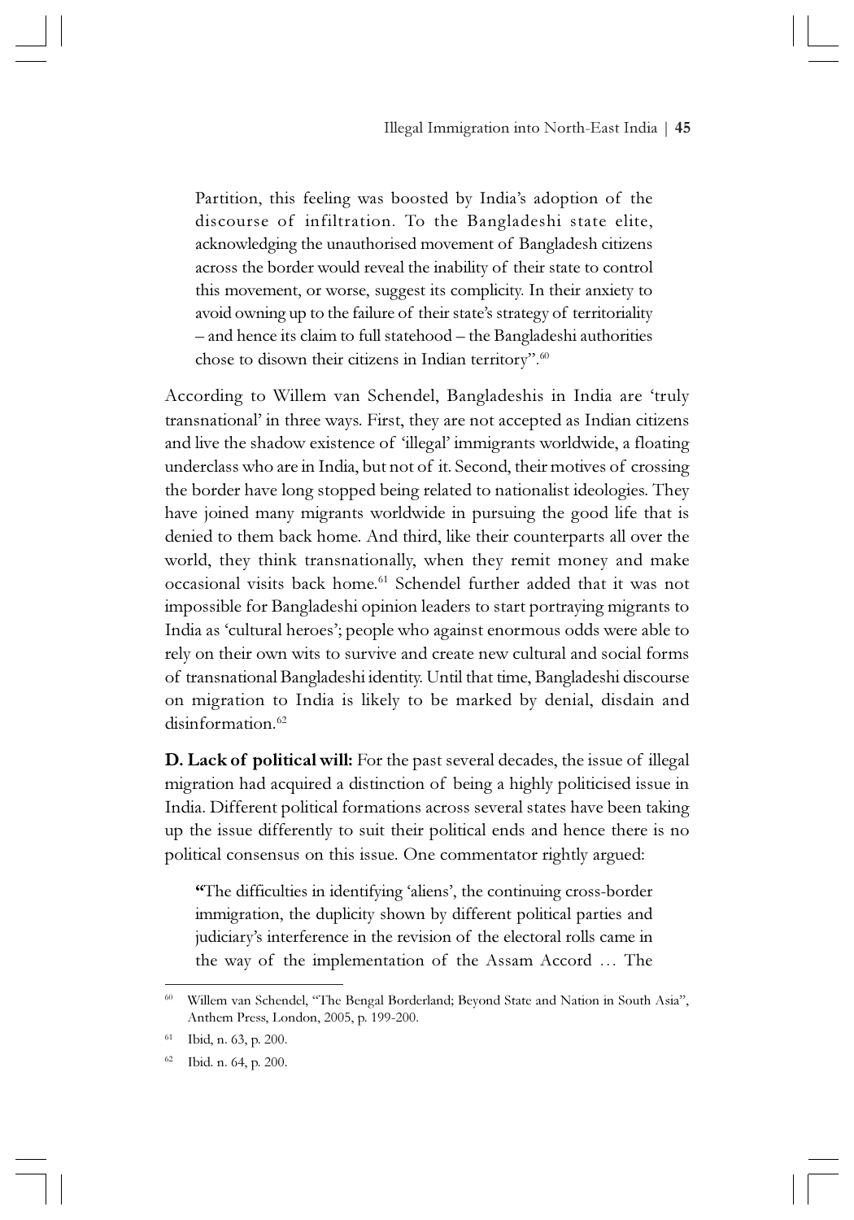> Partition, this feeling was boosted by India's adoption of the discourse of infiltration. To the Bangladeshi state elite, acknowledging the unauthorised movement of Bangladesh citizens across the border would reveal the inability of their state to control this movement, or worse, suggest its complicity. In their anxiety to avoid owning up to the failure of their state's strategy of territoriality – and hence its claim to full statehood – the Bangladeshi authorities chose to disown their citizens in Indian territory".[60]

According to Willem van Schendel, Bangladeshis in India are 'truly transnational' in three ways. First, they are not accepted as Indian citizens and live the shadow existence of 'illegal' immigrants worldwide, a floating underclass who are in India, but not of it. Second, their motives of crossing the border have long stopped being related to nationalist ideologies. They have joined many migrants worldwide in pursuing the good life that is denied to them back home. And third, like their counterparts all over the world, they think transnationally, when they remit money and make occasional visits back home.[61] Schendel further added that it was not impossible for Bangladeshi opinion leaders to start portraying migrants to India as 'cultural heroes'; people who against enormous odds were able to rely on their own wits to survive and create new cultural and social forms of transnational Bangladeshi identity. Until that time, Bangladeshi discourse on migration to India is likely to be marked by denial, disdain and disinformation.[62]

**D. Lack of political will:** For the past several decades, the issue of illegal migration had acquired a distinction of being a highly politicised issue in India. Different political formations across several states have been taking up the issue differently to suit their political ends and hence there is no political consensus on this issue. One commentator rightly argued:

> "The difficulties in identifying 'aliens', the continuing cross-border immigration, the duplicity shown by different political parties and judiciary's interference in the revision of the electoral rolls came in the way of the implementation of the Assam Accord … The

---

[60] Willem van Schendel, "The Bengal Borderland; Beyond State and Nation in South Asia", Anthem Press, London, 2005, p. 199-200.

[61] Ibid, n. 63, p. 200.

[62] Ibid. n. 64, p. 200.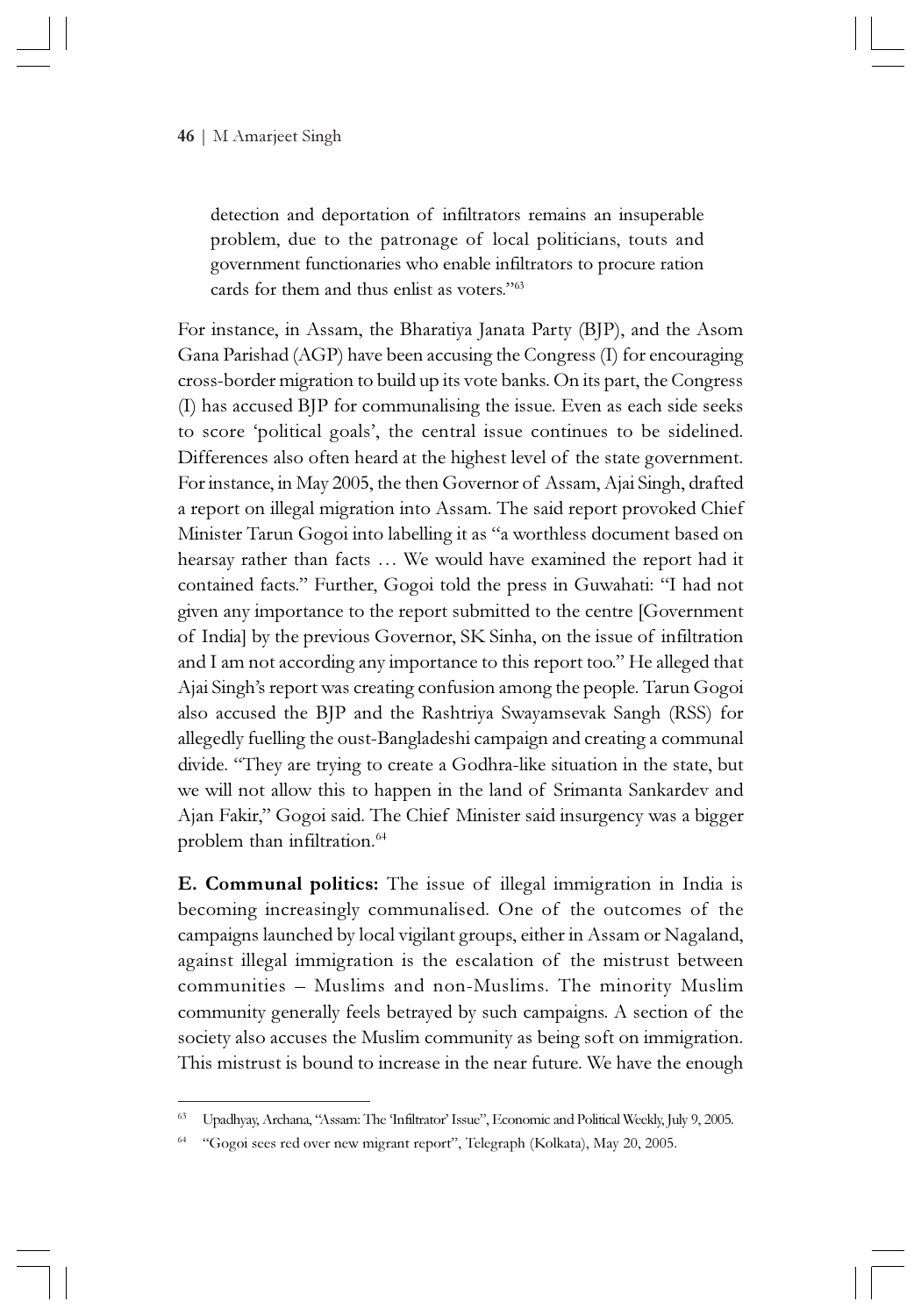detection and deportation of infiltrators remains an insuperable problem, due to the patronage of local politicians, touts and government functionaries who enable infiltrators to procure ration cards for them and thus enlist as voters."[63]

For instance, in Assam, the Bharatiya Janata Party (BJP), and the Asom Gana Parishad (AGP) have been accusing the Congress (I) for encouraging cross-border migration to build up its vote banks. On its part, the Congress (I) has accused BJP for communalising the issue. Even as each side seeks to score 'political goals', the central issue continues to be sidelined. Differences also often heard at the highest level of the state government. For instance, in May 2005, the then Governor of Assam, Ajai Singh, drafted a report on illegal migration into Assam. The said report provoked Chief Minister Tarun Gogoi into labelling it as "a worthless document based on hearsay rather than facts … We would have examined the report had it contained facts." Further, Gogoi told the press in Guwahati: "I had not given any importance to the report submitted to the centre [Government of India] by the previous Governor, SK Sinha, on the issue of infiltration and I am not according any importance to this report too." He alleged that Ajai Singh's report was creating confusion among the people. Tarun Gogoi also accused the BJP and the Rashtriya Swayamsevak Sangh (RSS) for allegedly fuelling the oust-Bangladeshi campaign and creating a communal divide. "They are trying to create a Godhra-like situation in the state, but we will not allow this to happen in the land of Srimanta Sankardev and Ajan Fakir," Gogoi said. The Chief Minister said insurgency was a bigger problem than infiltration.[64]

**E. Communal politics:** The issue of illegal immigration in India is becoming increasingly communalised. One of the outcomes of the campaigns launched by local vigilant groups, either in Assam or Nagaland, against illegal immigration is the escalation of the mistrust between communities – Muslims and non-Muslims. The minority Muslim community generally feels betrayed by such campaigns. A section of the society also accuses the Muslim community as being soft on immigration. This mistrust is bound to increase in the near future. We have the enough

---

[63] Upadhyay, Archana, "Assam: The 'Infiltrator' Issue", Economic and Political Weekly, July 9, 2005.

[64] "Gogoi sees red over new migrant report", Telegraph (Kolkata), May 20, 2005.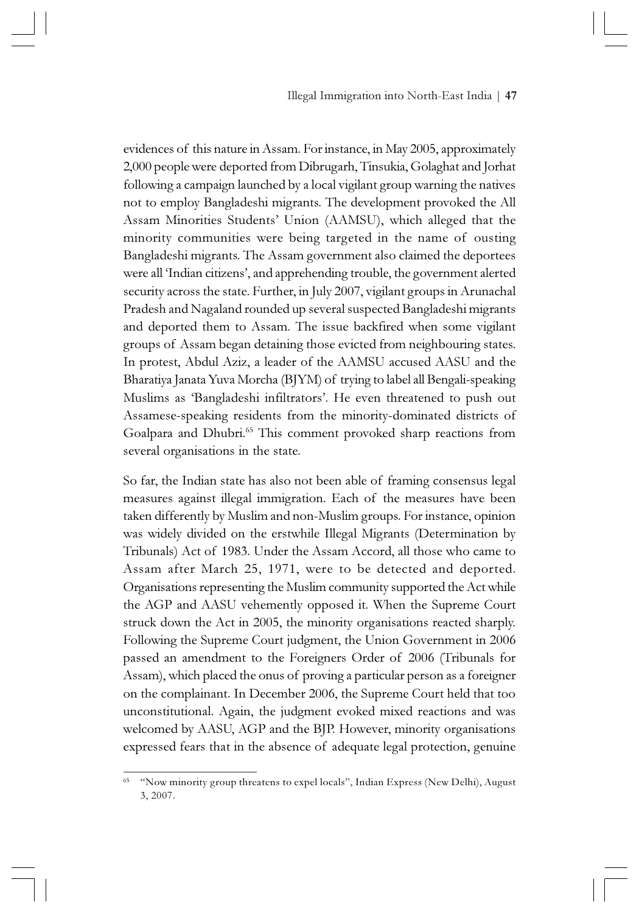evidences of this nature in Assam. For instance, in May 2005, approximately 2,000 people were deported from Dibrugarh, Tinsukia, Golaghat and Jorhat following a campaign launched by a local vigilant group warning the natives not to employ Bangladeshi migrants. The development provoked the All Assam Minorities Students' Union (AAMSU), which alleged that the minority communities were being targeted in the name of ousting Bangladeshi migrants. The Assam government also claimed the deportees were all 'Indian citizens', and apprehending trouble, the government alerted security across the state. Further, in July 2007, vigilant groups in Arunachal Pradesh and Nagaland rounded up several suspected Bangladeshi migrants and deported them to Assam. The issue backfired when some vigilant groups of Assam began detaining those evicted from neighbouring states. In protest, Abdul Aziz, a leader of the AAMSU accused AASU and the Bharatiya Janata Yuva Morcha (BJYM) of trying to label all Bengali-speaking Muslims as 'Bangladeshi infiltrators'. He even threatened to push out Assamese-speaking residents from the minority-dominated districts of Goalpara and Dhubri.[65] This comment provoked sharp reactions from several organisations in the state.

So far, the Indian state has also not been able of framing consensus legal measures against illegal immigration. Each of the measures have been taken differently by Muslim and non-Muslim groups. For instance, opinion was widely divided on the erstwhile Illegal Migrants (Determination by Tribunals) Act of 1983. Under the Assam Accord, all those who came to Assam after March 25, 1971, were to be detected and deported. Organisations representing the Muslim community supported the Act while the AGP and AASU vehemently opposed it. When the Supreme Court struck down the Act in 2005, the minority organisations reacted sharply. Following the Supreme Court judgment, the Union Government in 2006 passed an amendment to the Foreigners Order of 2006 (Tribunals for Assam), which placed the onus of proving a particular person as a foreigner on the complainant. In December 2006, the Supreme Court held that too unconstitutional. Again, the judgment evoked mixed reactions and was welcomed by AASU, AGP and the BJP. However, minority organisations expressed fears that in the absence of adequate legal protection, genuine

---

[65] "Now minority group threatens to expel locals", Indian Express (New Delhi), August 3, 2007.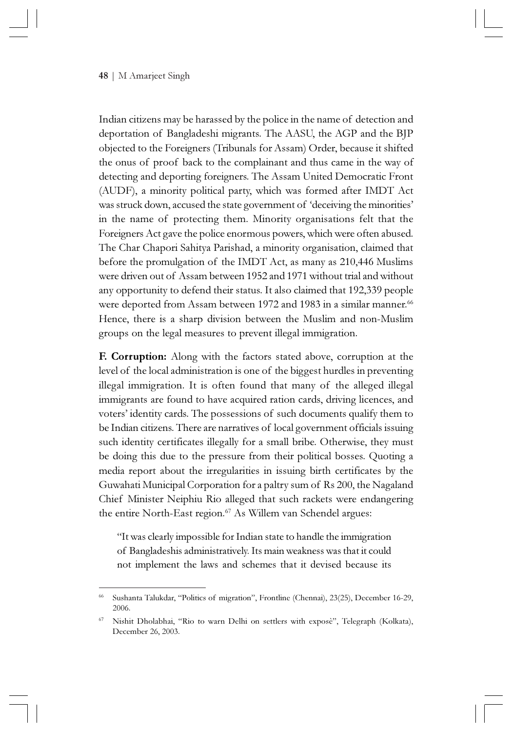Indian citizens may be harassed by the police in the name of detection and deportation of Bangladeshi migrants. The AASU, the AGP and the BJP objected to the Foreigners (Tribunals for Assam) Order, because it shifted the onus of proof back to the complainant and thus came in the way of detecting and deporting foreigners. The Assam United Democratic Front (AUDF), a minority political party, which was formed after IMDT Act was struck down, accused the state government of 'deceiving the minorities' in the name of protecting them. Minority organisations felt that the Foreigners Act gave the police enormous powers, which were often abused. The Char Chapori Sahitya Parishad, a minority organisation, claimed that before the promulgation of the IMDT Act, as many as 210,446 Muslims were driven out of Assam between 1952 and 1971 without trial and without any opportunity to defend their status. It also claimed that 192,339 people were deported from Assam between 1972 and 1983 in a similar manner.[66] Hence, there is a sharp division between the Muslim and non-Muslim groups on the legal measures to prevent illegal immigration.

**F. Corruption:** Along with the factors stated above, corruption at the level of the local administration is one of the biggest hurdles in preventing illegal immigration. It is often found that many of the alleged illegal immigrants are found to have acquired ration cards, driving licences, and voters' identity cards. The possessions of such documents qualify them to be Indian citizens. There are narratives of local government officials issuing such identity certificates illegally for a small bribe. Otherwise, they must be doing this due to the pressure from their political bosses. Quoting a media report about the irregularities in issuing birth certificates by the Guwahati Municipal Corporation for a paltry sum of Rs 200, the Nagaland Chief Minister Neiphiu Rio alleged that such rackets were endangering the entire North-East region.[67] As Willem van Schendel argues:

> "It was clearly impossible for Indian state to handle the immigration of Bangladeshis administratively. Its main weakness was that it could not implement the laws and schemes that it devised because its

---

[66] Sushanta Talukdar, "Politics of migration", Frontline (Chennai), 23(25), December 16-29, 2006.

[67] Nishit Dholabhai, "Rio to warn Delhi on settlers with exposè", Telegraph (Kolkata), December 26, 2003.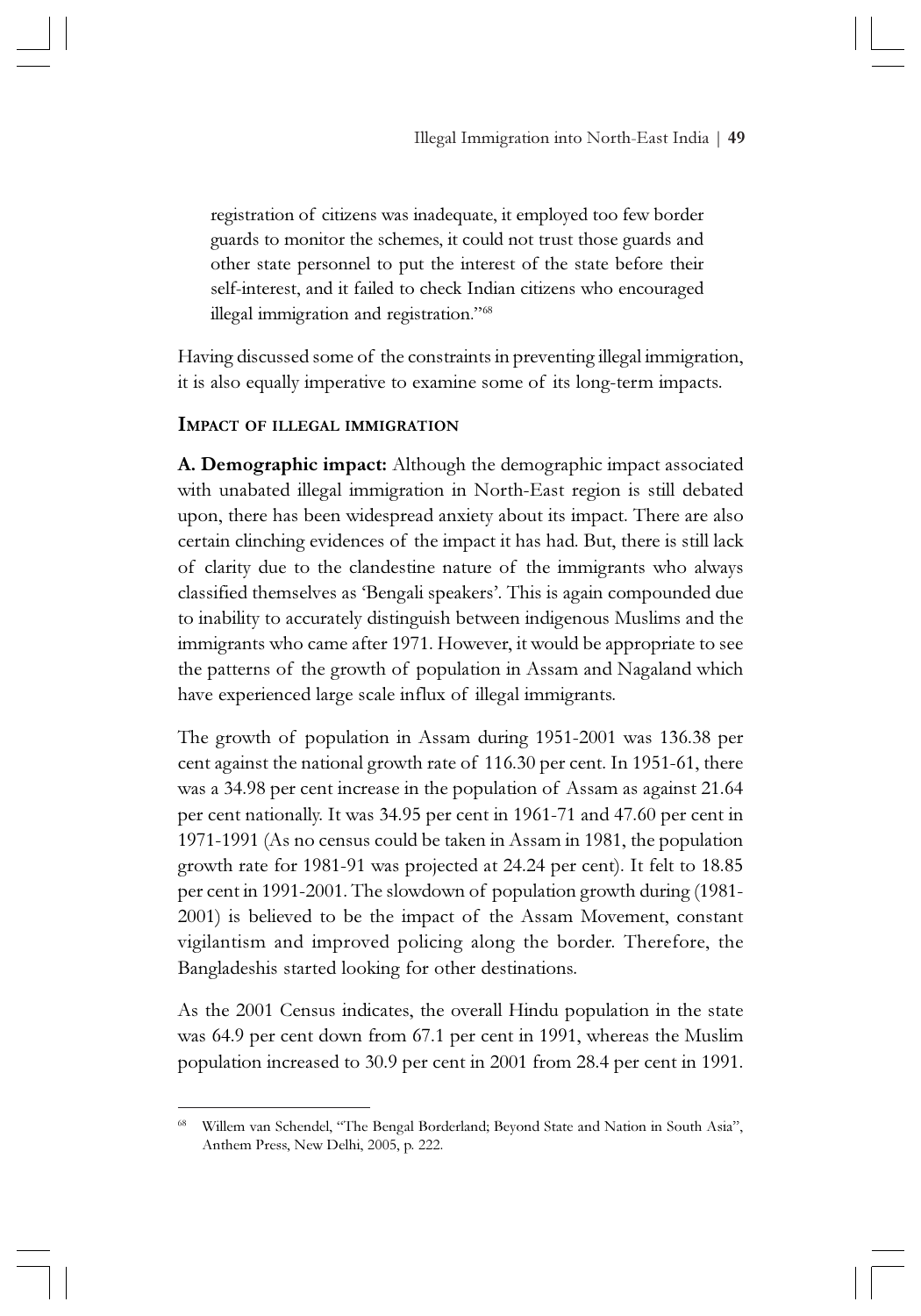registration of citizens was inadequate, it employed too few border guards to monitor the schemes, it could not trust those guards and other state personnel to put the interest of the state before their self-interest, and it failed to check Indian citizens who encouraged illegal immigration and registration."[68]

Having discussed some of the constraints in preventing illegal immigration, it is also equally imperative to examine some of its long-term impacts.

### Impact of illegal immigration

**A. Demographic impact:** Although the demographic impact associated with unabated illegal immigration in North-East region is still debated upon, there has been widespread anxiety about its impact. There are also certain clinching evidences of the impact it has had. But, there is still lack of clarity due to the clandestine nature of the immigrants who always classified themselves as 'Bengali speakers'. This is again compounded due to inability to accurately distinguish between indigenous Muslims and the immigrants who came after 1971. However, it would be appropriate to see the patterns of the growth of population in Assam and Nagaland which have experienced large scale influx of illegal immigrants.

The growth of population in Assam during 1951-2001 was 136.38 per cent against the national growth rate of 116.30 per cent. In 1951-61, there was a 34.98 per cent increase in the population of Assam as against 21.64 per cent nationally. It was 34.95 per cent in 1961-71 and 47.60 per cent in 1971-1991 (As no census could be taken in Assam in 1981, the population growth rate for 1981-91 was projected at 24.24 per cent). It felt to 18.85 per cent in 1991-2001. The slowdown of population growth during (1981-2001) is believed to be the impact of the Assam Movement, constant vigilantism and improved policing along the border. Therefore, the Bangladeshis started looking for other destinations.

As the 2001 Census indicates, the overall Hindu population in the state was 64.9 per cent down from 67.1 per cent in 1991, whereas the Muslim population increased to 30.9 per cent in 2001 from 28.4 per cent in 1991.

---

[68] Willem van Schendel, "The Bengal Borderland; Beyond State and Nation in South Asia", Anthem Press, New Delhi, 2005, p. 222.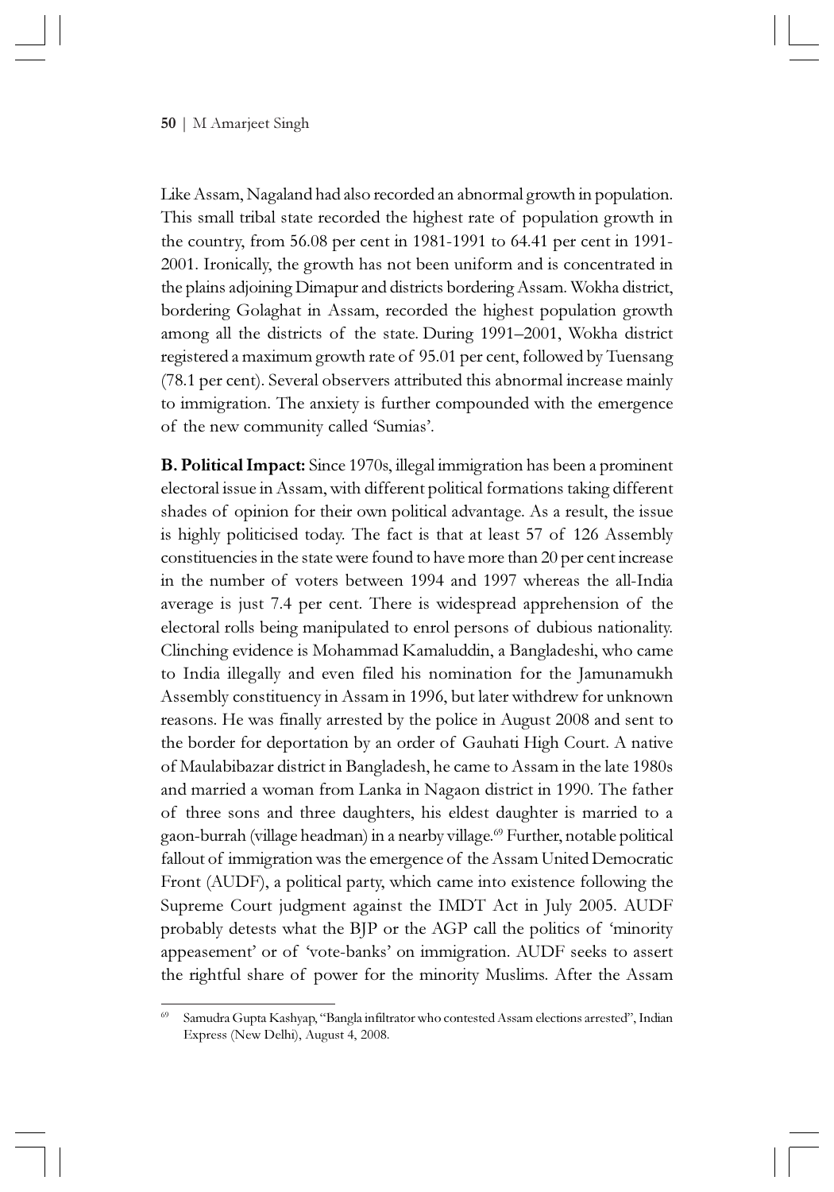Like Assam, Nagaland had also recorded an abnormal growth in population. This small tribal state recorded the highest rate of population growth in the country, from 56.08 per cent in 1981-1991 to 64.41 per cent in 1991-2001. Ironically, the growth has not been uniform and is concentrated in the plains adjoining Dimapur and districts bordering Assam. Wokha district, bordering Golaghat in Assam, recorded the highest population growth among all the districts of the state. During 1991–2001, Wokha district registered a maximum growth rate of 95.01 per cent, followed by Tuensang (78.1 per cent). Several observers attributed this abnormal increase mainly to immigration. The anxiety is further compounded with the emergence of the new community called 'Sumias'.

**B. Political Impact:** Since 1970s, illegal immigration has been a prominent electoral issue in Assam, with different political formations taking different shades of opinion for their own political advantage. As a result, the issue is highly politicised today. The fact is that at least 57 of 126 Assembly constituencies in the state were found to have more than 20 per cent increase in the number of voters between 1994 and 1997 whereas the all-India average is just 7.4 per cent. There is widespread apprehension of the electoral rolls being manipulated to enrol persons of dubious nationality. Clinching evidence is Mohammad Kamaluddin, a Bangladeshi, who came to India illegally and even filed his nomination for the Jamunamukh Assembly constituency in Assam in 1996, but later withdrew for unknown reasons. He was finally arrested by the police in August 2008 and sent to the border for deportation by an order of Gauhati High Court. A native of Maulabibazar district in Bangladesh, he came to Assam in the late 1980s and married a woman from Lanka in Nagaon district in 1990. The father of three sons and three daughters, his eldest daughter is married to a gaon-burrah (village headman) in a nearby village.[69] Further, notable political fallout of immigration was the emergence of the Assam United Democratic Front (AUDF), a political party, which came into existence following the Supreme Court judgment against the IMDT Act in July 2005. AUDF probably detests what the BJP or the AGP call the politics of 'minority appeasement' or of 'vote-banks' on immigration. AUDF seeks to assert the rightful share of power for the minority Muslims. After the Assam

[69] Samudra Gupta Kashyap, "Bangla infiltrator who contested Assam elections arrested", Indian Express (New Delhi), August 4, 2008.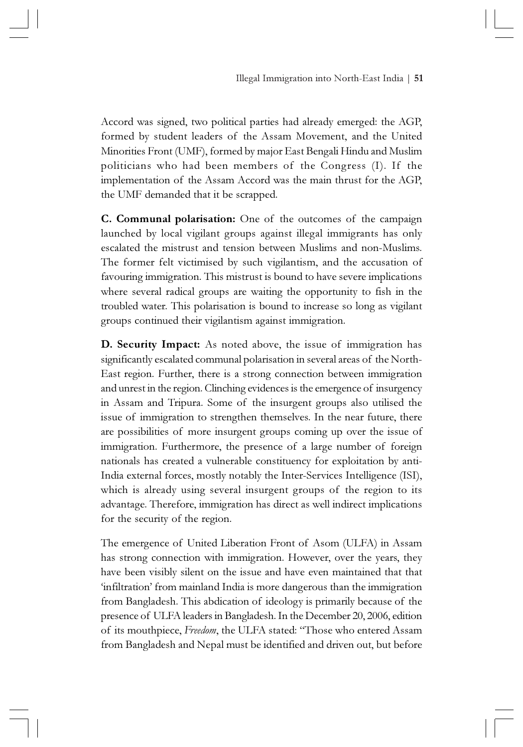Accord was signed, two political parties had already emerged: the AGP, formed by student leaders of the Assam Movement, and the United Minorities Front (UMF), formed by major East Bengali Hindu and Muslim politicians who had been members of the Congress (I). If the implementation of the Assam Accord was the main thrust for the AGP, the UMF demanded that it be scrapped.

**C. Communal polarisation:** One of the outcomes of the campaign launched by local vigilant groups against illegal immigrants has only escalated the mistrust and tension between Muslims and non-Muslims. The former felt victimised by such vigilantism, and the accusation of favouring immigration. This mistrust is bound to have severe implications where several radical groups are waiting the opportunity to fish in the troubled water. This polarisation is bound to increase so long as vigilant groups continued their vigilantism against immigration.

**D. Security Impact:** As noted above, the issue of immigration has significantly escalated communal polarisation in several areas of the North-East region. Further, there is a strong connection between immigration and unrest in the region. Clinching evidences is the emergence of insurgency in Assam and Tripura. Some of the insurgent groups also utilised the issue of immigration to strengthen themselves. In the near future, there are possibilities of more insurgent groups coming up over the issue of immigration. Furthermore, the presence of a large number of foreign nationals has created a vulnerable constituency for exploitation by anti-India external forces, mostly notably the Inter-Services Intelligence (ISI), which is already using several insurgent groups of the region to its advantage. Therefore, immigration has direct as well indirect implications for the security of the region.

The emergence of United Liberation Front of Asom (ULFA) in Assam has strong connection with immigration. However, over the years, they have been visibly silent on the issue and have even maintained that that 'infiltration' from mainland India is more dangerous than the immigration from Bangladesh. This abdication of ideology is primarily because of the presence of ULFA leaders in Bangladesh. In the December 20, 2006, edition of its mouthpiece, *Freedom*, the ULFA stated: "Those who entered Assam from Bangladesh and Nepal must be identified and driven out, but before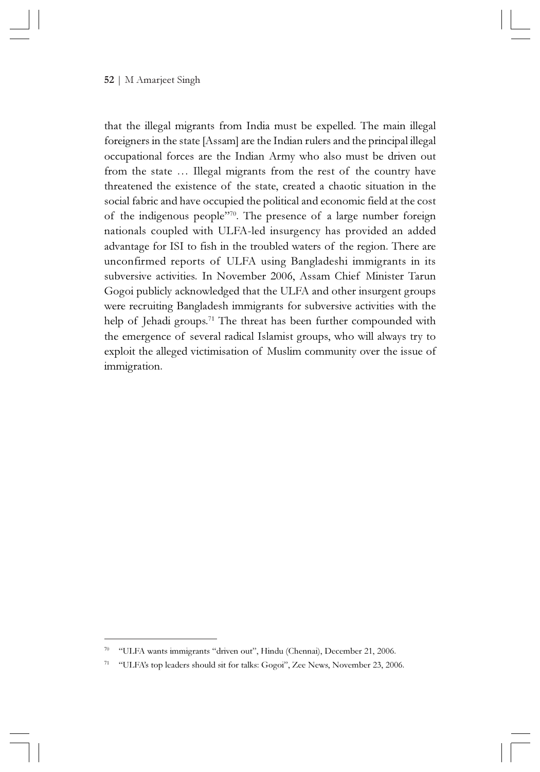that the illegal migrants from India must be expelled. The main illegal foreigners in the state [Assam] are the Indian rulers and the principal illegal occupational forces are the Indian Army who also must be driven out from the state … Illegal migrants from the rest of the country have threatened the existence of the state, created a chaotic situation in the social fabric and have occupied the political and economic field at the cost of the indigenous people"[70]. The presence of a large number foreign nationals coupled with ULFA-led insurgency has provided an added advantage for ISI to fish in the troubled waters of the region. There are unconfirmed reports of ULFA using Bangladeshi immigrants in its subversive activities. In November 2006, Assam Chief Minister Tarun Gogoi publicly acknowledged that the ULFA and other insurgent groups were recruiting Bangladesh immigrants for subversive activities with the help of Jehadi groups.[71] The threat has been further compounded with the emergence of several radical Islamist groups, who will always try to exploit the alleged victimisation of Muslim community over the issue of immigration.

---

[70] "ULFA wants immigrants "driven out", Hindu (Chennai), December 21, 2006.

[71] "ULFA's top leaders should sit for talks: Gogoi", Zee News, November 23, 2006.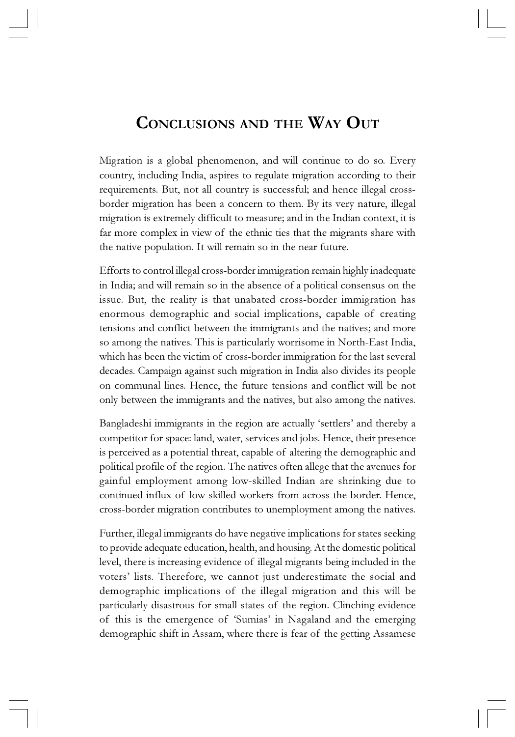# Conclusions and the Way Out

Migration is a global phenomenon, and will continue to do so. Every country, including India, aspires to regulate migration according to their requirements. But, not all country is successful; and hence illegal cross-border migration has been a concern to them. By its very nature, illegal migration is extremely difficult to measure; and in the Indian context, it is far more complex in view of the ethnic ties that the migrants share with the native population. It will remain so in the near future.

Efforts to control illegal cross-border immigration remain highly inadequate in India; and will remain so in the absence of a political consensus on the issue. But, the reality is that unabated cross-border immigration has enormous demographic and social implications, capable of creating tensions and conflict between the immigrants and the natives; and more so among the natives. This is particularly worrisome in North-East India, which has been the victim of cross-border immigration for the last several decades. Campaign against such migration in India also divides its people on communal lines. Hence, the future tensions and conflict will be not only between the immigrants and the natives, but also among the natives.

Bangladeshi immigrants in the region are actually 'settlers' and thereby a competitor for space: land, water, services and jobs. Hence, their presence is perceived as a potential threat, capable of altering the demographic and political profile of the region. The natives often allege that the avenues for gainful employment among low-skilled Indian are shrinking due to continued influx of low-skilled workers from across the border. Hence, cross-border migration contributes to unemployment among the natives.

Further, illegal immigrants do have negative implications for states seeking to provide adequate education, health, and housing. At the domestic political level, there is increasing evidence of illegal migrants being included in the voters' lists. Therefore, we cannot just underestimate the social and demographic implications of the illegal migration and this will be particularly disastrous for small states of the region. Clinching evidence of this is the emergence of 'Sumias' in Nagaland and the emerging demographic shift in Assam, where there is fear of the getting Assamese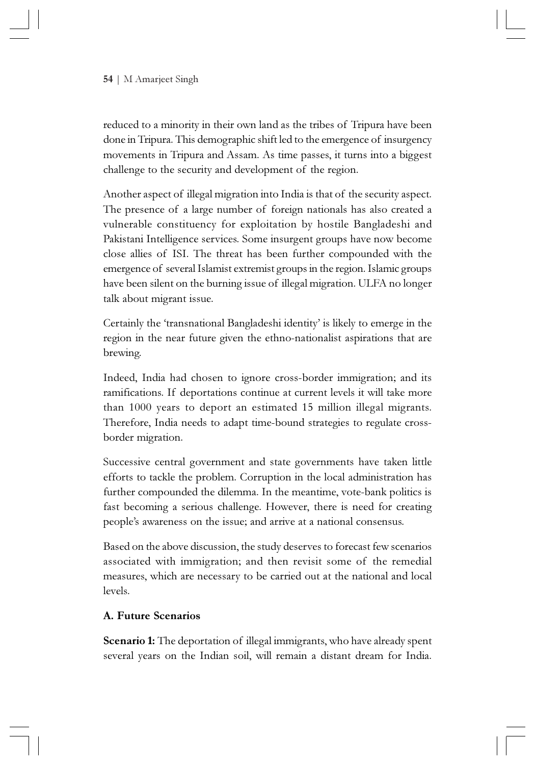reduced to a minority in their own land as the tribes of Tripura have been done in Tripura. This demographic shift led to the emergence of insurgency movements in Tripura and Assam. As time passes, it turns into a biggest challenge to the security and development of the region.

Another aspect of illegal migration into India is that of the security aspect. The presence of a large number of foreign nationals has also created a vulnerable constituency for exploitation by hostile Bangladeshi and Pakistani Intelligence services. Some insurgent groups have now become close allies of ISI. The threat has been further compounded with the emergence of several Islamist extremist groups in the region. Islamic groups have been silent on the burning issue of illegal migration. ULFA no longer talk about migrant issue.

Certainly the 'transnational Bangladeshi identity' is likely to emerge in the region in the near future given the ethno-nationalist aspirations that are brewing.

Indeed, India had chosen to ignore cross-border immigration; and its ramifications. If deportations continue at current levels it will take more than 1000 years to deport an estimated 15 million illegal migrants. Therefore, India needs to adapt time-bound strategies to regulate cross-border migration.

Successive central government and state governments have taken little efforts to tackle the problem. Corruption in the local administration has further compounded the dilemma. In the meantime, vote-bank politics is fast becoming a serious challenge. However, there is need for creating people's awareness on the issue; and arrive at a national consensus.

Based on the above discussion, the study deserves to forecast few scenarios associated with immigration; and then revisit some of the remedial measures, which are necessary to be carried out at the national and local levels.

### A. Future Scenarios

**Scenario 1:** The deportation of illegal immigrants, who have already spent several years on the Indian soil, will remain a distant dream for India.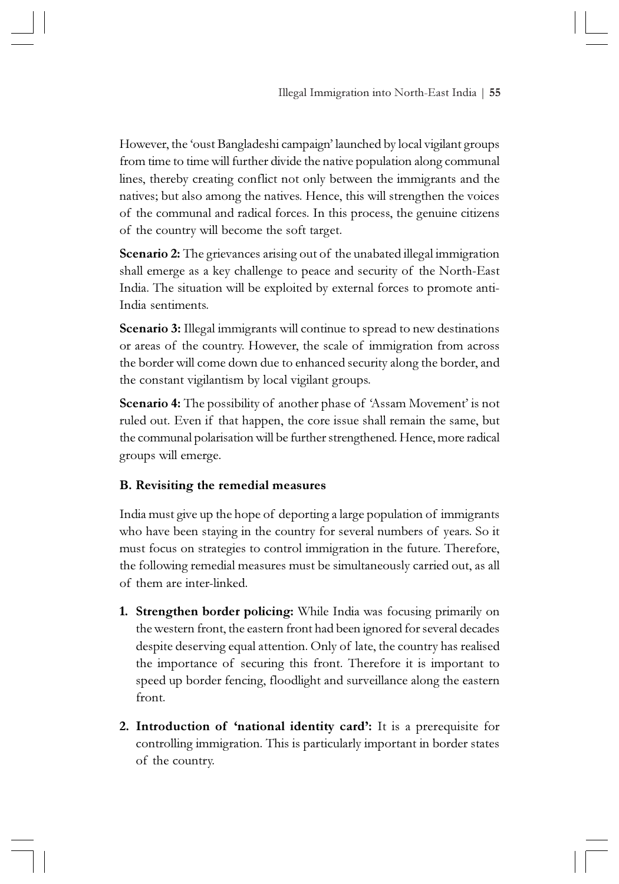However, the 'oust Bangladeshi campaign' launched by local vigilant groups from time to time will further divide the native population along communal lines, thereby creating conflict not only between the immigrants and the natives; but also among the natives. Hence, this will strengthen the voices of the communal and radical forces. In this process, the genuine citizens of the country will become the soft target.

**Scenario 2:** The grievances arising out of the unabated illegal immigration shall emerge as a key challenge to peace and security of the North-East India. The situation will be exploited by external forces to promote anti-India sentiments.

**Scenario 3:** Illegal immigrants will continue to spread to new destinations or areas of the country. However, the scale of immigration from across the border will come down due to enhanced security along the border, and the constant vigilantism by local vigilant groups.

**Scenario 4:** The possibility of another phase of 'Assam Movement' is not ruled out. Even if that happen, the core issue shall remain the same, but the communal polarisation will be further strengthened. Hence, more radical groups will emerge.

### B. Revisiting the remedial measures

India must give up the hope of deporting a large population of immigrants who have been staying in the country for several numbers of years. So it must focus on strategies to control immigration in the future. Therefore, the following remedial measures must be simultaneously carried out, as all of them are inter-linked.

1. **Strengthen border policing:** While India was focusing primarily on the western front, the eastern front had been ignored for several decades despite deserving equal attention. Only of late, the country has realised the importance of securing this front. Therefore it is important to speed up border fencing, floodlight and surveillance along the eastern front.
2. **Introduction of 'national identity card':** It is a prerequisite for controlling immigration. This is particularly important in border states of the country.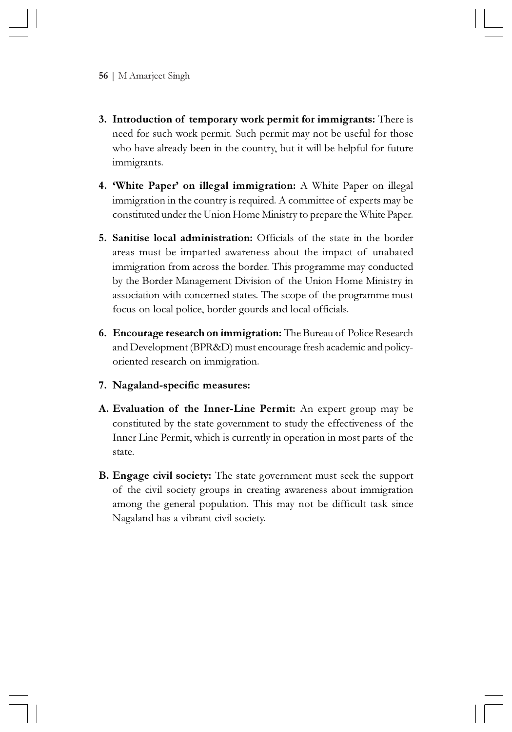3. **Introduction of temporary work permit for immigrants:** There is need for such work permit. Such permit may not be useful for those who have already been in the country, but it will be helpful for future immigrants.

4. **'White Paper' on illegal immigration:** A White Paper on illegal immigration in the country is required. A committee of experts may be constituted under the Union Home Ministry to prepare the White Paper.

5. **Sanitise local administration:** Officials of the state in the border areas must be imparted awareness about the impact of unabated immigration from across the border. This programme may conducted by the Border Management Division of the Union Home Ministry in association with concerned states. The scope of the programme must focus on local police, border gourds and local officials.

6. **Encourage research on immigration:** The Bureau of Police Research and Development (BPR&D) must encourage fresh academic and policy-oriented research on immigration.

7. **Nagaland-specific measures:**

A. **Evaluation of the Inner-Line Permit:** An expert group may be constituted by the state government to study the effectiveness of the Inner Line Permit, which is currently in operation in most parts of the state.

B. **Engage civil society:** The state government must seek the support of the civil society groups in creating awareness about immigration among the general population. This may not be difficult task since Nagaland has a vibrant civil society.